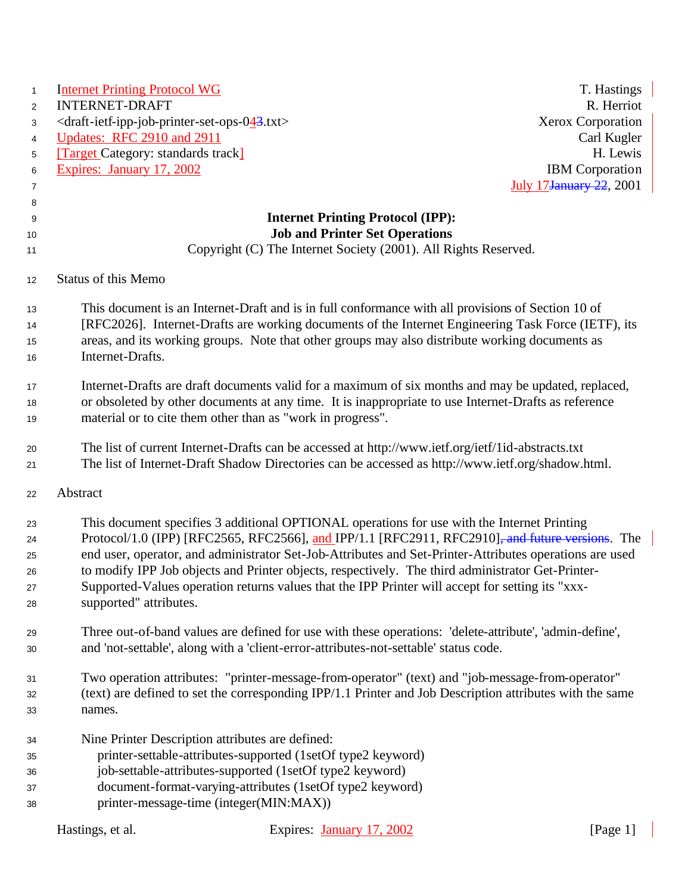Internet Printing Protocol WG T. Hastings
INTERNET-DRAFT R. Herriot
<draft-ietf-ipp-job-printer-set-ops-043.txt> Xerox Corporation
Updates: RFC 2910 and 2911 Carl Kugler
[Target Category: standards track] H. Lewis
Expires: January 17, 2002 IBM Corporation
July 17January 22, 2001

# Internet Printing Protocol (IPP): Job and Printer Set Operations

Copyright (C) The Internet Society (2001). All Rights Reserved.

## Status of this Memo

This document is an Internet-Draft and is in full conformance with all provisions of Section 10 of [RFC2026]. Internet-Drafts are working documents of the Internet Engineering Task Force (IETF), its areas, and its working groups. Note that other groups may also distribute working documents as Internet-Drafts.

Internet-Drafts are draft documents valid for a maximum of six months and may be updated, replaced, or obsoleted by other documents at any time. It is inappropriate to use Internet-Drafts as reference material or to cite them other than as "work in progress".

The list of current Internet-Drafts can be accessed at http://www.ietf.org/ietf/1id-abstracts.txt
The list of Internet-Draft Shadow Directories can be accessed as http://www.ietf.org/shadow.html.

## Abstract

This document specifies 3 additional OPTIONAL operations for use with the Internet Printing Protocol/1.0 (IPP) [RFC2565, RFC2566], and IPP/1.1 [RFC2911, RFC2910], and future versions. The end user, operator, and administrator Set-Job-Attributes and Set-Printer-Attributes operations are used to modify IPP Job objects and Printer objects, respectively. The third administrator Get-Printer-Supported-Values operation returns values that the IPP Printer will accept for setting its "xxx-supported" attributes.

Three out-of-band values are defined for use with these operations: 'delete-attribute', 'admin-define', and 'not-settable', along with a 'client-error-attributes-not-settable' status code.

Two operation attributes: "printer-message-from-operator" (text) and "job-message-from-operator" (text) are defined to set the corresponding IPP/1.1 Printer and Job Description attributes with the same names.

Nine Printer Description attributes are defined:
- printer-settable-attributes-supported (1setOf type2 keyword)
- job-settable-attributes-supported (1setOf type2 keyword)
- document-format-varying-attributes (1setOf type2 keyword)
- printer-message-time (integer(MIN:MAX))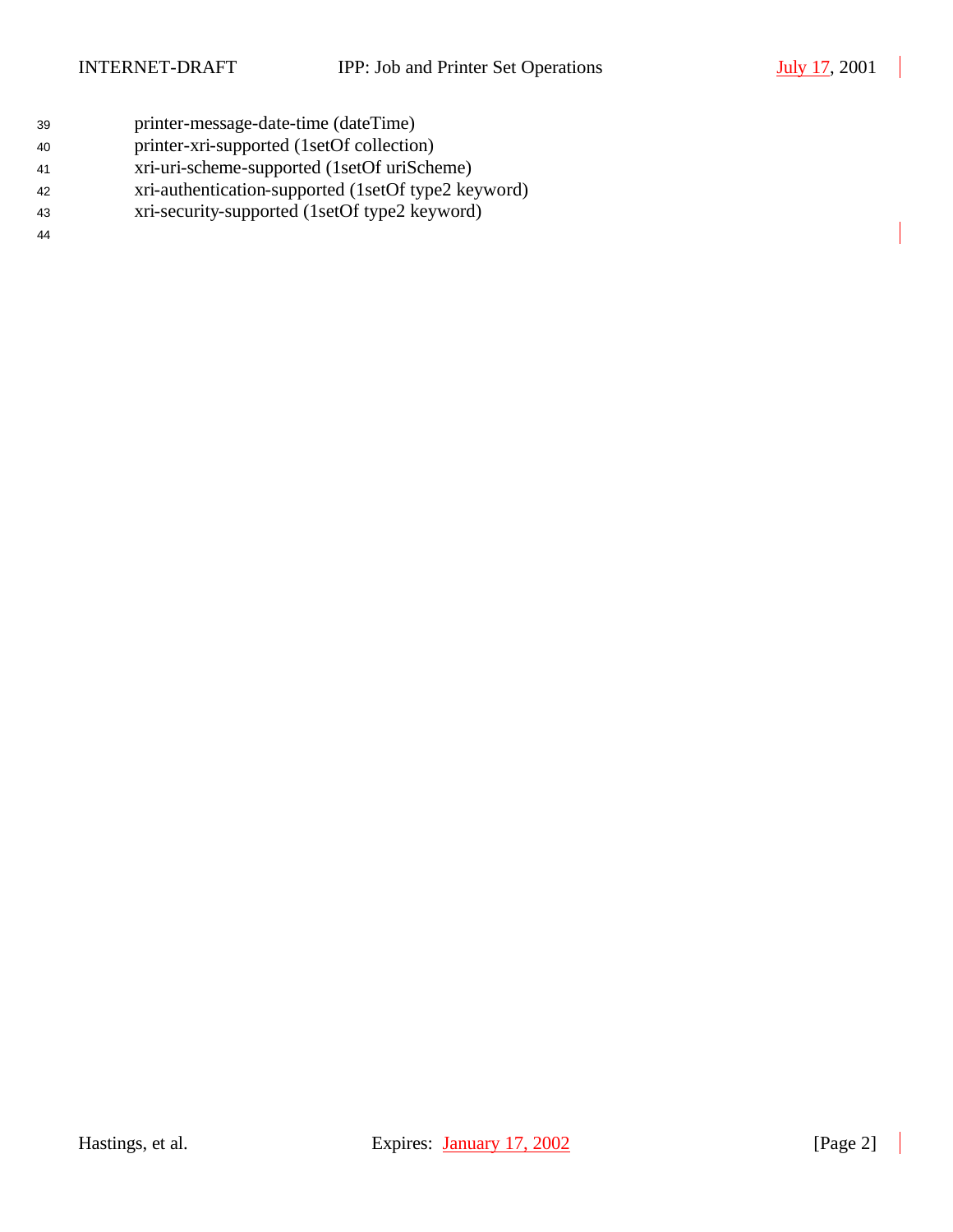printer-message-date-time (dateTime)
printer-xri-supported (1setOf collection)
xri-uri-scheme-supported (1setOf uriScheme)
xri-authentication-supported (1setOf type2 keyword)
xri-security-supported (1setOf type2 keyword)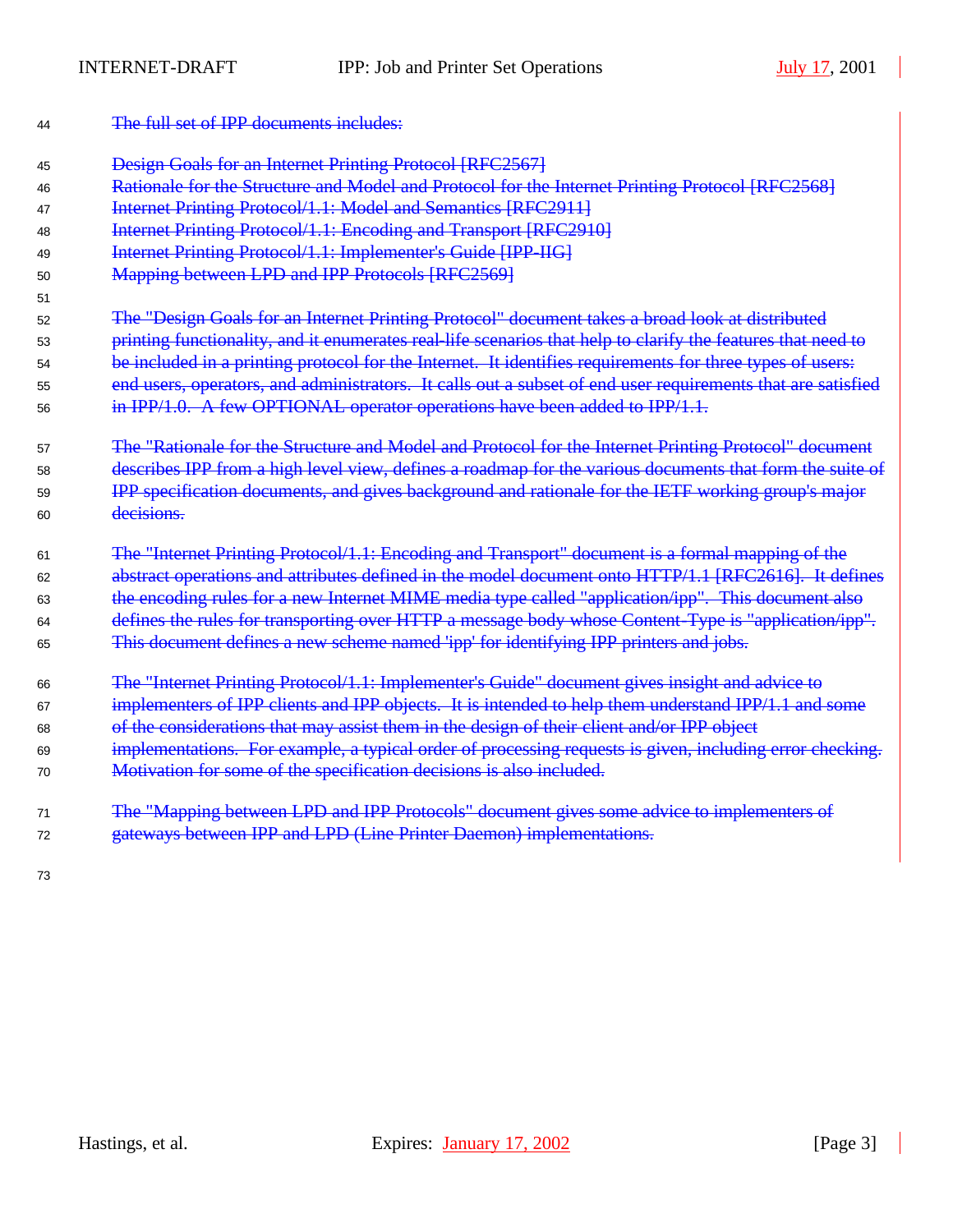~~The full set of IPP documents includes:~~

~~Design Goals for an Internet Printing Protocol [RFC2567]~~
~~Rationale for the Structure and Model and Protocol for the Internet Printing Protocol [RFC2568]~~
~~Internet Printing Protocol/1.1: Model and Semantics [RFC2911]~~
~~Internet Printing Protocol/1.1: Encoding and Transport [RFC2910]~~
~~Internet Printing Protocol/1.1: Implementer's Guide [IPP-IIG]~~
~~Mapping between LPD and IPP Protocols [RFC2569]~~

~~The "Design Goals for an Internet Printing Protocol" document takes a broad look at distributed printing functionality, and it enumerates real-life scenarios that help to clarify the features that need to be included in a printing protocol for the Internet. It identifies requirements for three types of users: end users, operators, and administrators. It calls out a subset of end user requirements that are satisfied in IPP/1.0. A few OPTIONAL operator operations have been added to IPP/1.1.~~

~~The "Rationale for the Structure and Model and Protocol for the Internet Printing Protocol" document describes IPP from a high level view, defines a roadmap for the various documents that form the suite of IPP specification documents, and gives background and rationale for the IETF working group's major decisions.~~

~~The "Internet Printing Protocol/1.1: Encoding and Transport" document is a formal mapping of the abstract operations and attributes defined in the model document onto HTTP/1.1 [RFC2616]. It defines the encoding rules for a new Internet MIME media type called "application/ipp". This document also defines the rules for transporting over HTTP a message body whose Content-Type is "application/ipp". This document defines a new scheme named 'ipp' for identifying IPP printers and jobs.~~

~~The "Internet Printing Protocol/1.1: Implementer's Guide" document gives insight and advice to implementers of IPP clients and IPP objects. It is intended to help them understand IPP/1.1 and some of the considerations that may assist them in the design of their client and/or IPP object implementations. For example, a typical order of processing requests is given, including error checking. Motivation for some of the specification decisions is also included.~~

~~The "Mapping between LPD and IPP Protocols" document gives some advice to implementers of gateways between IPP and LPD (Line Printer Daemon) implementations.~~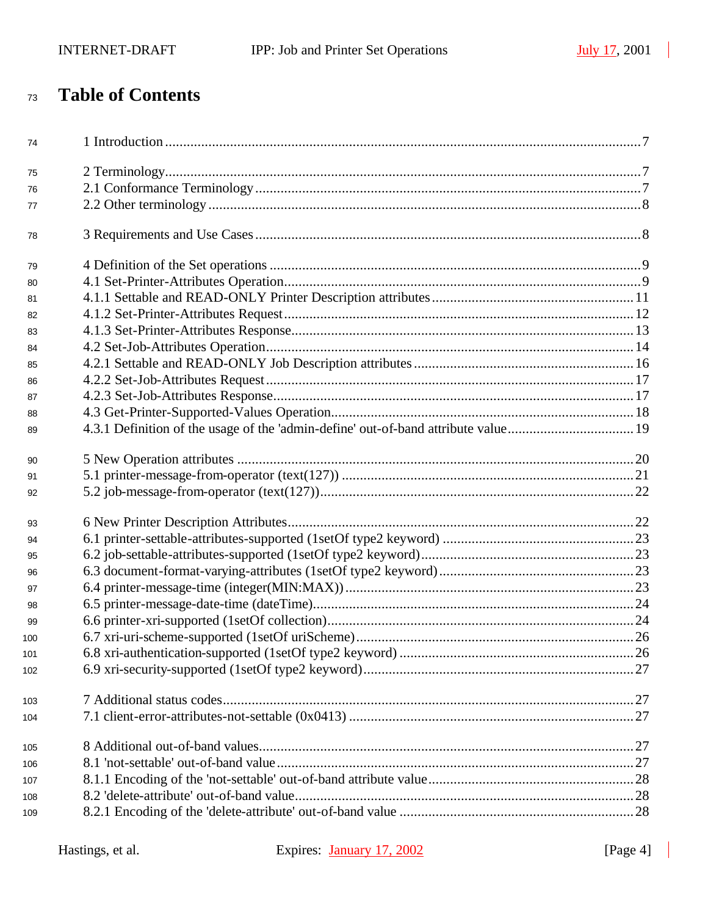# Table of Contents

1 Introduction ....................................................................................................................7

2 Terminology....................................................................................................................7
2.1 Conformance Terminology ..........................................................................................7
2.2 Other terminology .......................................................................................................8

3 Requirements and Use Cases ..........................................................................................8

4 Definition of the Set operations .....................................................................................9
4.1 Set-Printer-Attributes Operation..................................................................................9
4.1.1 Settable and READ-ONLY Printer Description attributes .......................................11
4.1.2 Set-Printer-Attributes Request ................................................................................12
4.1.3 Set-Printer-Attributes Response..............................................................................13
4.2 Set-Job-Attributes Operation......................................................................................14
4.2.1 Settable and READ-ONLY Job Description attributes ............................................16
4.2.2 Set-Job-Attributes Request .....................................................................................17
4.2.3 Set-Job-Attributes Response...................................................................................17
4.3 Get-Printer-Supported-Values Operation...................................................................18
4.3.1 Definition of the usage of the 'admin-define' out-of-band attribute value...................19

5 New Operation attributes .............................................................................................20
5.1 printer-message-from-operator (text(127)) ................................................................21
5.2 job-message-from-operator (text(127))......................................................................22

6 New Printer Description Attributes..............................................................................22
6.1 printer-settable-attributes-supported (1setOf type2 keyword) ....................................23
6.2 job-settable-attributes-supported (1setOf type2 keyword)..........................................23
6.3 document-format-varying-attributes (1setOf type2 keyword).....................................23
6.4 printer-message-time (integer(MIN:MAX))...............................................................23
6.5 printer-message-date-time (dateTime)........................................................................24
6.6 printer-xri-supported (1setOf collection)....................................................................24
6.7 xri-uri-scheme-supported (1setOf uriScheme)............................................................26
6.8 xri-authentication-supported (1setOf type2 keyword) ................................................26
6.9 xri-security-supported (1setOf type2 keyword)..........................................................27

7 Additional status codes.................................................................................................27
7.1 client-error-attributes-not-settable (0x0413) ..............................................................27

8 Additional out-of-band values.......................................................................................27
8.1 'not-settable' out-of-band value ..................................................................................27
8.1.1 Encoding of the 'not-settable' out-of-band attribute value........................................28
8.2 'delete-attribute' out-of-band value............................................................................28
8.2.1 Encoding of the 'delete-attribute' out-of-band value ...............................................28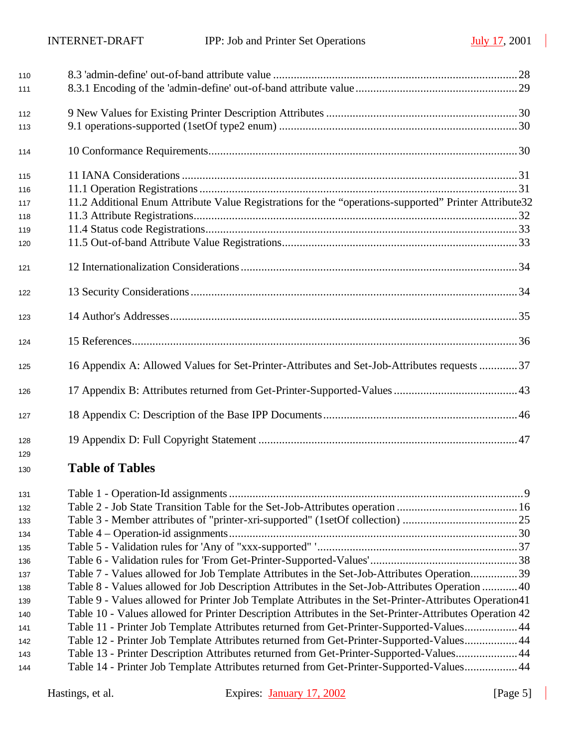8.3 'admin-define' out-of-band attribute value ................................................................................ 28
8.3.1 Encoding of the 'admin-define' out-of-band attribute value ...................................................... 29

9 New Values for Existing Printer Description Attributes ................................................................ 30
9.1 operations-supported (1setOf type2 enum) ................................................................................ 30

10 Conformance Requirements ........................................................................................................ 30

11 IANA Considerations ................................................................................................................. 31
11.1 Operation Registrations ............................................................................................................. 31
11.2 Additional Enum Attribute Value Registrations for the “operations-supported” Printer Attribute 32
11.3 Attribute Registrations ............................................................................................................... 32
11.4 Status code Registrations ........................................................................................................... 33
11.5 Out-of-band Attribute Value Registrations ................................................................................ 33

12 Internationalization Considerations ............................................................................................ 34

13 Security Considerations .............................................................................................................. 34

14 Author's Addresses ..................................................................................................................... 35

15 References ................................................................................................................................... 36

16 Appendix A: Allowed Values for Set-Printer-Attributes and Set-Job-Attributes requests ............. 37

17 Appendix B: Attributes returned from Get-Printer-Supported-Values .......................................... 43

18 Appendix C: Description of the Base IPP Documents .................................................................. 46

19 Appendix D: Full Copyright Statement ....................................................................................... 47

## Table of Tables

Table 1 - Operation-Id assignments ..................................................................................................... 9
Table 2 - Job State Transition Table for the Set-Job-Attributes operation ......................................... 16
Table 3 - Member attributes of "printer-xri-supported" (1setOf collection) ....................................... 25
Table 4 – Operation-id assignments .................................................................................................. 30
Table 5 - Validation rules for 'Any of "xxx-supported" ' .................................................................... 37
Table 6 - Validation rules for 'From Get-Printer-Supported-Values' ................................................... 38
Table 7 - Values allowed for Job Template Attributes in the Set-Job-Attributes Operation ................ 39
Table 8 - Values allowed for Job Description Attributes in the Set-Job-Attributes Operation ............ 40
Table 9 - Values allowed for Printer Job Template Attributes in the Set-Printer-Attributes Operation 41
Table 10 - Values allowed for Printer Description Attributes in the Set-Printer-Attributes Operation 42
Table 11 - Printer Job Template Attributes returned from Get-Printer-Supported-Values .................. 44
Table 12 - Printer Job Template Attributes returned from Get-Printer-Supported-Values .................. 44
Table 13 - Printer Description Attributes returned from Get-Printer-Supported-Values ..................... 44
Table 14 - Printer Job Template Attributes returned from Get-Printer-Supported-Values .................. 44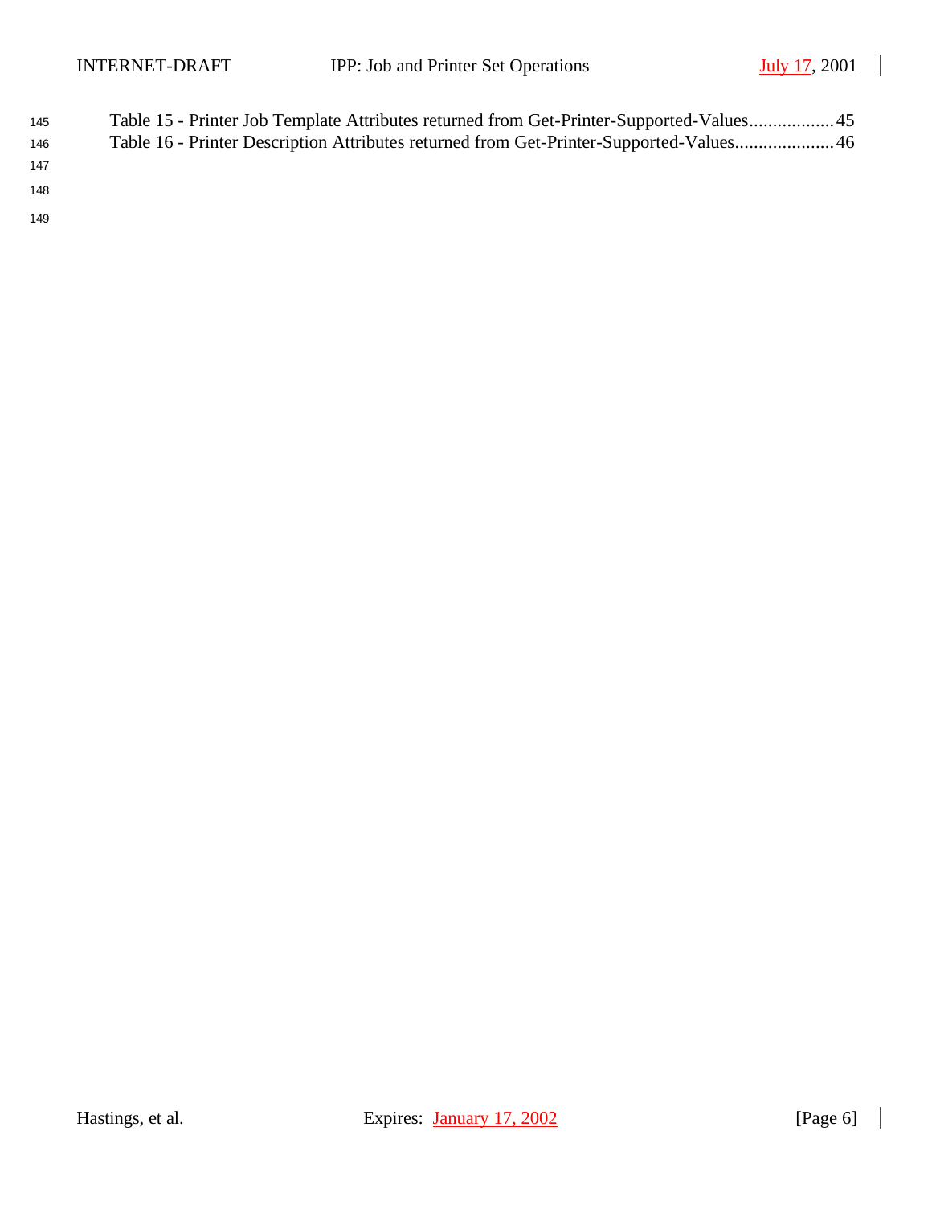Table 15 - Printer Job Template Attributes returned from Get-Printer-Supported-Values.................. 45
Table 16 - Printer Description Attributes returned from Get-Printer-Supported-Values..................... 46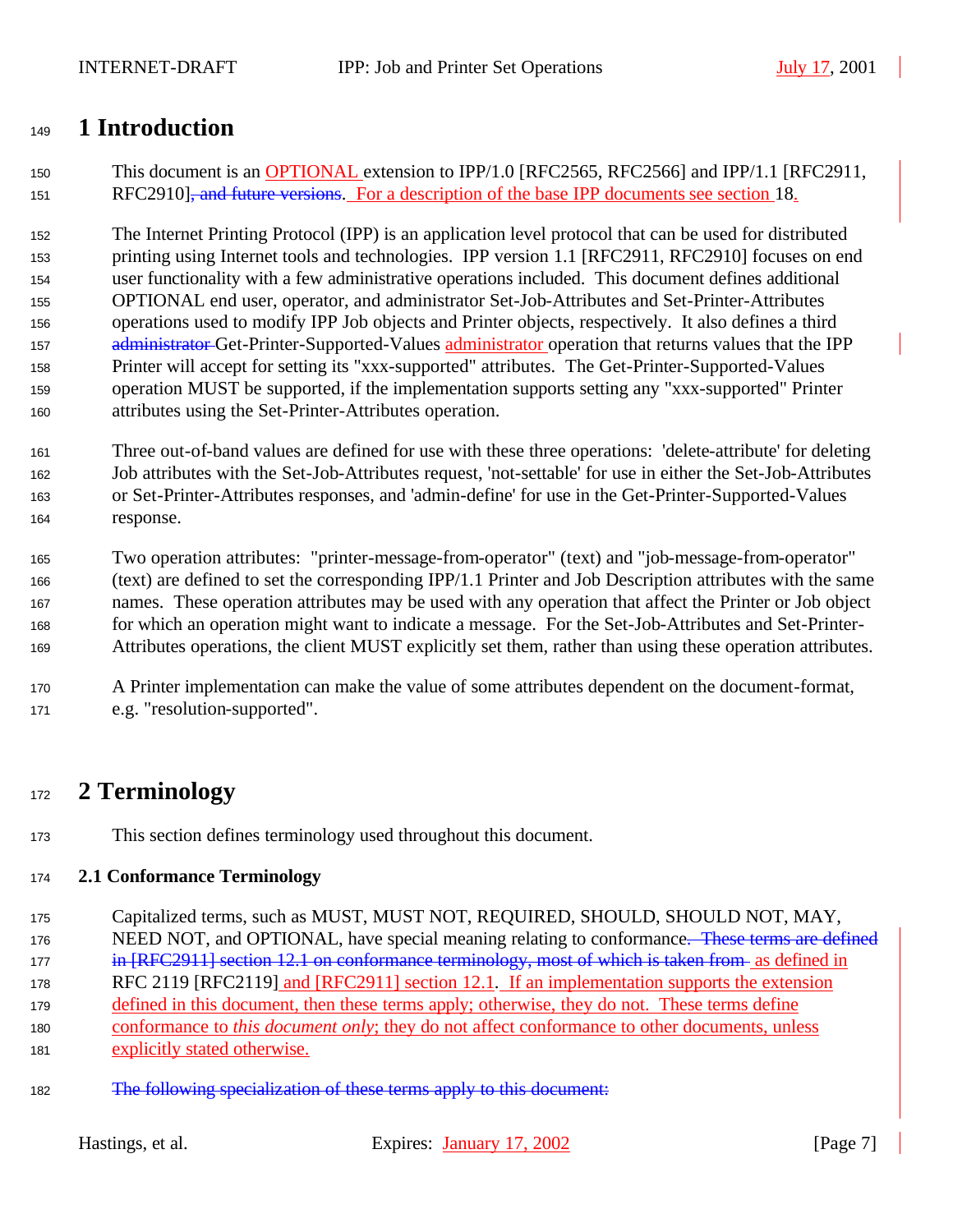# 1 Introduction

This document is an OPTIONAL extension to IPP/1.0 [RFC2565, RFC2566] and IPP/1.1 [RFC2911, RFC2910]~~, and future versions~~. For a description of the base IPP documents see section 18.

The Internet Printing Protocol (IPP) is an application level protocol that can be used for distributed printing using Internet tools and technologies. IPP version 1.1 [RFC2911, RFC2910] focuses on end user functionality with a few administrative operations included. This document defines additional OPTIONAL end user, operator, and administrator Set-Job-Attributes and Set-Printer-Attributes operations used to modify IPP Job objects and Printer objects, respectively. It also defines a third ~~administrator~~ Get-Printer-Supported-Values administrator operation that returns values that the IPP Printer will accept for setting its "xxx-supported" attributes. The Get-Printer-Supported-Values operation MUST be supported, if the implementation supports setting any "xxx-supported" Printer attributes using the Set-Printer-Attributes operation.

Three out-of-band values are defined for use with these three operations: 'delete-attribute' for deleting Job attributes with the Set-Job-Attributes request, 'not-settable' for use in either the Set-Job-Attributes or Set-Printer-Attributes responses, and 'admin-define' for use in the Get-Printer-Supported-Values response.

Two operation attributes: "printer-message-from-operator" (text) and "job-message-from-operator" (text) are defined to set the corresponding IPP/1.1 Printer and Job Description attributes with the same names. These operation attributes may be used with any operation that affect the Printer or Job object for which an operation might want to indicate a message. For the Set-Job-Attributes and Set-Printer-Attributes operations, the client MUST explicitly set them, rather than using these operation attributes.

A Printer implementation can make the value of some attributes dependent on the document-format, e.g. "resolution-supported".

# 2 Terminology

This section defines terminology used throughout this document.

## 2.1 Conformance Terminology

Capitalized terms, such as MUST, MUST NOT, REQUIRED, SHOULD, SHOULD NOT, MAY, NEED NOT, and OPTIONAL, have special meaning relating to conformance~~. These terms are defined in [RFC2911] section 12.1 on conformance terminology, most of which is taken from~~ as defined in RFC 2119 [RFC2119] and [RFC2911] section 12.1. If an implementation supports the extension defined in this document, then these terms apply; otherwise, they do not. These terms define conformance to *this document only*; they do not affect conformance to other documents, unless explicitly stated otherwise.

~~The following specialization of these terms apply to this document:~~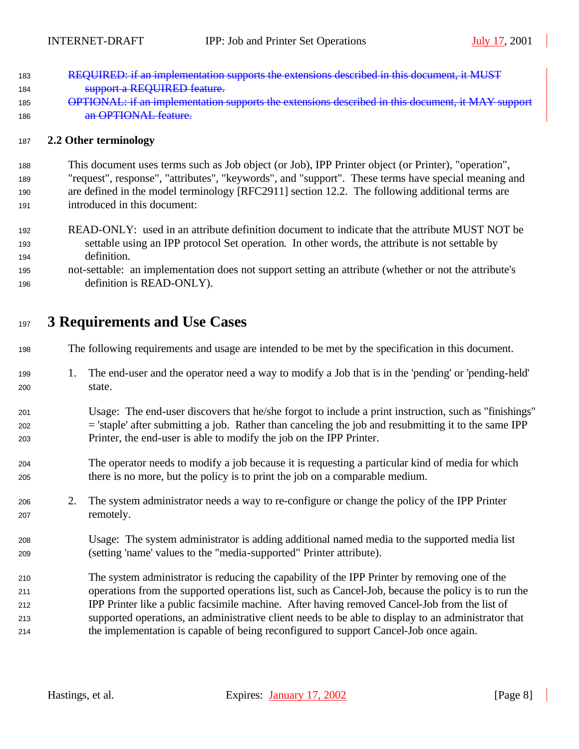~~REQUIRED: if an implementation supports the extensions described in this document, it MUST support a REQUIRED feature.~~

~~OPTIONAL: if an implementation supports the extensions described in this document, it MAY support an OPTIONAL feature.~~

## 2.2 Other terminology

This document uses terms such as Job object (or Job), IPP Printer object (or Printer), "operation", "request", response", "attributes", "keywords", and "support". These terms have special meaning and are defined in the model terminology [RFC2911] section 12.2. The following additional terms are introduced in this document:

READ-ONLY: used in an attribute definition document to indicate that the attribute MUST NOT be settable using an IPP protocol Set operation. In other words, the attribute is not settable by definition.

not-settable: an implementation does not support setting an attribute (whether or not the attribute's definition is READ-ONLY).

# 3 Requirements and Use Cases

The following requirements and usage are intended to be met by the specification in this document.

1. The end-user and the operator need a way to modify a Job that is in the 'pending' or 'pending-held' state.

   Usage: The end-user discovers that he/she forgot to include a print instruction, such as "finishings" = 'staple' after submitting a job. Rather than canceling the job and resubmitting it to the same IPP Printer, the end-user is able to modify the job on the IPP Printer.

   The operator needs to modify a job because it is requesting a particular kind of media for which there is no more, but the policy is to print the job on a comparable medium.

2. The system administrator needs a way to re-configure or change the policy of the IPP Printer remotely.

   Usage: The system administrator is adding additional named media to the supported media list (setting 'name' values to the "media-supported" Printer attribute).

   The system administrator is reducing the capability of the IPP Printer by removing one of the operations from the supported operations list, such as Cancel-Job, because the policy is to run the IPP Printer like a public facsimile machine. After having removed Cancel-Job from the list of supported operations, an administrative client needs to be able to display to an administrator that the implementation is capable of being reconfigured to support Cancel-Job once again.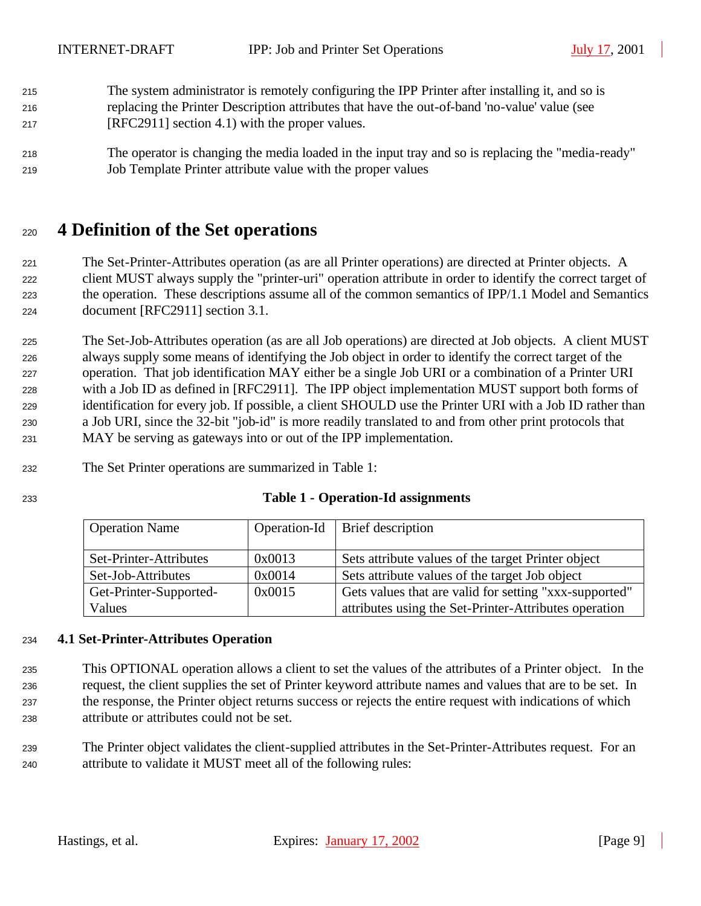The system administrator is remotely configuring the IPP Printer after installing it, and so is replacing the Printer Description attributes that have the out-of-band 'no-value' value (see [RFC2911] section 4.1) with the proper values.

The operator is changing the media loaded in the input tray and so is replacing the "media-ready" Job Template Printer attribute value with the proper values

# 4 Definition of the Set operations

The Set-Printer-Attributes operation (as are all Printer operations) are directed at Printer objects. A client MUST always supply the "printer-uri" operation attribute in order to identify the correct target of the operation. These descriptions assume all of the common semantics of IPP/1.1 Model and Semantics document [RFC2911] section 3.1.

The Set-Job-Attributes operation (as are all Job operations) are directed at Job objects. A client MUST always supply some means of identifying the Job object in order to identify the correct target of the operation. That job identification MAY either be a single Job URI or a combination of a Printer URI with a Job ID as defined in [RFC2911]. The IPP object implementation MUST support both forms of identification for every job. If possible, a client SHOULD use the Printer URI with a Job ID rather than a Job URI, since the 32-bit "job-id" is more readily translated to and from other print protocols that MAY be serving as gateways into or out of the IPP implementation.

The Set Printer operations are summarized in Table 1:

**Table 1 - Operation-Id assignments**

| Operation Name | Operation-Id | Brief description |
|---|---|---|
| Set-Printer-Attributes | 0x0013 | Sets attribute values of the target Printer object |
| Set-Job-Attributes | 0x0014 | Sets attribute values of the target Job object |
| Get-Printer-Supported-Values | 0x0015 | Gets values that are valid for setting "xxx-supported" attributes using the Set-Printer-Attributes operation |

### 4.1 Set-Printer-Attributes Operation

This OPTIONAL operation allows a client to set the values of the attributes of a Printer object. In the request, the client supplies the set of Printer keyword attribute names and values that are to be set. In the response, the Printer object returns success or rejects the entire request with indications of which attribute or attributes could not be set.

The Printer object validates the client-supplied attributes in the Set-Printer-Attributes request. For an attribute to validate it MUST meet all of the following rules: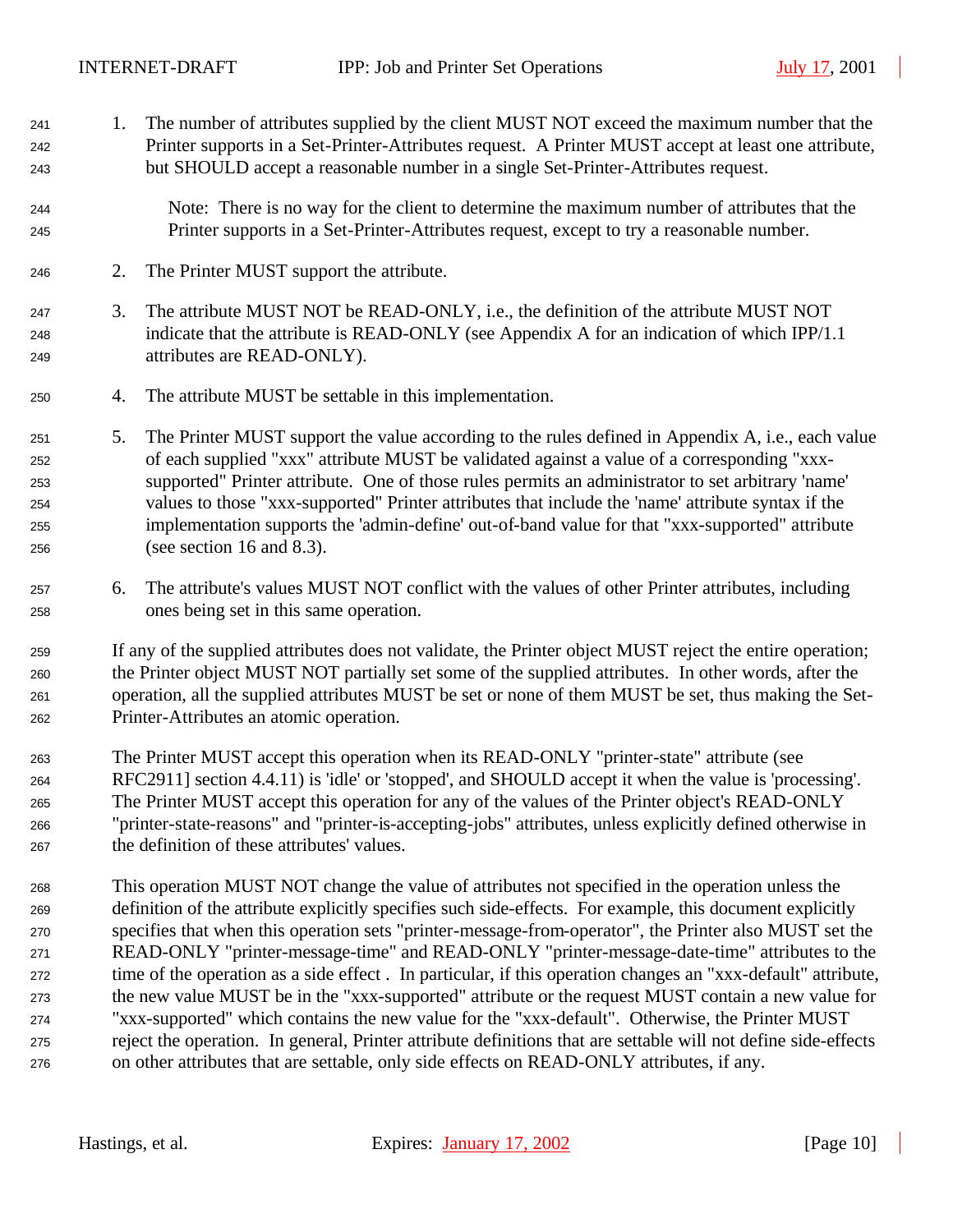1. The number of attributes supplied by the client MUST NOT exceed the maximum number that the Printer supports in a Set-Printer-Attributes request. A Printer MUST accept at least one attribute, but SHOULD accept a reasonable number in a single Set-Printer-Attributes request.

   Note: There is no way for the client to determine the maximum number of attributes that the Printer supports in a Set-Printer-Attributes request, except to try a reasonable number.

2. The Printer MUST support the attribute.

3. The attribute MUST NOT be READ-ONLY, i.e., the definition of the attribute MUST NOT indicate that the attribute is READ-ONLY (see Appendix A for an indication of which IPP/1.1 attributes are READ-ONLY).

4. The attribute MUST be settable in this implementation.

5. The Printer MUST support the value according to the rules defined in Appendix A, i.e., each value of each supplied "xxx" attribute MUST be validated against a value of a corresponding "xxx-supported" Printer attribute. One of those rules permits an administrator to set arbitrary 'name' values to those "xxx-supported" Printer attributes that include the 'name' attribute syntax if the implementation supports the 'admin-define' out-of-band value for that "xxx-supported" attribute (see section 16 and 8.3).

6. The attribute's values MUST NOT conflict with the values of other Printer attributes, including ones being set in this same operation.

If any of the supplied attributes does not validate, the Printer object MUST reject the entire operation; the Printer object MUST NOT partially set some of the supplied attributes. In other words, after the operation, all the supplied attributes MUST be set or none of them MUST be set, thus making the Set-Printer-Attributes an atomic operation.

The Printer MUST accept this operation when its READ-ONLY "printer-state" attribute (see RFC2911] section 4.4.11) is 'idle' or 'stopped', and SHOULD accept it when the value is 'processing'. The Printer MUST accept this operation for any of the values of the Printer object's READ-ONLY "printer-state-reasons" and "printer-is-accepting-jobs" attributes, unless explicitly defined otherwise in the definition of these attributes' values.

This operation MUST NOT change the value of attributes not specified in the operation unless the definition of the attribute explicitly specifies such side-effects. For example, this document explicitly specifies that when this operation sets "printer-message-from-operator", the Printer also MUST set the READ-ONLY "printer-message-time" and READ-ONLY "printer-message-date-time" attributes to the time of the operation as a side effect . In particular, if this operation changes an "xxx-default" attribute, the new value MUST be in the "xxx-supported" attribute or the request MUST contain a new value for "xxx-supported" which contains the new value for the "xxx-default". Otherwise, the Printer MUST reject the operation. In general, Printer attribute definitions that are settable will not define side-effects on other attributes that are settable, only side effects on READ-ONLY attributes, if any.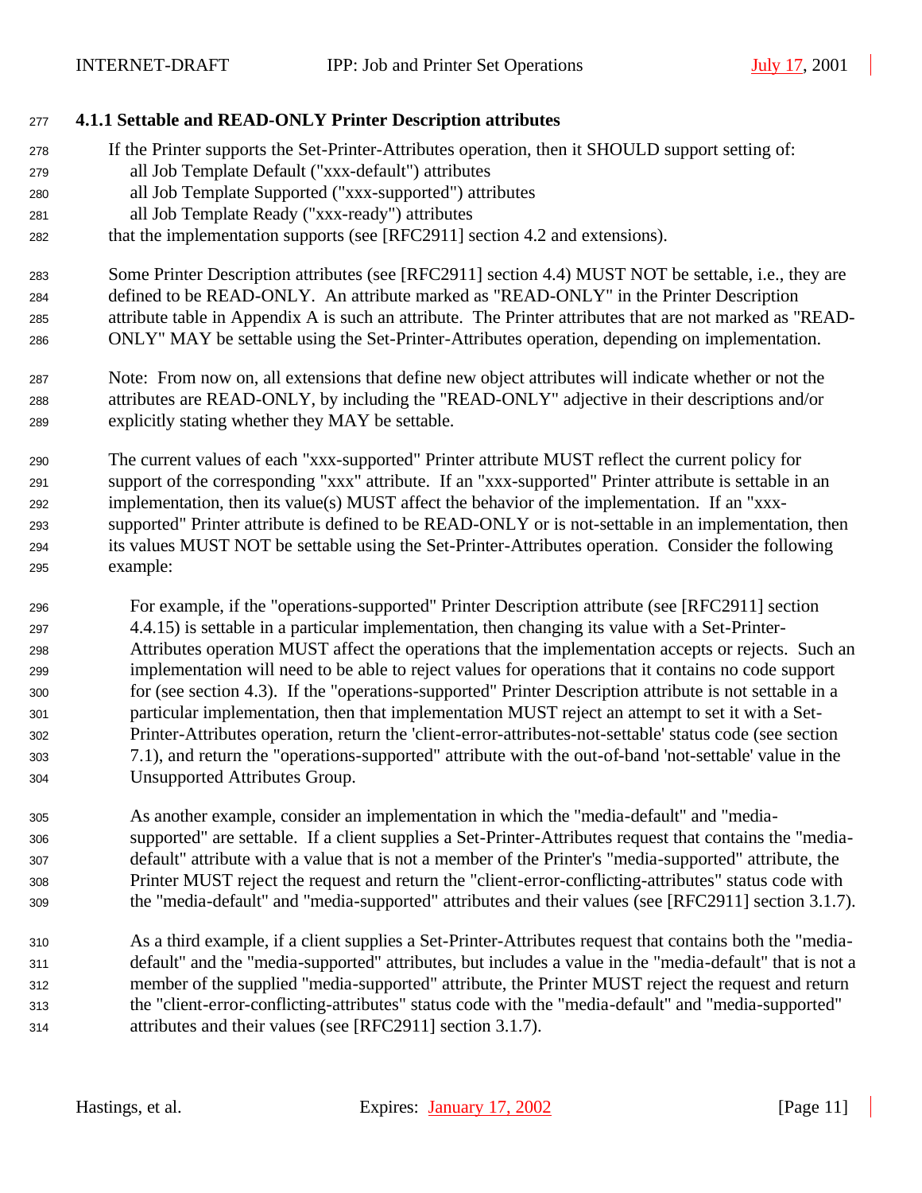### 4.1.1 Settable and READ-ONLY Printer Description attributes

If the Printer supports the Set-Printer-Attributes operation, then it SHOULD support setting of:
  all Job Template Default ("xxx-default") attributes
  all Job Template Supported ("xxx-supported") attributes
  all Job Template Ready ("xxx-ready") attributes
that the implementation supports (see [RFC2911] section 4.2 and extensions).

Some Printer Description attributes (see [RFC2911] section 4.4) MUST NOT be settable, i.e., they are defined to be READ-ONLY. An attribute marked as "READ-ONLY" in the Printer Description attribute table in Appendix A is such an attribute. The Printer attributes that are not marked as "READ-ONLY" MAY be settable using the Set-Printer-Attributes operation, depending on implementation.

Note: From now on, all extensions that define new object attributes will indicate whether or not the attributes are READ-ONLY, by including the "READ-ONLY" adjective in their descriptions and/or explicitly stating whether they MAY be settable.

The current values of each "xxx-supported" Printer attribute MUST reflect the current policy for support of the corresponding "xxx" attribute. If an "xxx-supported" Printer attribute is settable in an implementation, then its value(s) MUST affect the behavior of the implementation. If an "xxx-supported" Printer attribute is defined to be READ-ONLY or is not-settable in an implementation, then its values MUST NOT be settable using the Set-Printer-Attributes operation. Consider the following example:

> For example, if the "operations-supported" Printer Description attribute (see [RFC2911] section 4.4.15) is settable in a particular implementation, then changing its value with a Set-Printer-Attributes operation MUST affect the operations that the implementation accepts or rejects. Such an implementation will need to be able to reject values for operations that it contains no code support for (see section 4.3). If the "operations-supported" Printer Description attribute is not settable in a particular implementation, then that implementation MUST reject an attempt to set it with a Set-Printer-Attributes operation, return the 'client-error-attributes-not-settable' status code (see section 7.1), and return the "operations-supported" attribute with the out-of-band 'not-settable' value in the Unsupported Attributes Group.
>
> As another example, consider an implementation in which the "media-default" and "media-supported" are settable. If a client supplies a Set-Printer-Attributes request that contains the "media-default" attribute with a value that is not a member of the Printer's "media-supported" attribute, the Printer MUST reject the request and return the "client-error-conflicting-attributes" status code with the "media-default" and "media-supported" attributes and their values (see [RFC2911] section 3.1.7).
>
> As a third example, if a client supplies a Set-Printer-Attributes request that contains both the "media-default" and the "media-supported" attributes, but includes a value in the "media-default" that is not a member of the supplied "media-supported" attribute, the Printer MUST reject the request and return the "client-error-conflicting-attributes" status code with the "media-default" and "media-supported" attributes and their values (see [RFC2911] section 3.1.7).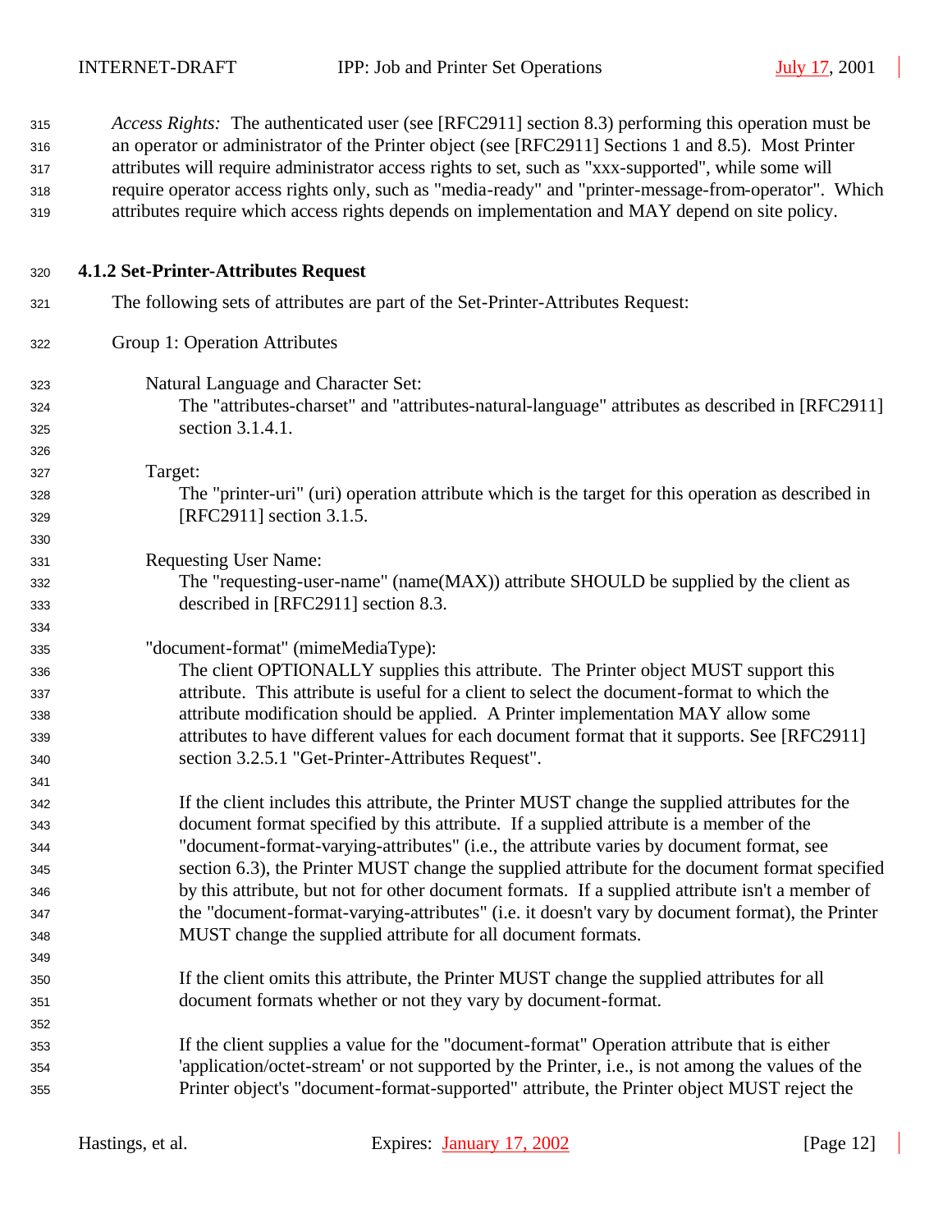*Access Rights:* The authenticated user (see [RFC2911] section 8.3) performing this operation must be an operator or administrator of the Printer object (see [RFC2911] Sections 1 and 8.5). Most Printer attributes will require administrator access rights to set, such as "xxx-supported", while some will require operator access rights only, such as "media-ready" and "printer-message-from-operator". Which attributes require which access rights depends on implementation and MAY depend on site policy.

### 4.1.2 Set-Printer-Attributes Request

The following sets of attributes are part of the Set-Printer-Attributes Request:

Group 1: Operation Attributes

Natural Language and Character Set:
The "attributes-charset" and "attributes-natural-language" attributes as described in [RFC2911] section 3.1.4.1.

Target:
The "printer-uri" (uri) operation attribute which is the target for this operation as described in [RFC2911] section 3.1.5.

Requesting User Name:
The "requesting-user-name" (name(MAX)) attribute SHOULD be supplied by the client as described in [RFC2911] section 8.3.

"document-format" (mimeMediaType):
The client OPTIONALLY supplies this attribute. The Printer object MUST support this attribute. This attribute is useful for a client to select the document-format to which the attribute modification should be applied. A Printer implementation MAY allow some attributes to have different values for each document format that it supports. See [RFC2911] section 3.2.5.1 "Get-Printer-Attributes Request".

If the client includes this attribute, the Printer MUST change the supplied attributes for the document format specified by this attribute. If a supplied attribute is a member of the "document-format-varying-attributes" (i.e., the attribute varies by document format, see section 6.3), the Printer MUST change the supplied attribute for the document format specified by this attribute, but not for other document formats. If a supplied attribute isn't a member of the "document-format-varying-attributes" (i.e. it doesn't vary by document format), the Printer MUST change the supplied attribute for all document formats.

If the client omits this attribute, the Printer MUST change the supplied attributes for all document formats whether or not they vary by document-format.

If the client supplies a value for the "document-format" Operation attribute that is either 'application/octet-stream' or not supported by the Printer, i.e., is not among the values of the Printer object's "document-format-supported" attribute, the Printer object MUST reject the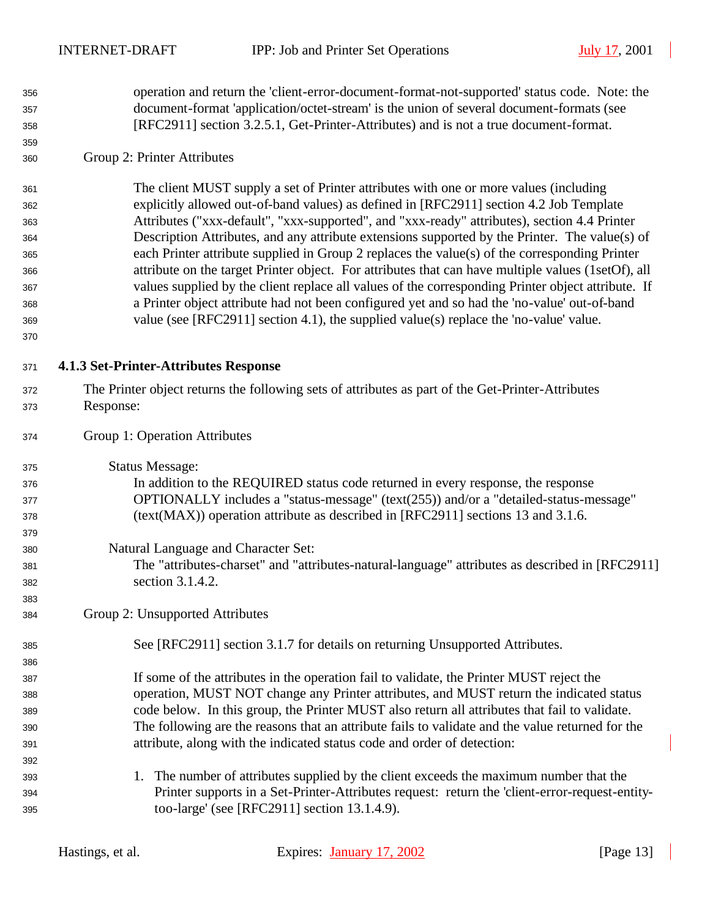operation and return the 'client-error-document-format-not-supported' status code. Note: the document-format 'application/octet-stream' is the union of several document-formats (see [RFC2911] section 3.2.5.1, Get-Printer-Attributes) and is not a true document-format.

Group 2: Printer Attributes

The client MUST supply a set of Printer attributes with one or more values (including explicitly allowed out-of-band values) as defined in [RFC2911] section 4.2 Job Template Attributes ("xxx-default", "xxx-supported", and "xxx-ready" attributes), section 4.4 Printer Description Attributes, and any attribute extensions supported by the Printer. The value(s) of each Printer attribute supplied in Group 2 replaces the value(s) of the corresponding Printer attribute on the target Printer object. For attributes that can have multiple values (1setOf), all values supplied by the client replace all values of the corresponding Printer object attribute. If a Printer object attribute had not been configured yet and so had the 'no-value' out-of-band value (see [RFC2911] section 4.1), the supplied value(s) replace the 'no-value' value.

### 4.1.3 Set-Printer-Attributes Response

The Printer object returns the following sets of attributes as part of the Get-Printer-Attributes Response:

Group 1: Operation Attributes

Status Message:
In addition to the REQUIRED status code returned in every response, the response OPTIONALLY includes a "status-message" (text(255)) and/or a "detailed-status-message" (text(MAX)) operation attribute as described in [RFC2911] sections 13 and 3.1.6.

Natural Language and Character Set:
The "attributes-charset" and "attributes-natural-language" attributes as described in [RFC2911] section 3.1.4.2.

Group 2: Unsupported Attributes

See [RFC2911] section 3.1.7 for details on returning Unsupported Attributes.

If some of the attributes in the operation fail to validate, the Printer MUST reject the operation, MUST NOT change any Printer attributes, and MUST return the indicated status code below. In this group, the Printer MUST also return all attributes that fail to validate. The following are the reasons that an attribute fails to validate and the value returned for the attribute, along with the indicated status code and order of detection:

1. The number of attributes supplied by the client exceeds the maximum number that the Printer supports in a Set-Printer-Attributes request: return the 'client-error-request-entity-too-large' (see [RFC2911] section 13.1.4.9).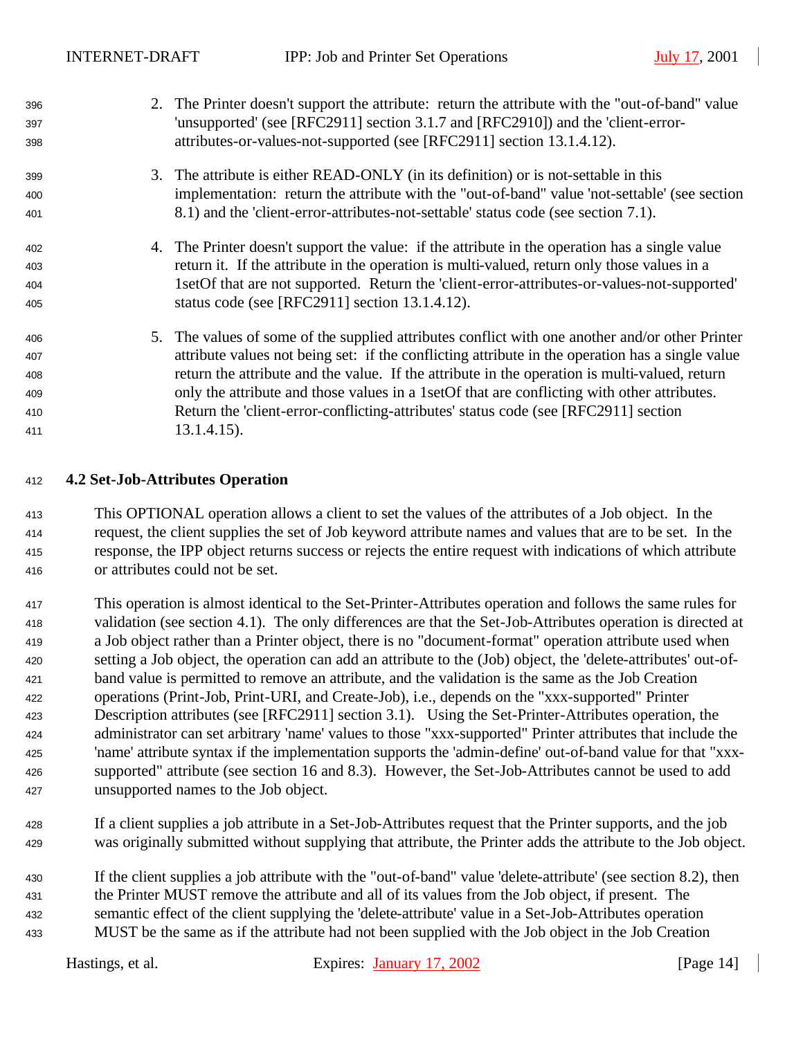2. The Printer doesn't support the attribute: return the attribute with the "out-of-band" value 'unsupported' (see [RFC2911] section 3.1.7 and [RFC2910]) and the 'client-error-attributes-or-values-not-supported (see [RFC2911] section 13.1.4.12).

3. The attribute is either READ-ONLY (in its definition) or is not-settable in this implementation: return the attribute with the "out-of-band" value 'not-settable' (see section 8.1) and the 'client-error-attributes-not-settable' status code (see section 7.1).

4. The Printer doesn't support the value: if the attribute in the operation has a single value return it. If the attribute in the operation is multi-valued, return only those values in a 1setOf that are not supported. Return the 'client-error-attributes-or-values-not-supported' status code (see [RFC2911] section 13.1.4.12).

5. The values of some of the supplied attributes conflict with one another and/or other Printer attribute values not being set: if the conflicting attribute in the operation has a single value return the attribute and the value. If the attribute in the operation is multi-valued, return only the attribute and those values in a 1setOf that are conflicting with other attributes. Return the 'client-error-conflicting-attributes' status code (see [RFC2911] section 13.1.4.15).

### 4.2 Set-Job-Attributes Operation

This OPTIONAL operation allows a client to set the values of the attributes of a Job object. In the request, the client supplies the set of Job keyword attribute names and values that are to be set. In the response, the IPP object returns success or rejects the entire request with indications of which attribute or attributes could not be set.

This operation is almost identical to the Set-Printer-Attributes operation and follows the same rules for validation (see section 4.1). The only differences are that the Set-Job-Attributes operation is directed at a Job object rather than a Printer object, there is no "document-format" operation attribute used when setting a Job object, the operation can add an attribute to the (Job) object, the 'delete-attributes' out-of-band value is permitted to remove an attribute, and the validation is the same as the Job Creation operations (Print-Job, Print-URI, and Create-Job), i.e., depends on the "xxx-supported" Printer Description attributes (see [RFC2911] section 3.1). Using the Set-Printer-Attributes operation, the administrator can set arbitrary 'name' values to those "xxx-supported" Printer attributes that include the 'name' attribute syntax if the implementation supports the 'admin-define' out-of-band value for that "xxx-supported" attribute (see section 16 and 8.3). However, the Set-Job-Attributes cannot be used to add unsupported names to the Job object.

If a client supplies a job attribute in a Set-Job-Attributes request that the Printer supports, and the job was originally submitted without supplying that attribute, the Printer adds the attribute to the Job object.

If the client supplies a job attribute with the "out-of-band" value 'delete-attribute' (see section 8.2), then the Printer MUST remove the attribute and all of its values from the Job object, if present. The semantic effect of the client supplying the 'delete-attribute' value in a Set-Job-Attributes operation MUST be the same as if the attribute had not been supplied with the Job object in the Job Creation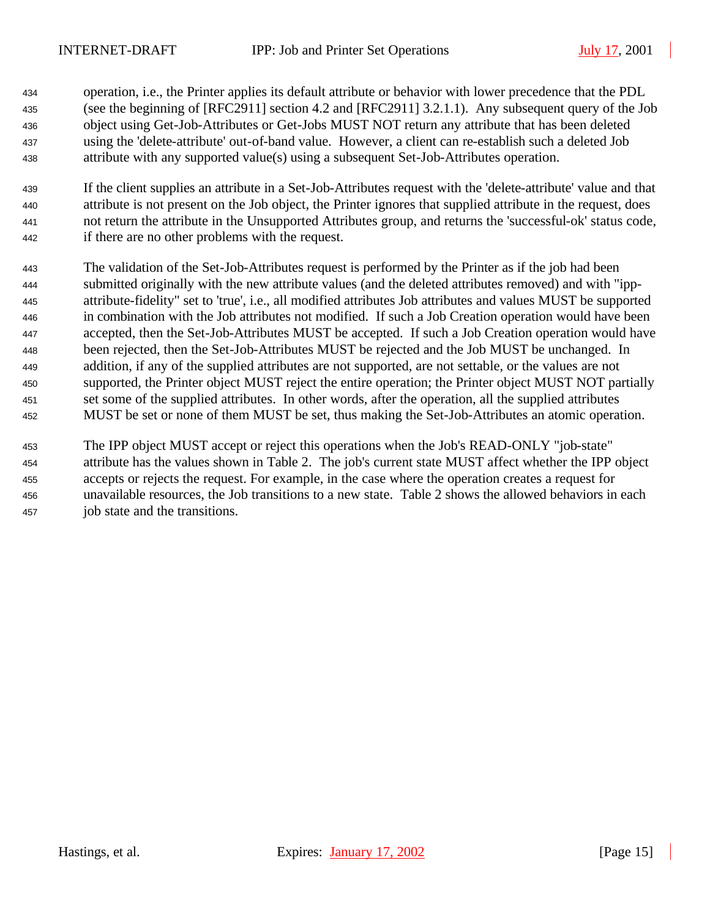operation, i.e., the Printer applies its default attribute or behavior with lower precedence that the PDL (see the beginning of [RFC2911] section 4.2 and [RFC2911] 3.2.1.1). Any subsequent query of the Job object using Get-Job-Attributes or Get-Jobs MUST NOT return any attribute that has been deleted using the 'delete-attribute' out-of-band value. However, a client can re-establish such a deleted Job attribute with any supported value(s) using a subsequent Set-Job-Attributes operation.

If the client supplies an attribute in a Set-Job-Attributes request with the 'delete-attribute' value and that attribute is not present on the Job object, the Printer ignores that supplied attribute in the request, does not return the attribute in the Unsupported Attributes group, and returns the 'successful-ok' status code, if there are no other problems with the request.

The validation of the Set-Job-Attributes request is performed by the Printer as if the job had been submitted originally with the new attribute values (and the deleted attributes removed) and with "ipp-attribute-fidelity" set to 'true', i.e., all modified attributes Job attributes and values MUST be supported in combination with the Job attributes not modified. If such a Job Creation operation would have been accepted, then the Set-Job-Attributes MUST be accepted. If such a Job Creation operation would have been rejected, then the Set-Job-Attributes MUST be rejected and the Job MUST be unchanged. In addition, if any of the supplied attributes are not supported, are not settable, or the values are not supported, the Printer object MUST reject the entire operation; the Printer object MUST NOT partially set some of the supplied attributes. In other words, after the operation, all the supplied attributes MUST be set or none of them MUST be set, thus making the Set-Job-Attributes an atomic operation.

The IPP object MUST accept or reject this operations when the Job's READ-ONLY "job-state" attribute has the values shown in Table 2. The job's current state MUST affect whether the IPP object accepts or rejects the request. For example, in the case where the operation creates a request for unavailable resources, the Job transitions to a new state. Table 2 shows the allowed behaviors in each job state and the transitions.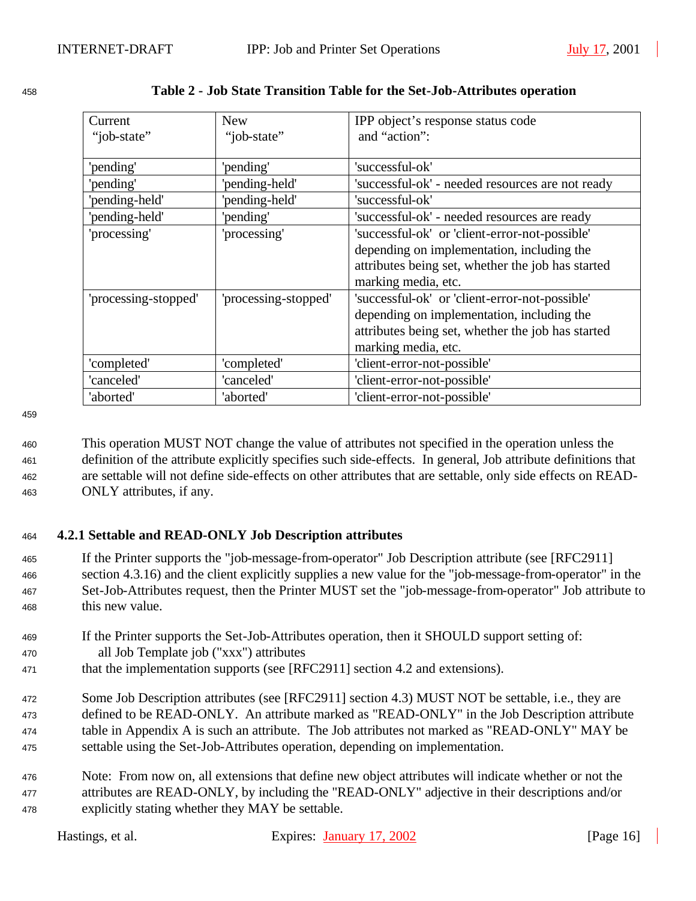**Table 2 - Job State Transition Table for the Set-Job-Attributes operation**

| Current "job-state" | New "job-state" | IPP object's response status code and "action": |
|---|---|---|
| 'pending' | 'pending' | 'successful-ok' |
| 'pending' | 'pending-held' | 'successful-ok' - needed resources are not ready |
| 'pending-held' | 'pending-held' | 'successful-ok' |
| 'pending-held' | 'pending' | 'successful-ok' - needed resources are ready |
| 'processing' | 'processing' | 'successful-ok' or 'client-error-not-possible' depending on implementation, including the attributes being set, whether the job has started marking media, etc. |
| 'processing-stopped' | 'processing-stopped' | 'successful-ok' or 'client-error-not-possible' depending on implementation, including the attributes being set, whether the job has started marking media, etc. |
| 'completed' | 'completed' | 'client-error-not-possible' |
| 'canceled' | 'canceled' | 'client-error-not-possible' |
| 'aborted' | 'aborted' | 'client-error-not-possible' |

This operation MUST NOT change the value of attributes not specified in the operation unless the definition of the attribute explicitly specifies such side-effects. In general, Job attribute definitions that are settable will not define side-effects on other attributes that are settable, only side effects on READ-ONLY attributes, if any.

### 4.2.1 Settable and READ-ONLY Job Description attributes

If the Printer supports the "job-message-from-operator" Job Description attribute (see [RFC2911] section 4.3.16) and the client explicitly supplies a new value for the "job-message-from-operator" in the Set-Job-Attributes request, then the Printer MUST set the "job-message-from-operator" Job attribute to this new value.

If the Printer supports the Set-Job-Attributes operation, then it SHOULD support setting of:
    all Job Template job ("xxx") attributes
that the implementation supports (see [RFC2911] section 4.2 and extensions).

Some Job Description attributes (see [RFC2911] section 4.3) MUST NOT be settable, i.e., they are defined to be READ-ONLY. An attribute marked as "READ-ONLY" in the Job Description attribute table in Appendix A is such an attribute. The Job attributes not marked as "READ-ONLY" MAY be settable using the Set-Job-Attributes operation, depending on implementation.

Note: From now on, all extensions that define new object attributes will indicate whether or not the attributes are READ-ONLY, by including the "READ-ONLY" adjective in their descriptions and/or explicitly stating whether they MAY be settable.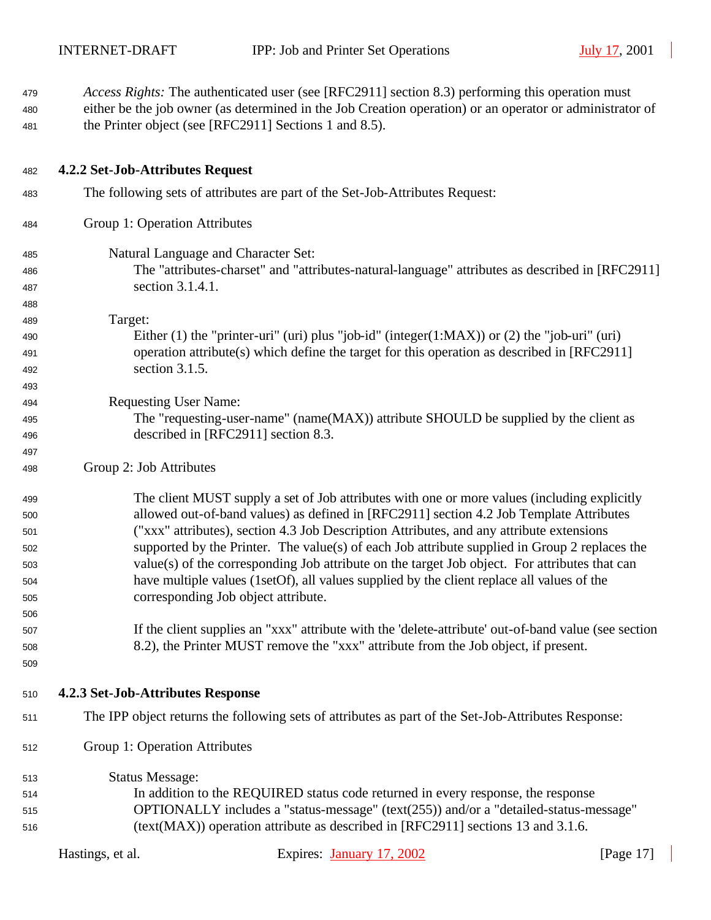*Access Rights:* The authenticated user (see [RFC2911] section 8.3) performing this operation must either be the job owner (as determined in the Job Creation operation) or an operator or administrator of the Printer object (see [RFC2911] Sections 1 and 8.5).

### 4.2.2 Set-Job-Attributes Request

The following sets of attributes are part of the Set-Job-Attributes Request:

Group 1: Operation Attributes

Natural Language and Character Set:
The "attributes-charset" and "attributes-natural-language" attributes as described in [RFC2911] section 3.1.4.1.

Target:
Either (1) the "printer-uri" (uri) plus "job-id" (integer(1:MAX)) or (2) the "job-uri" (uri) operation attribute(s) which define the target for this operation as described in [RFC2911] section 3.1.5.

Requesting User Name:
The "requesting-user-name" (name(MAX)) attribute SHOULD be supplied by the client as described in [RFC2911] section 8.3.

Group 2: Job Attributes

The client MUST supply a set of Job attributes with one or more values (including explicitly allowed out-of-band values) as defined in [RFC2911] section 4.2 Job Template Attributes ("xxx" attributes), section 4.3 Job Description Attributes, and any attribute extensions supported by the Printer. The value(s) of each Job attribute supplied in Group 2 replaces the value(s) of the corresponding Job attribute on the target Job object. For attributes that can have multiple values (1setOf), all values supplied by the client replace all values of the corresponding Job object attribute.

If the client supplies an "xxx" attribute with the 'delete-attribute' out-of-band value (see section 8.2), the Printer MUST remove the "xxx" attribute from the Job object, if present.

### 4.2.3 Set-Job-Attributes Response

The IPP object returns the following sets of attributes as part of the Set-Job-Attributes Response:

Group 1: Operation Attributes

Status Message:
In addition to the REQUIRED status code returned in every response, the response OPTIONALLY includes a "status-message" (text(255)) and/or a "detailed-status-message" (text(MAX)) operation attribute as described in [RFC2911] sections 13 and 3.1.6.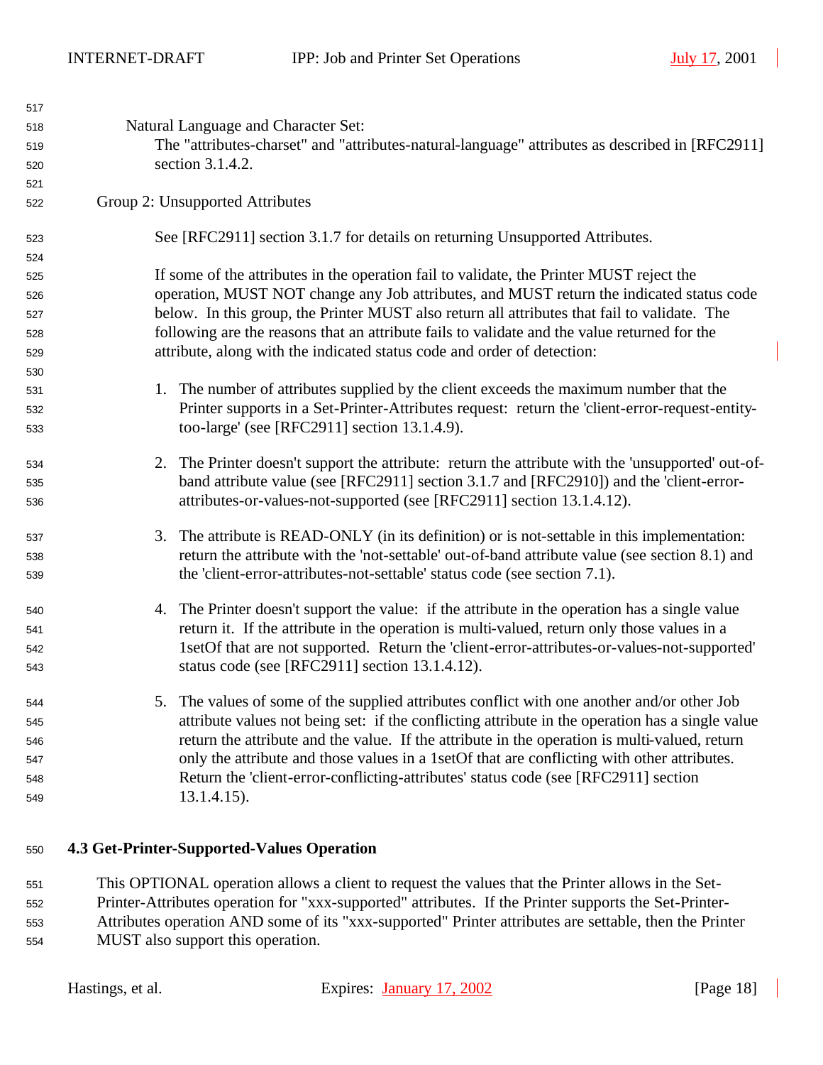Natural Language and Character Set:
The "attributes-charset" and "attributes-natural-language" attributes as described in [RFC2911] section 3.1.4.2.

Group 2: Unsupported Attributes

See [RFC2911] section 3.1.7 for details on returning Unsupported Attributes.

If some of the attributes in the operation fail to validate, the Printer MUST reject the operation, MUST NOT change any Job attributes, and MUST return the indicated status code below. In this group, the Printer MUST also return all attributes that fail to validate. The following are the reasons that an attribute fails to validate and the value returned for the attribute, along with the indicated status code and order of detection:

1. The number of attributes supplied by the client exceeds the maximum number that the Printer supports in a Set-Printer-Attributes request: return the 'client-error-request-entity-too-large' (see [RFC2911] section 13.1.4.9).

2. The Printer doesn't support the attribute: return the attribute with the 'unsupported' out-of-band attribute value (see [RFC2911] section 3.1.7 and [RFC2910]) and the 'client-error-attributes-or-values-not-supported (see [RFC2911] section 13.1.4.12).

3. The attribute is READ-ONLY (in its definition) or is not-settable in this implementation: return the attribute with the 'not-settable' out-of-band attribute value (see section 8.1) and the 'client-error-attributes-not-settable' status code (see section 7.1).

4. The Printer doesn't support the value: if the attribute in the operation has a single value return it. If the attribute in the operation is multi-valued, return only those values in a 1setOf that are not supported. Return the 'client-error-attributes-or-values-not-supported' status code (see [RFC2911] section 13.1.4.12).

5. The values of some of the supplied attributes conflict with one another and/or other Job attribute values not being set: if the conflicting attribute in the operation has a single value return the attribute and the value. If the attribute in the operation is multi-valued, return only the attribute and those values in a 1setOf that are conflicting with other attributes. Return the 'client-error-conflicting-attributes' status code (see [RFC2911] section 13.1.4.15).

### 4.3 Get-Printer-Supported-Values Operation

This OPTIONAL operation allows a client to request the values that the Printer allows in the Set-Printer-Attributes operation for "xxx-supported" attributes. If the Printer supports the Set-Printer-Attributes operation AND some of its "xxx-supported" Printer attributes are settable, then the Printer MUST also support this operation.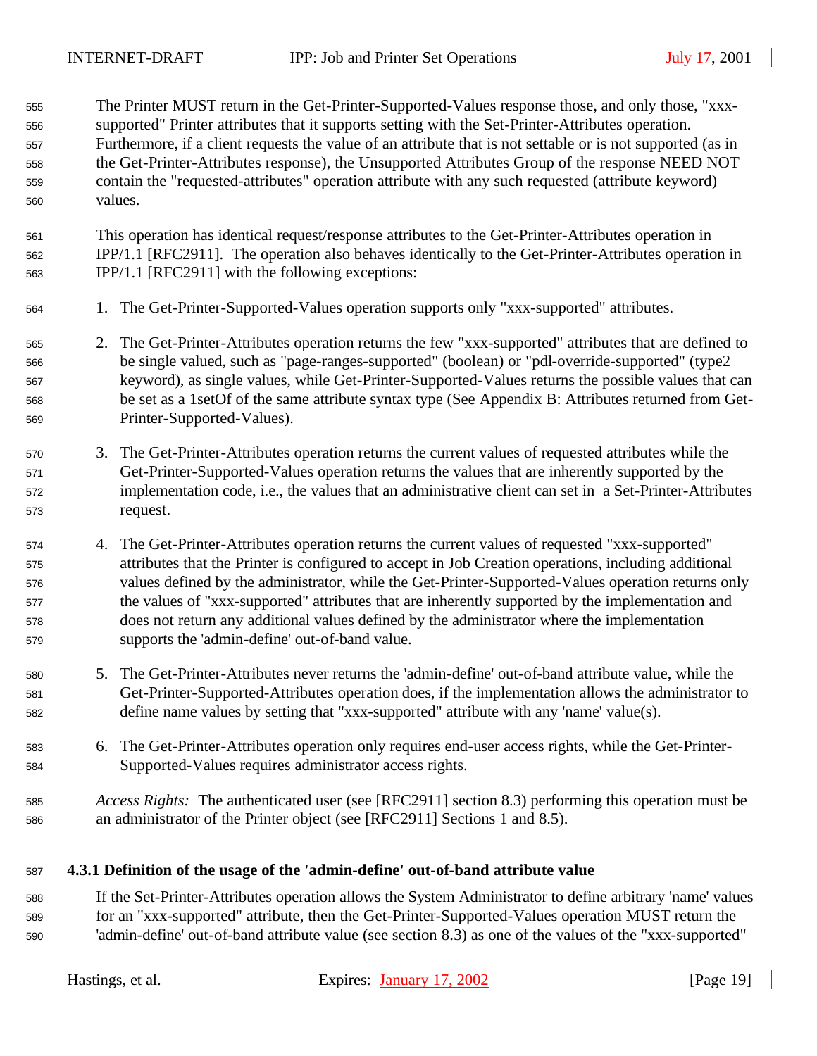The Printer MUST return in the Get-Printer-Supported-Values response those, and only those, "xxx-supported" Printer attributes that it supports setting with the Set-Printer-Attributes operation. Furthermore, if a client requests the value of an attribute that is not settable or is not supported (as in the Get-Printer-Attributes response), the Unsupported Attributes Group of the response NEED NOT contain the "requested-attributes" operation attribute with any such requested (attribute keyword) values.

This operation has identical request/response attributes to the Get-Printer-Attributes operation in IPP/1.1 [RFC2911]. The operation also behaves identically to the Get-Printer-Attributes operation in IPP/1.1 [RFC2911] with the following exceptions:

1. The Get-Printer-Supported-Values operation supports only "xxx-supported" attributes.

2. The Get-Printer-Attributes operation returns the few "xxx-supported" attributes that are defined to be single valued, such as "page-ranges-supported" (boolean) or "pdl-override-supported" (type2 keyword), as single values, while Get-Printer-Supported-Values returns the possible values that can be set as a 1setOf of the same attribute syntax type (See Appendix B: Attributes returned from Get-Printer-Supported-Values).

3. The Get-Printer-Attributes operation returns the current values of requested attributes while the Get-Printer-Supported-Values operation returns the values that are inherently supported by the implementation code, i.e., the values that an administrative client can set in a Set-Printer-Attributes request.

4. The Get-Printer-Attributes operation returns the current values of requested "xxx-supported" attributes that the Printer is configured to accept in Job Creation operations, including additional values defined by the administrator, while the Get-Printer-Supported-Values operation returns only the values of "xxx-supported" attributes that are inherently supported by the implementation and does not return any additional values defined by the administrator where the implementation supports the 'admin-define' out-of-band value.

5. The Get-Printer-Attributes never returns the 'admin-define' out-of-band attribute value, while the Get-Printer-Supported-Attributes operation does, if the implementation allows the administrator to define name values by setting that "xxx-supported" attribute with any 'name' value(s).

6. The Get-Printer-Attributes operation only requires end-user access rights, while the Get-Printer-Supported-Values requires administrator access rights.

*Access Rights:* The authenticated user (see [RFC2911] section 8.3) performing this operation must be an administrator of the Printer object (see [RFC2911] Sections 1 and 8.5).

### 4.3.1 Definition of the usage of the 'admin-define' out-of-band attribute value

If the Set-Printer-Attributes operation allows the System Administrator to define arbitrary 'name' values for an "xxx-supported" attribute, then the Get-Printer-Supported-Values operation MUST return the 'admin-define' out-of-band attribute value (see section 8.3) as one of the values of the "xxx-supported"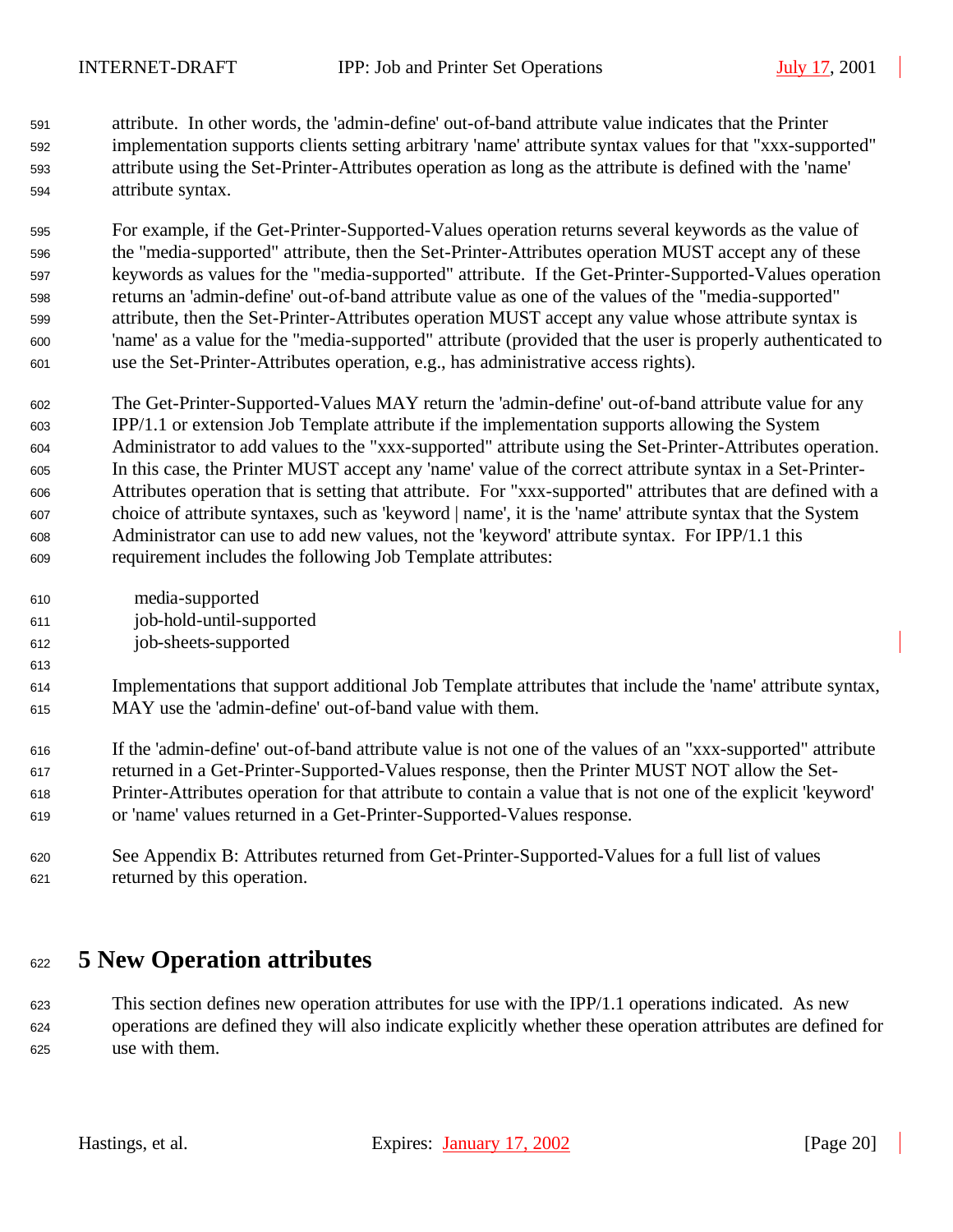attribute. In other words, the 'admin-define' out-of-band attribute value indicates that the Printer implementation supports clients setting arbitrary 'name' attribute syntax values for that "xxx-supported" attribute using the Set-Printer-Attributes operation as long as the attribute is defined with the 'name' attribute syntax.

For example, if the Get-Printer-Supported-Values operation returns several keywords as the value of the "media-supported" attribute, then the Set-Printer-Attributes operation MUST accept any of these keywords as values for the "media-supported" attribute. If the Get-Printer-Supported-Values operation returns an 'admin-define' out-of-band attribute value as one of the values of the "media-supported" attribute, then the Set-Printer-Attributes operation MUST accept any value whose attribute syntax is 'name' as a value for the "media-supported" attribute (provided that the user is properly authenticated to use the Set-Printer-Attributes operation, e.g., has administrative access rights).

The Get-Printer-Supported-Values MAY return the 'admin-define' out-of-band attribute value for any IPP/1.1 or extension Job Template attribute if the implementation supports allowing the System Administrator to add values to the "xxx-supported" attribute using the Set-Printer-Attributes operation. In this case, the Printer MUST accept any 'name' value of the correct attribute syntax in a Set-Printer-Attributes operation that is setting that attribute. For "xxx-supported" attributes that are defined with a choice of attribute syntaxes, such as 'keyword | name', it is the 'name' attribute syntax that the System Administrator can use to add new values, not the 'keyword' attribute syntax. For IPP/1.1 this requirement includes the following Job Template attributes:

```
media-supported
job-hold-until-supported
job-sheets-supported
```

Implementations that support additional Job Template attributes that include the 'name' attribute syntax, MAY use the 'admin-define' out-of-band value with them.

If the 'admin-define' out-of-band attribute value is not one of the values of an "xxx-supported" attribute returned in a Get-Printer-Supported-Values response, then the Printer MUST NOT allow the Set-Printer-Attributes operation for that attribute to contain a value that is not one of the explicit 'keyword' or 'name' values returned in a Get-Printer-Supported-Values response.

See Appendix B: Attributes returned from Get-Printer-Supported-Values for a full list of values returned by this operation.

# 5 New Operation attributes

This section defines new operation attributes for use with the IPP/1.1 operations indicated. As new operations are defined they will also indicate explicitly whether these operation attributes are defined for use with them.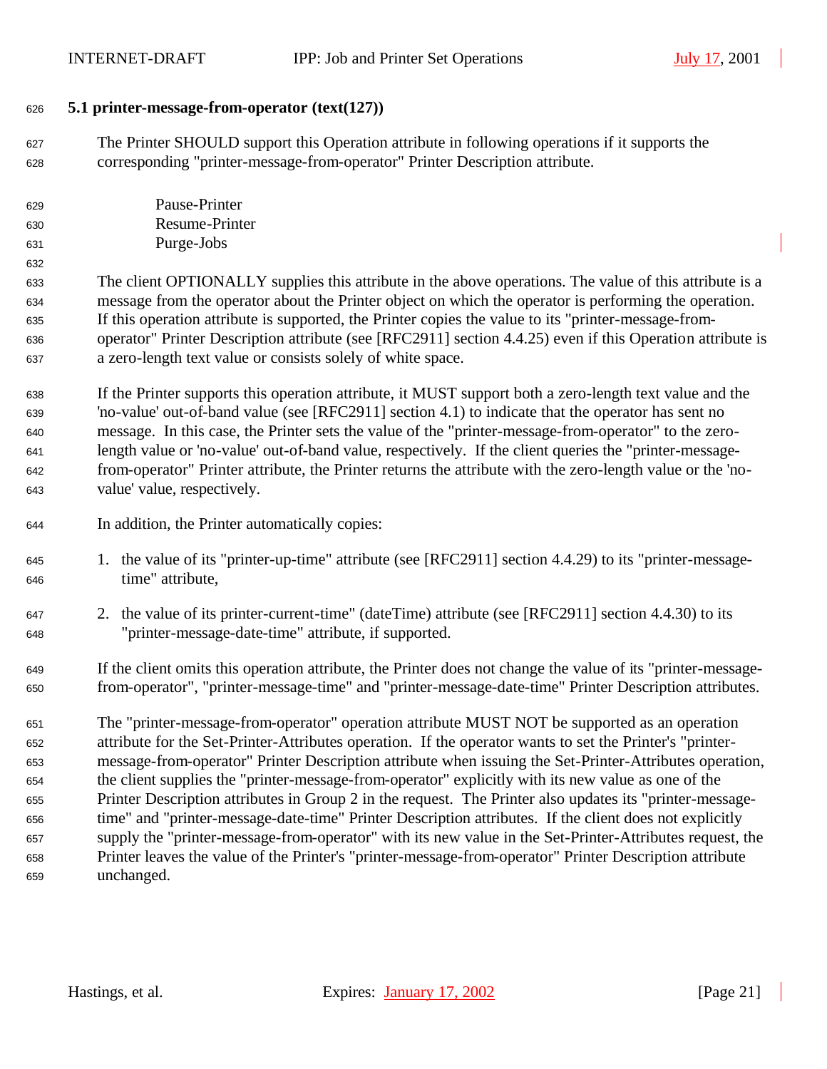### 5.1 printer-message-from-operator (text(127))

The Printer SHOULD support this Operation attribute in following operations if it supports the corresponding "printer-message-from-operator" Printer Description attribute.

Pause-Printer
Resume-Printer
Purge-Jobs

The client OPTIONALLY supplies this attribute in the above operations. The value of this attribute is a message from the operator about the Printer object on which the operator is performing the operation. If this operation attribute is supported, the Printer copies the value to its "printer-message-from-operator" Printer Description attribute (see [RFC2911] section 4.4.25) even if this Operation attribute is a zero-length text value or consists solely of white space.

If the Printer supports this operation attribute, it MUST support both a zero-length text value and the 'no-value' out-of-band value (see [RFC2911] section 4.1) to indicate that the operator has sent no message. In this case, the Printer sets the value of the "printer-message-from-operator" to the zero-length value or 'no-value' out-of-band value, respectively. If the client queries the "printer-message-from-operator" Printer attribute, the Printer returns the attribute with the zero-length value or the 'no-value' value, respectively.

In addition, the Printer automatically copies:

1. the value of its "printer-up-time" attribute (see [RFC2911] section 4.4.29) to its "printer-message-time" attribute,

2. the value of its printer-current-time" (dateTime) attribute (see [RFC2911] section 4.4.30) to its "printer-message-date-time" attribute, if supported.

If the client omits this operation attribute, the Printer does not change the value of its "printer-message-from-operator", "printer-message-time" and "printer-message-date-time" Printer Description attributes.

The "printer-message-from-operator" operation attribute MUST NOT be supported as an operation attribute for the Set-Printer-Attributes operation. If the operator wants to set the Printer's "printer-message-from-operator" Printer Description attribute when issuing the Set-Printer-Attributes operation, the client supplies the "printer-message-from-operator" explicitly with its new value as one of the Printer Description attributes in Group 2 in the request. The Printer also updates its "printer-message-time" and "printer-message-date-time" Printer Description attributes. If the client does not explicitly supply the "printer-message-from-operator" with its new value in the Set-Printer-Attributes request, the Printer leaves the value of the Printer's "printer-message-from-operator" Printer Description attribute unchanged.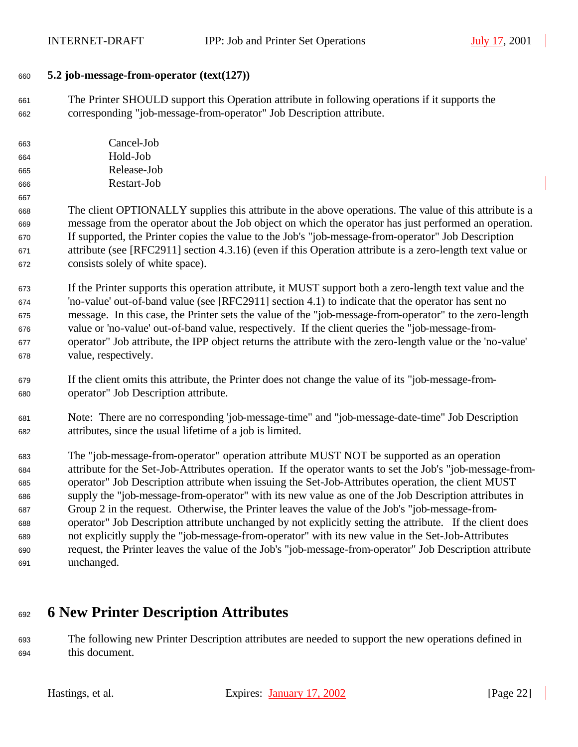### 5.2 job-message-from-operator (text(127))

The Printer SHOULD support this Operation attribute in following operations if it supports the corresponding "job-message-from-operator" Job Description attribute.

Cancel-Job
Hold-Job
Release-Job
Restart-Job

The client OPTIONALLY supplies this attribute in the above operations. The value of this attribute is a message from the operator about the Job object on which the operator has just performed an operation. If supported, the Printer copies the value to the Job's "job-message-from-operator" Job Description attribute (see [RFC2911] section 4.3.16) (even if this Operation attribute is a zero-length text value or consists solely of white space).

If the Printer supports this operation attribute, it MUST support both a zero-length text value and the 'no-value' out-of-band value (see [RFC2911] section 4.1) to indicate that the operator has sent no message. In this case, the Printer sets the value of the "job-message-from-operator" to the zero-length value or 'no-value' out-of-band value, respectively. If the client queries the "job-message-from-operator" Job attribute, the IPP object returns the attribute with the zero-length value or the 'no-value' value, respectively.

If the client omits this attribute, the Printer does not change the value of its "job-message-from-operator" Job Description attribute.

Note: There are no corresponding 'job-message-time" and "job-message-date-time" Job Description attributes, since the usual lifetime of a job is limited.

The "job-message-from-operator" operation attribute MUST NOT be supported as an operation attribute for the Set-Job-Attributes operation. If the operator wants to set the Job's "job-message-from-operator" Job Description attribute when issuing the Set-Job-Attributes operation, the client MUST supply the "job-message-from-operator" with its new value as one of the Job Description attributes in Group 2 in the request. Otherwise, the Printer leaves the value of the Job's "job-message-from-operator" Job Description attribute unchanged by not explicitly setting the attribute. If the client does not explicitly supply the "job-message-from-operator" with its new value in the Set-Job-Attributes request, the Printer leaves the value of the Job's "job-message-from-operator" Job Description attribute unchanged.

# 6 New Printer Description Attributes

The following new Printer Description attributes are needed to support the new operations defined in this document.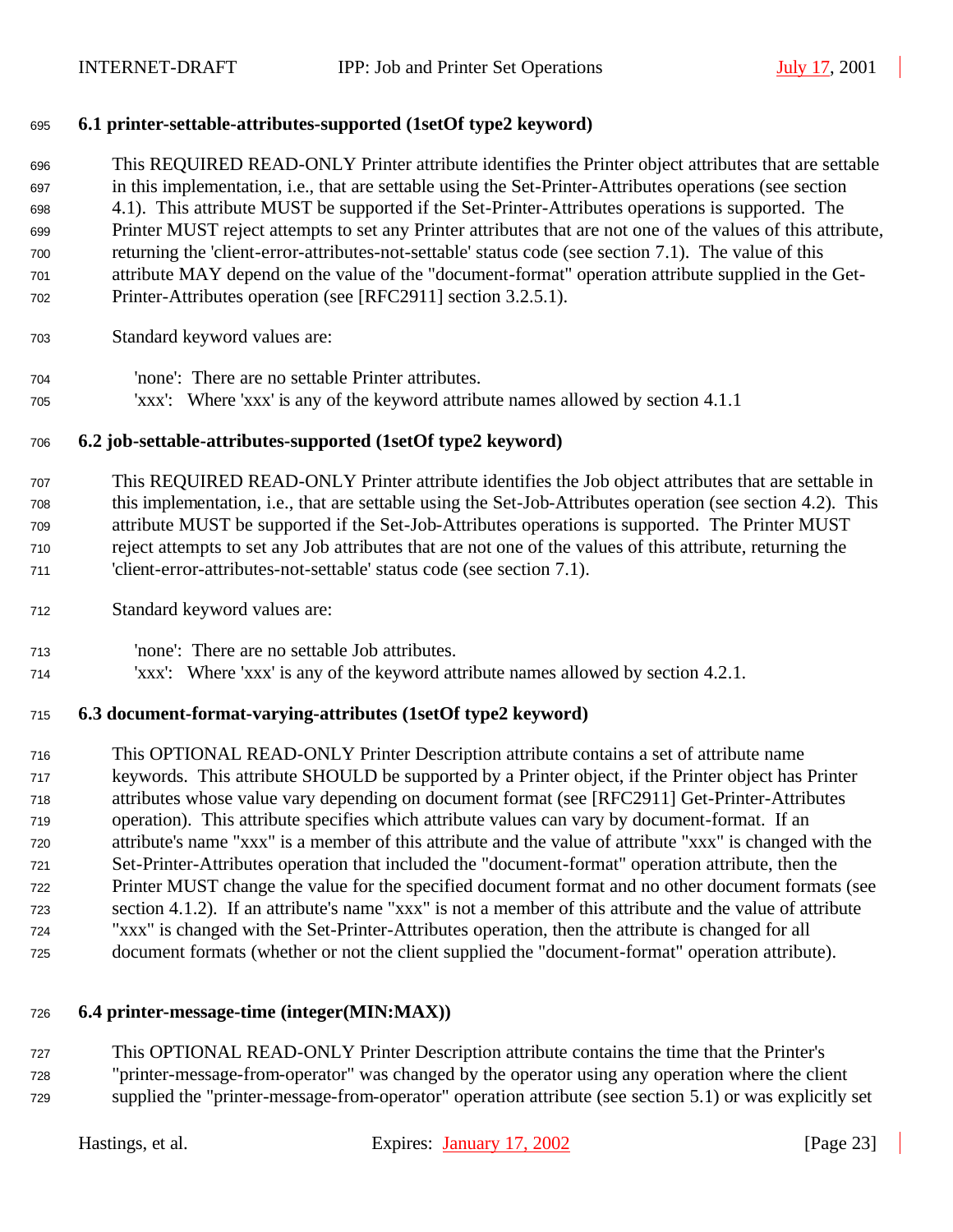### 6.1 printer-settable-attributes-supported (1setOf type2 keyword)

This REQUIRED READ-ONLY Printer attribute identifies the Printer object attributes that are settable in this implementation, i.e., that are settable using the Set-Printer-Attributes operations (see section 4.1). This attribute MUST be supported if the Set-Printer-Attributes operations is supported. The Printer MUST reject attempts to set any Printer attributes that are not one of the values of this attribute, returning the 'client-error-attributes-not-settable' status code (see section 7.1). The value of this attribute MAY depend on the value of the "document-format" operation attribute supplied in the Get-Printer-Attributes operation (see [RFC2911] section 3.2.5.1).

Standard keyword values are:

'none': There are no settable Printer attributes.
'xxx': Where 'xxx' is any of the keyword attribute names allowed by section 4.1.1

### 6.2 job-settable-attributes-supported (1setOf type2 keyword)

This REQUIRED READ-ONLY Printer attribute identifies the Job object attributes that are settable in this implementation, i.e., that are settable using the Set-Job-Attributes operation (see section 4.2). This attribute MUST be supported if the Set-Job-Attributes operations is supported. The Printer MUST reject attempts to set any Job attributes that are not one of the values of this attribute, returning the 'client-error-attributes-not-settable' status code (see section 7.1).

Standard keyword values are:

'none': There are no settable Job attributes.
'xxx': Where 'xxx' is any of the keyword attribute names allowed by section 4.2.1.

### 6.3 document-format-varying-attributes (1setOf type2 keyword)

This OPTIONAL READ-ONLY Printer Description attribute contains a set of attribute name keywords. This attribute SHOULD be supported by a Printer object, if the Printer object has Printer attributes whose value vary depending on document format (see [RFC2911] Get-Printer-Attributes operation). This attribute specifies which attribute values can vary by document-format. If an attribute's name "xxx" is a member of this attribute and the value of attribute "xxx" is changed with the Set-Printer-Attributes operation that included the "document-format" operation attribute, then the Printer MUST change the value for the specified document format and no other document formats (see section 4.1.2). If an attribute's name "xxx" is not a member of this attribute and the value of attribute "xxx" is changed with the Set-Printer-Attributes operation, then the attribute is changed for all document formats (whether or not the client supplied the "document-format" operation attribute).

### 6.4 printer-message-time (integer(MIN:MAX))

This OPTIONAL READ-ONLY Printer Description attribute contains the time that the Printer's "printer-message-from-operator" was changed by the operator using any operation where the client supplied the "printer-message-from-operator" operation attribute (see section 5.1) or was explicitly set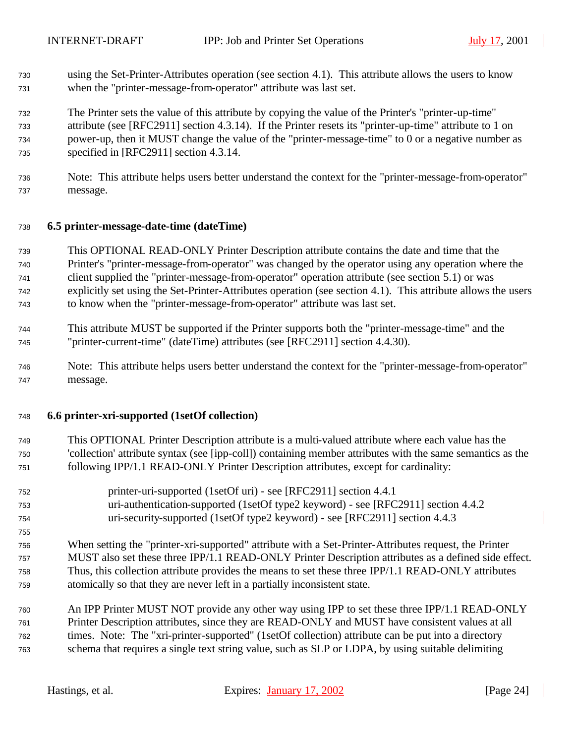using the Set-Printer-Attributes operation (see section 4.1). This attribute allows the users to know when the "printer-message-from-operator" attribute was last set.

The Printer sets the value of this attribute by copying the value of the Printer's "printer-up-time" attribute (see [RFC2911] section 4.3.14). If the Printer resets its "printer-up-time" attribute to 1 on power-up, then it MUST change the value of the "printer-message-time" to 0 or a negative number as specified in [RFC2911] section 4.3.14.

Note: This attribute helps users better understand the context for the "printer-message-from-operator" message.

### 6.5 printer-message-date-time (dateTime)

This OPTIONAL READ-ONLY Printer Description attribute contains the date and time that the Printer's "printer-message-from-operator" was changed by the operator using any operation where the client supplied the "printer-message-from-operator" operation attribute (see section 5.1) or was explicitly set using the Set-Printer-Attributes operation (see section 4.1). This attribute allows the users to know when the "printer-message-from-operator" attribute was last set.

This attribute MUST be supported if the Printer supports both the "printer-message-time" and the "printer-current-time" (dateTime) attributes (see [RFC2911] section 4.4.30).

Note: This attribute helps users better understand the context for the "printer-message-from-operator" message.

### 6.6 printer-xri-supported (1setOf collection)

This OPTIONAL Printer Description attribute is a multi-valued attribute where each value has the 'collection' attribute syntax (see [ipp-coll]) containing member attributes with the same semantics as the following IPP/1.1 READ-ONLY Printer Description attributes, except for cardinality:

printer-uri-supported (1setOf uri) - see [RFC2911] section 4.4.1
uri-authentication-supported (1setOf type2 keyword) - see [RFC2911] section 4.4.2
uri-security-supported (1setOf type2 keyword) - see [RFC2911] section 4.4.3

When setting the "printer-xri-supported" attribute with a Set-Printer-Attributes request, the Printer MUST also set these three IPP/1.1 READ-ONLY Printer Description attributes as a defined side effect. Thus, this collection attribute provides the means to set these three IPP/1.1 READ-ONLY attributes atomically so that they are never left in a partially inconsistent state.

An IPP Printer MUST NOT provide any other way using IPP to set these three IPP/1.1 READ-ONLY Printer Description attributes, since they are READ-ONLY and MUST have consistent values at all times. Note: The "xri-printer-supported" (1setOf collection) attribute can be put into a directory schema that requires a single text string value, such as SLP or LDPA, by using suitable delimiting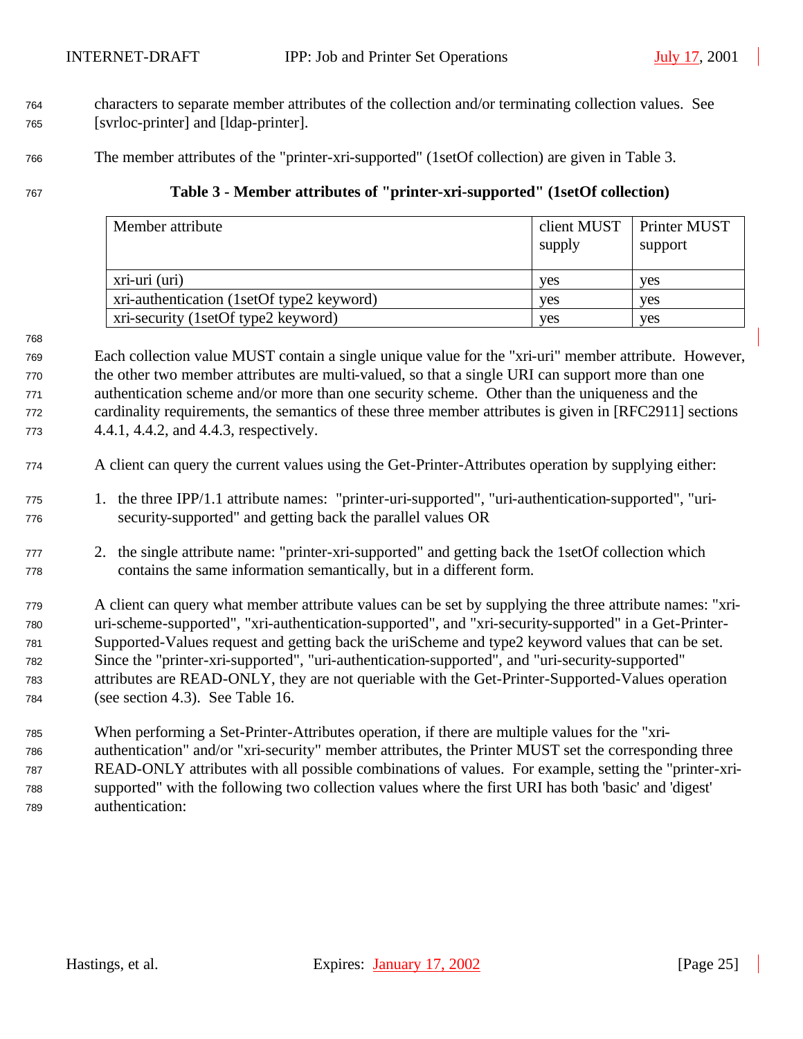characters to separate member attributes of the collection and/or terminating collection values. See [svrloc-printer] and [ldap-printer].

The member attributes of the "printer-xri-supported" (1setOf collection) are given in Table 3.

**Table 3 - Member attributes of "printer-xri-supported" (1setOf collection)**

| Member attribute | client MUST supply | Printer MUST support |
|---|---|---|
| xri-uri (uri) | yes | yes |
| xri-authentication (1setOf type2 keyword) | yes | yes |
| xri-security (1setOf type2 keyword) | yes | yes |

Each collection value MUST contain a single unique value for the "xri-uri" member attribute. However, the other two member attributes are multi-valued, so that a single URI can support more than one authentication scheme and/or more than one security scheme. Other than the uniqueness and the cardinality requirements, the semantics of these three member attributes is given in [RFC2911] sections 4.4.1, 4.4.2, and 4.4.3, respectively.

A client can query the current values using the Get-Printer-Attributes operation by supplying either:

1. the three IPP/1.1 attribute names: "printer-uri-supported", "uri-authentication-supported", "uri-security-supported" and getting back the parallel values OR

2. the single attribute name: "printer-xri-supported" and getting back the 1setOf collection which contains the same information semantically, but in a different form.

A client can query what member attribute values can be set by supplying the three attribute names: "xri-uri-scheme-supported", "xri-authentication-supported", and "xri-security-supported" in a Get-Printer-Supported-Values request and getting back the uriScheme and type2 keyword values that can be set. Since the "printer-xri-supported", "uri-authentication-supported", and "uri-security-supported" attributes are READ-ONLY, they are not queriable with the Get-Printer-Supported-Values operation (see section 4.3). See Table 16.

When performing a Set-Printer-Attributes operation, if there are multiple values for the "xri-authentication" and/or "xri-security" member attributes, the Printer MUST set the corresponding three READ-ONLY attributes with all possible combinations of values. For example, setting the "printer-xri-supported" with the following two collection values where the first URI has both 'basic' and 'digest' authentication: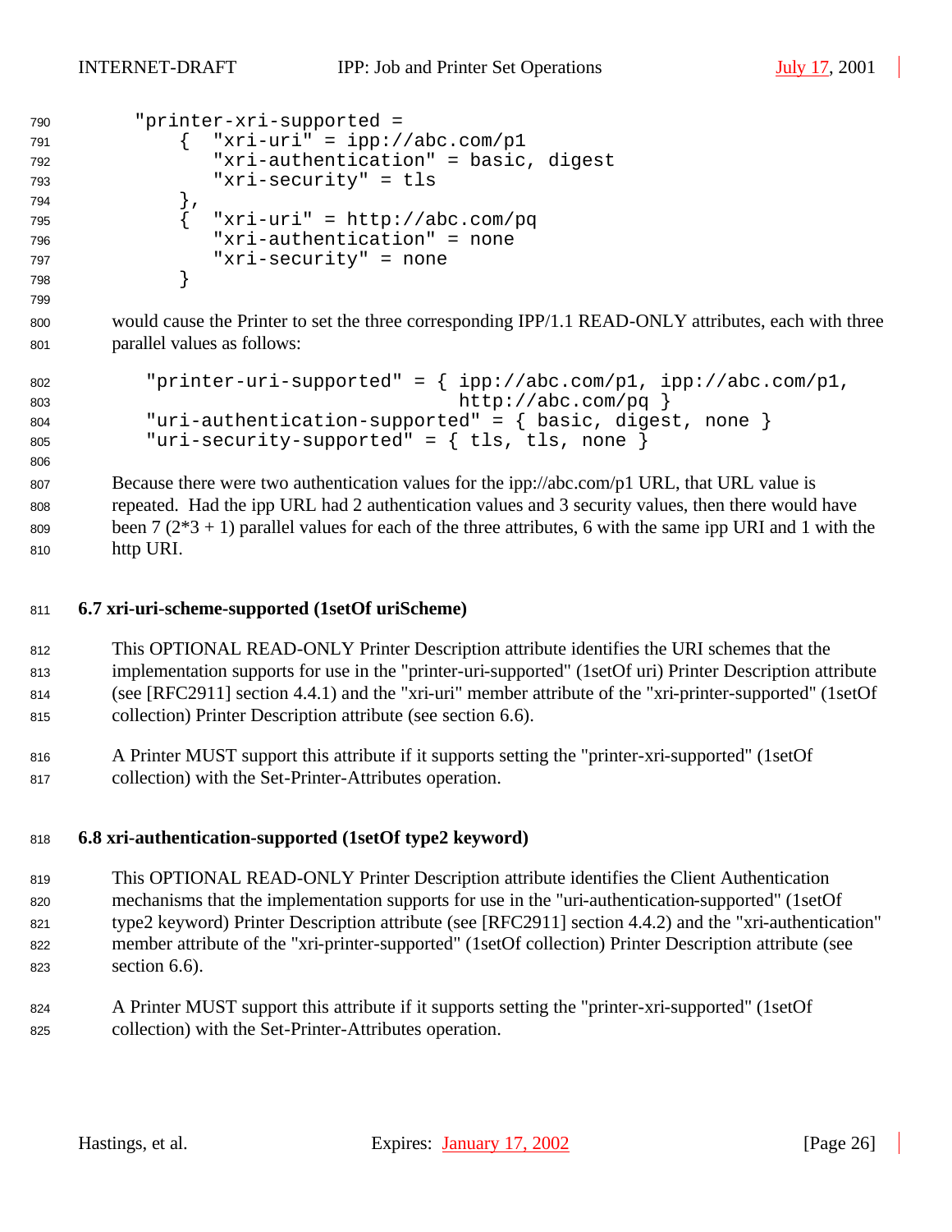```
"printer-xri-supported =
    {  "xri-uri" = ipp://abc.com/p1
       "xri-authentication" = basic, digest
       "xri-security" = tls
    },
    {  "xri-uri" = http://abc.com/pq
       "xri-authentication" = none
       "xri-security" = none
    }
```

would cause the Printer to set the three corresponding IPP/1.1 READ-ONLY attributes, each with three parallel values as follows:

```
"printer-uri-supported" = { ipp://abc.com/p1, ipp://abc.com/p1,
                            http://abc.com/pq }
"uri-authentication-supported" = { basic, digest, none }
"uri-security-supported" = { tls, tls, none }
```

Because there were two authentication values for the ipp://abc.com/p1 URL, that URL value is repeated. Had the ipp URL had 2 authentication values and 3 security values, then there would have been 7 (2*3 + 1) parallel values for each of the three attributes, 6 with the same ipp URI and 1 with the http URI.

### 6.7 xri-uri-scheme-supported (1setOf uriScheme)

This OPTIONAL READ-ONLY Printer Description attribute identifies the URI schemes that the implementation supports for use in the "printer-uri-supported" (1setOf uri) Printer Description attribute (see [RFC2911] section 4.4.1) and the "xri-uri" member attribute of the "xri-printer-supported" (1setOf collection) Printer Description attribute (see section 6.6).

A Printer MUST support this attribute if it supports setting the "printer-xri-supported" (1setOf collection) with the Set-Printer-Attributes operation.

### 6.8 xri-authentication-supported (1setOf type2 keyword)

This OPTIONAL READ-ONLY Printer Description attribute identifies the Client Authentication mechanisms that the implementation supports for use in the "uri-authentication-supported" (1setOf type2 keyword) Printer Description attribute (see [RFC2911] section 4.4.2) and the "xri-authentication" member attribute of the "xri-printer-supported" (1setOf collection) Printer Description attribute (see section 6.6).

A Printer MUST support this attribute if it supports setting the "printer-xri-supported" (1setOf collection) with the Set-Printer-Attributes operation.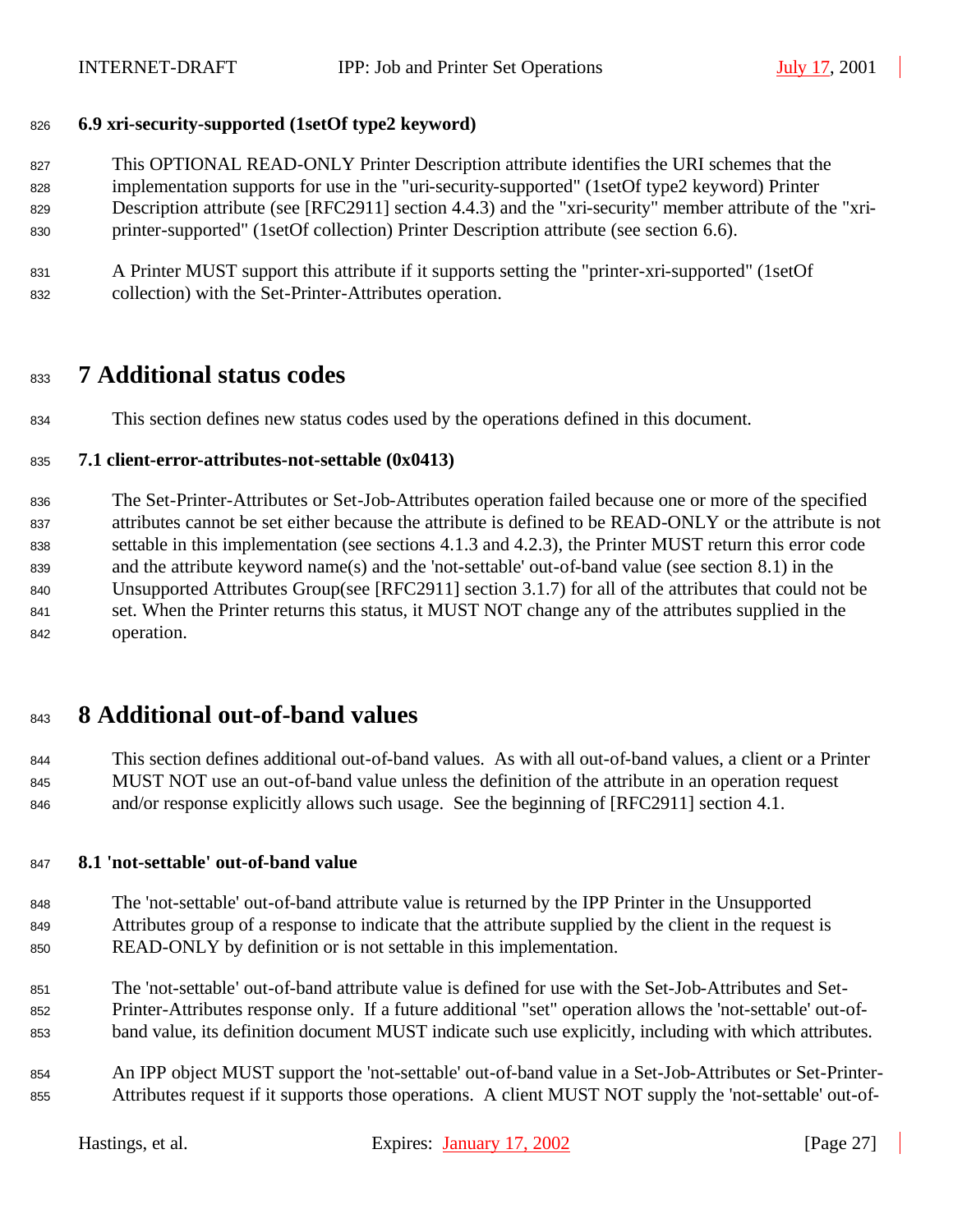### 6.9 xri-security-supported (1setOf type2 keyword)

This OPTIONAL READ-ONLY Printer Description attribute identifies the URI schemes that the implementation supports for use in the "uri-security-supported" (1setOf type2 keyword) Printer Description attribute (see [RFC2911] section 4.4.3) and the "xri-security" member attribute of the "xri-printer-supported" (1setOf collection) Printer Description attribute (see section 6.6).

A Printer MUST support this attribute if it supports setting the "printer-xri-supported" (1setOf collection) with the Set-Printer-Attributes operation.

# 7 Additional status codes

This section defines new status codes used by the operations defined in this document.

### 7.1 client-error-attributes-not-settable (0x0413)

The Set-Printer-Attributes or Set-Job-Attributes operation failed because one or more of the specified attributes cannot be set either because the attribute is defined to be READ-ONLY or the attribute is not settable in this implementation (see sections 4.1.3 and 4.2.3), the Printer MUST return this error code and the attribute keyword name(s) and the 'not-settable' out-of-band value (see section 8.1) in the Unsupported Attributes Group(see [RFC2911] section 3.1.7) for all of the attributes that could not be set. When the Printer returns this status, it MUST NOT change any of the attributes supplied in the operation.

# 8 Additional out-of-band values

This section defines additional out-of-band values. As with all out-of-band values, a client or a Printer MUST NOT use an out-of-band value unless the definition of the attribute in an operation request and/or response explicitly allows such usage. See the beginning of [RFC2911] section 4.1.

### 8.1 'not-settable' out-of-band value

The 'not-settable' out-of-band attribute value is returned by the IPP Printer in the Unsupported Attributes group of a response to indicate that the attribute supplied by the client in the request is READ-ONLY by definition or is not settable in this implementation.

The 'not-settable' out-of-band attribute value is defined for use with the Set-Job-Attributes and Set-Printer-Attributes response only. If a future additional "set" operation allows the 'not-settable' out-of-band value, its definition document MUST indicate such use explicitly, including with which attributes.

An IPP object MUST support the 'not-settable' out-of-band value in a Set-Job-Attributes or Set-Printer-Attributes request if it supports those operations. A client MUST NOT supply the 'not-settable' out-of-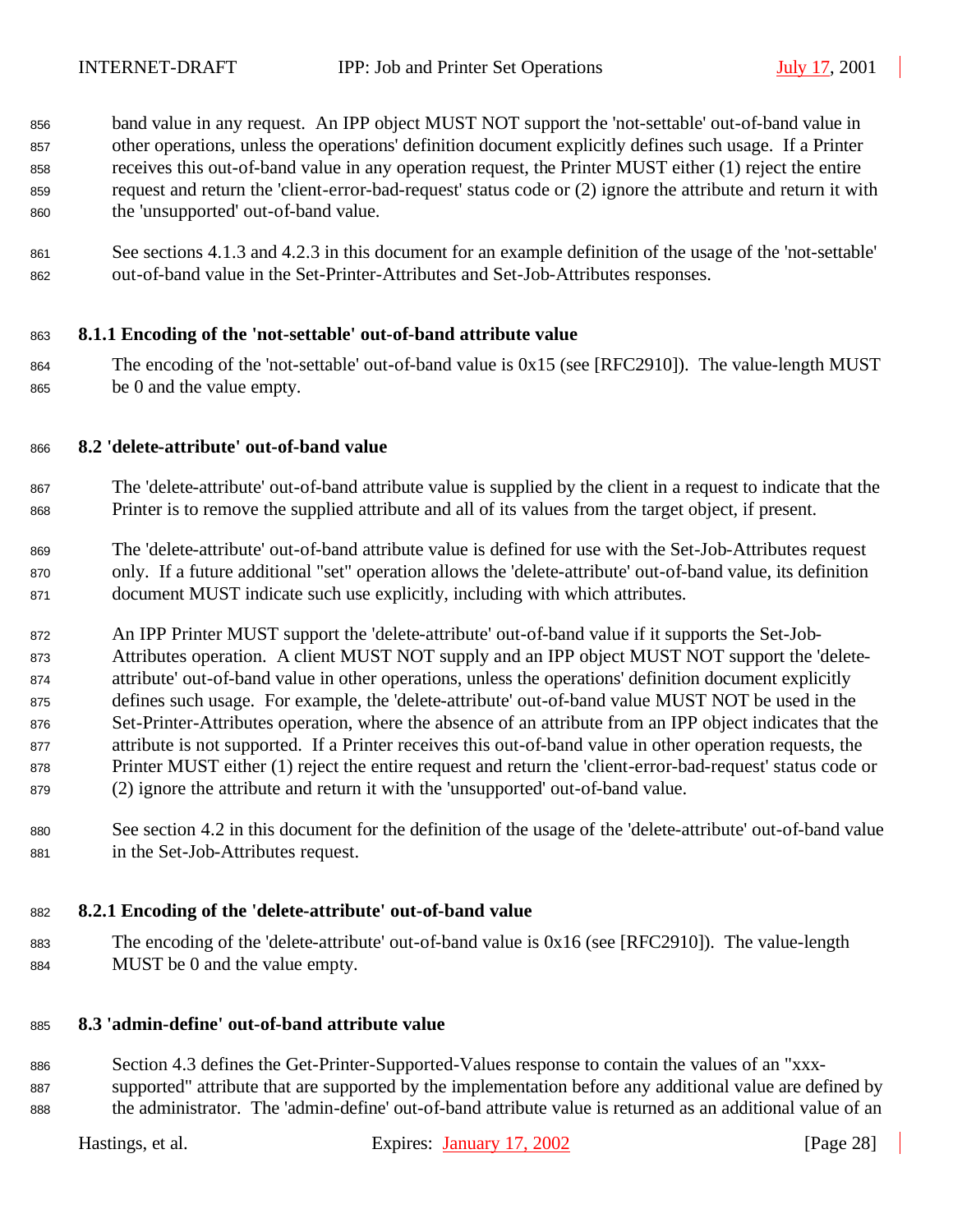band value in any request. An IPP object MUST NOT support the 'not-settable' out-of-band value in other operations, unless the operations' definition document explicitly defines such usage. If a Printer receives this out-of-band value in any operation request, the Printer MUST either (1) reject the entire request and return the 'client-error-bad-request' status code or (2) ignore the attribute and return it with the 'unsupported' out-of-band value.

See sections 4.1.3 and 4.2.3 in this document for an example definition of the usage of the 'not-settable' out-of-band value in the Set-Printer-Attributes and Set-Job-Attributes responses.

### 8.1.1 Encoding of the 'not-settable' out-of-band attribute value

The encoding of the 'not-settable' out-of-band value is 0x15 (see [RFC2910]). The value-length MUST be 0 and the value empty.

## 8.2 'delete-attribute' out-of-band value

The 'delete-attribute' out-of-band attribute value is supplied by the client in a request to indicate that the Printer is to remove the supplied attribute and all of its values from the target object, if present.

The 'delete-attribute' out-of-band attribute value is defined for use with the Set-Job-Attributes request only. If a future additional "set" operation allows the 'delete-attribute' out-of-band value, its definition document MUST indicate such use explicitly, including with which attributes.

An IPP Printer MUST support the 'delete-attribute' out-of-band value if it supports the Set-Job-Attributes operation. A client MUST NOT supply and an IPP object MUST NOT support the 'delete-attribute' out-of-band value in other operations, unless the operations' definition document explicitly defines such usage. For example, the 'delete-attribute' out-of-band value MUST NOT be used in the Set-Printer-Attributes operation, where the absence of an attribute from an IPP object indicates that the attribute is not supported. If a Printer receives this out-of-band value in other operation requests, the Printer MUST either (1) reject the entire request and return the 'client-error-bad-request' status code or (2) ignore the attribute and return it with the 'unsupported' out-of-band value.

See section 4.2 in this document for the definition of the usage of the 'delete-attribute' out-of-band value in the Set-Job-Attributes request.

### 8.2.1 Encoding of the 'delete-attribute' out-of-band value

The encoding of the 'delete-attribute' out-of-band value is 0x16 (see [RFC2910]). The value-length MUST be 0 and the value empty.

## 8.3 'admin-define' out-of-band attribute value

Section 4.3 defines the Get-Printer-Supported-Values response to contain the values of an "xxx-supported" attribute that are supported by the implementation before any additional value are defined by the administrator. The 'admin-define' out-of-band attribute value is returned as an additional value of an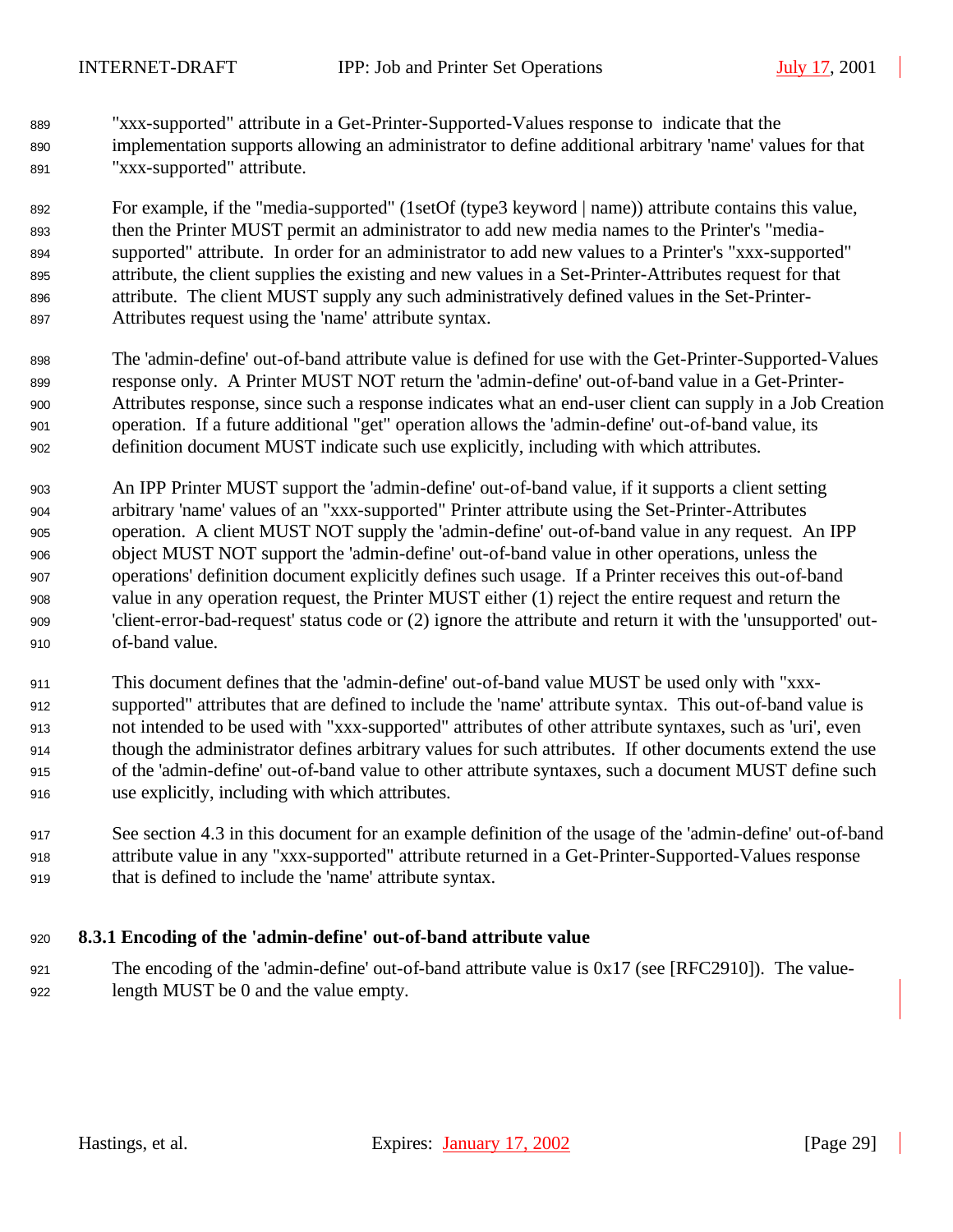"xxx-supported" attribute in a Get-Printer-Supported-Values response to indicate that the implementation supports allowing an administrator to define additional arbitrary 'name' values for that "xxx-supported" attribute.

For example, if the "media-supported" (1setOf (type3 keyword | name)) attribute contains this value, then the Printer MUST permit an administrator to add new media names to the Printer's "media-supported" attribute. In order for an administrator to add new values to a Printer's "xxx-supported" attribute, the client supplies the existing and new values in a Set-Printer-Attributes request for that attribute. The client MUST supply any such administratively defined values in the Set-Printer-Attributes request using the 'name' attribute syntax.

The 'admin-define' out-of-band attribute value is defined for use with the Get-Printer-Supported-Values response only. A Printer MUST NOT return the 'admin-define' out-of-band value in a Get-Printer-Attributes response, since such a response indicates what an end-user client can supply in a Job Creation operation. If a future additional "get" operation allows the 'admin-define' out-of-band value, its definition document MUST indicate such use explicitly, including with which attributes.

An IPP Printer MUST support the 'admin-define' out-of-band value, if it supports a client setting arbitrary 'name' values of an "xxx-supported" Printer attribute using the Set-Printer-Attributes operation. A client MUST NOT supply the 'admin-define' out-of-band value in any request. An IPP object MUST NOT support the 'admin-define' out-of-band value in other operations, unless the operations' definition document explicitly defines such usage. If a Printer receives this out-of-band value in any operation request, the Printer MUST either (1) reject the entire request and return the 'client-error-bad-request' status code or (2) ignore the attribute and return it with the 'unsupported' out-of-band value.

This document defines that the 'admin-define' out-of-band value MUST be used only with "xxx-supported" attributes that are defined to include the 'name' attribute syntax. This out-of-band value is not intended to be used with "xxx-supported" attributes of other attribute syntaxes, such as 'uri', even though the administrator defines arbitrary values for such attributes. If other documents extend the use of the 'admin-define' out-of-band value to other attribute syntaxes, such a document MUST define such use explicitly, including with which attributes.

See section 4.3 in this document for an example definition of the usage of the 'admin-define' out-of-band attribute value in any "xxx-supported" attribute returned in a Get-Printer-Supported-Values response that is defined to include the 'name' attribute syntax.

### 8.3.1 Encoding of the 'admin-define' out-of-band attribute value

The encoding of the 'admin-define' out-of-band attribute value is 0x17 (see [RFC2910]). The value-length MUST be 0 and the value empty.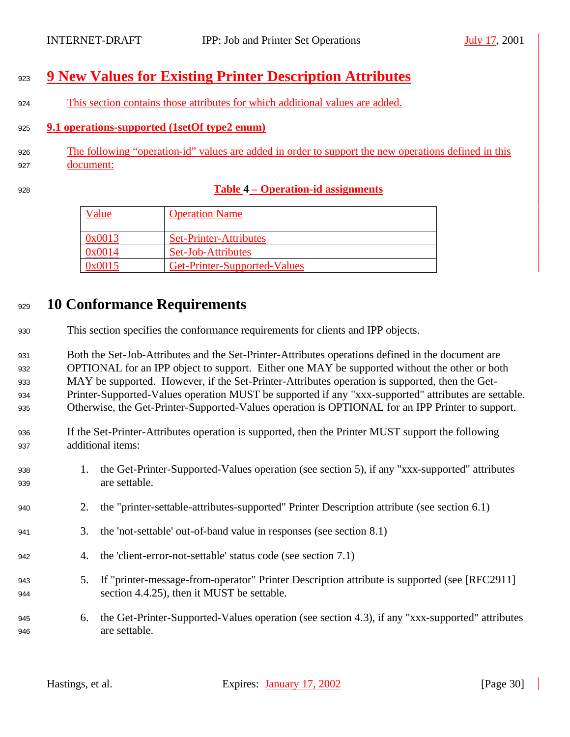# 9 New Values for Existing Printer Description Attributes

This section contains those attributes for which additional values are added.

## 9.1 operations-supported (1setOf type2 enum)

The following "operation-id" values are added in order to support the new operations defined in this document:

**Table 4 – Operation-id assignments**

| Value | Operation Name |
| --- | --- |
| 0x0013 | Set-Printer-Attributes |
| 0x0014 | Set-Job-Attributes |
| 0x0015 | Get-Printer-Supported-Values |

# 10 Conformance Requirements

This section specifies the conformance requirements for clients and IPP objects.

Both the Set-Job-Attributes and the Set-Printer-Attributes operations defined in the document are OPTIONAL for an IPP object to support. Either one MAY be supported without the other or both MAY be supported. However, if the Set-Printer-Attributes operation is supported, then the Get-Printer-Supported-Values operation MUST be supported if any "xxx-supported" attributes are settable. Otherwise, the Get-Printer-Supported-Values operation is OPTIONAL for an IPP Printer to support.

If the Set-Printer-Attributes operation is supported, then the Printer MUST support the following additional items:

1. the Get-Printer-Supported-Values operation (see section 5), if any "xxx-supported" attributes are settable.
2. the "printer-settable-attributes-supported" Printer Description attribute (see section 6.1)
3. the 'not-settable' out-of-band value in responses (see section 8.1)
4. the 'client-error-not-settable' status code (see section 7.1)
5. If "printer-message-from-operator" Printer Description attribute is supported (see [RFC2911] section 4.4.25), then it MUST be settable.
6. the Get-Printer-Supported-Values operation (see section 4.3), if any "xxx-supported" attributes are settable.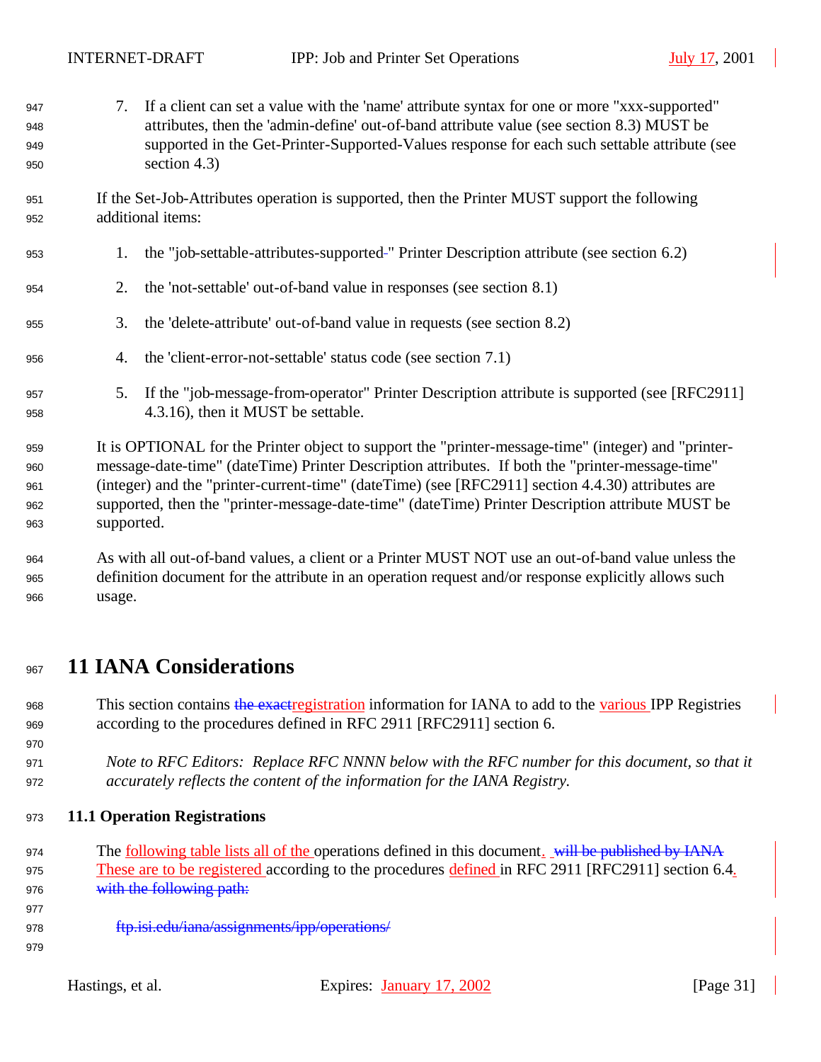7. If a client can set a value with the 'name' attribute syntax for one or more "xxx-supported" attributes, then the 'admin-define' out-of-band attribute value (see section 8.3) MUST be supported in the Get-Printer-Supported-Values response for each such settable attribute (see section 4.3)

If the Set-Job-Attributes operation is supported, then the Printer MUST support the following additional items:

1. the "job-settable-attributes-supported" Printer Description attribute (see section 6.2)
2. the 'not-settable' out-of-band value in responses (see section 8.1)
3. the 'delete-attribute' out-of-band value in requests (see section 8.2)
4. the 'client-error-not-settable' status code (see section 7.1)
5. If the "job-message-from-operator" Printer Description attribute is supported (see [RFC2911] 4.3.16), then it MUST be settable.

It is OPTIONAL for the Printer object to support the "printer-message-time" (integer) and "printer-message-date-time" (dateTime) Printer Description attributes. If both the "printer-message-time" (integer) and the "printer-current-time" (dateTime) (see [RFC2911] section 4.4.30) attributes are supported, then the "printer-message-date-time" (dateTime) Printer Description attribute MUST be supported.

As with all out-of-band values, a client or a Printer MUST NOT use an out-of-band value unless the definition document for the attribute in an operation request and/or response explicitly allows such usage.

# 11 IANA Considerations

This section contains ~~the exact~~registration information for IANA to add to the various IPP Registries according to the procedures defined in RFC 2911 [RFC2911] section 6.

*Note to RFC Editors: Replace RFC NNNN below with the RFC number for this document, so that it accurately reflects the content of the information for the IANA Registry.*

## 11.1 Operation Registrations

The following table lists all of the operations defined in this document. ~~will be published by IANA~~ These are to be registered according to the procedures defined in RFC 2911 [RFC2911] section 6.4. ~~with the following path:~~

~~ftp.isi.edu/iana/assignments/ipp/operations/~~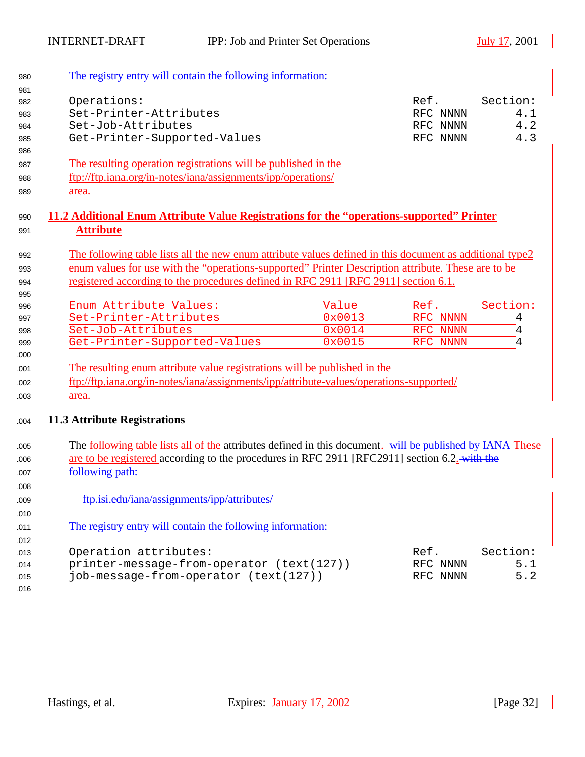~~The registry entry will contain the following information:~~

| Operations: | Ref. | Section: |
|---|---|---|
| Set-Printer-Attributes | RFC NNNN | 4.1 |
| Set-Job-Attributes | RFC NNNN | 4.2 |
| Get-Printer-Supported-Values | RFC NNNN | 4.3 |

The resulting operation registrations will be published in the ftp://ftp.iana.org/in-notes/iana/assignments/ipp/operations/ area.

## 11.2 Additional Enum Attribute Value Registrations for the "operations-supported" Printer Attribute

The following table lists all the new enum attribute values defined in this document as additional type2 enum values for use with the "operations-supported" Printer Description attribute. These are to be registered according to the procedures defined in RFC 2911 [RFC 2911] section 6.1.

| Enum Attribute Values: | Value | Ref. | Section: |
|---|---|---|---|
| Set-Printer-Attributes | 0x0013 | RFC NNNN | 4 |
| Set-Job-Attributes | 0x0014 | RFC NNNN | 4 |
| Get-Printer-Supported-Values | 0x0015 | RFC NNNN | 4 |

The resulting enum attribute value registrations will be published in the ftp://ftp.iana.org/in-notes/iana/assignments/ipp/attribute-values/operations-supported/ area.

## 11.3 Attribute Registrations

The following table lists all of the attributes defined in this document. ~~will be published by IANA~~ These are to be registered according to the procedures in RFC 2911 [RFC2911] section 6.2. ~~with the following path:~~

~~ftp.isi.edu/iana/assignments/ipp/attributes/~~

~~The registry entry will contain the following information:~~

| Operation attributes: | Ref. | Section: |
|---|---|---|
| printer-message-from-operator (text(127)) | RFC NNNN | 5.1 |
| job-message-from-operator (text(127)) | RFC NNNN | 5.2 |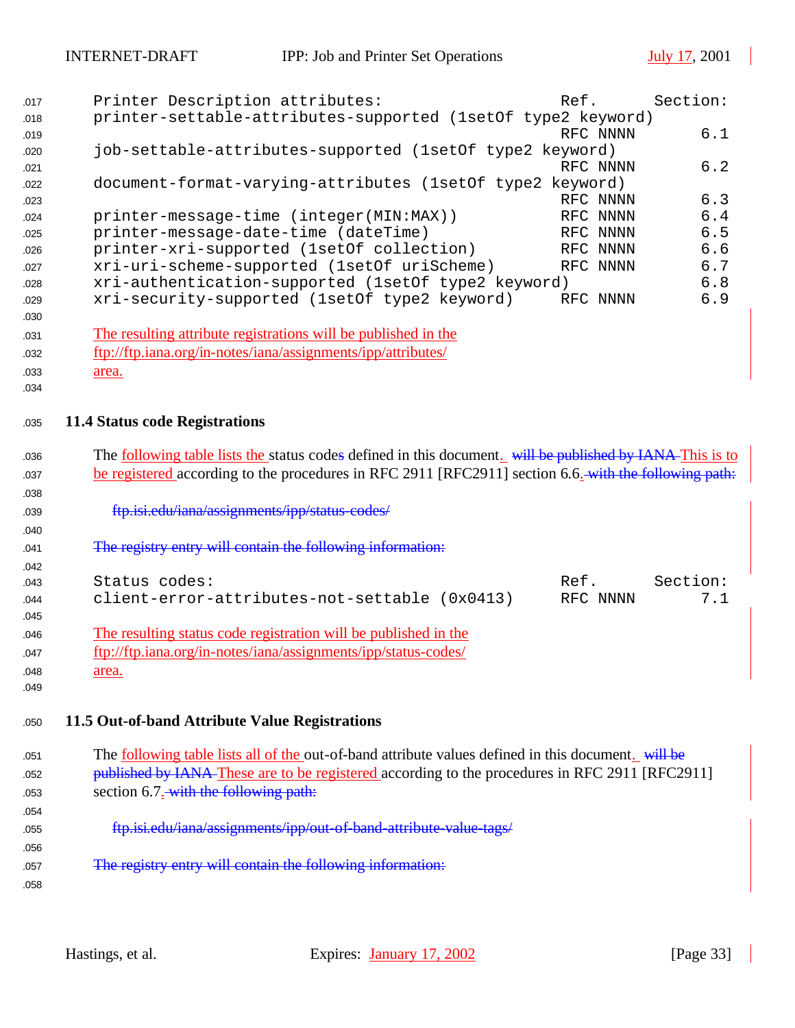```
Printer Description attributes:                        Ref.      Section:
printer-settable-attributes-supported (1setOf type2 keyword)
                                                       RFC NNNN       6.1
job-settable-attributes-supported (1setOf type2 keyword)
                                                       RFC NNNN       6.2
document-format-varying-attributes (1setOf type2 keyword)
                                                       RFC NNNN       6.3
printer-message-time (integer(MIN:MAX))                RFC NNNN       6.4
printer-message-date-time (dateTime)                   RFC NNNN       6.5
printer-xri-supported (1setOf collection)              RFC NNNN       6.6
xri-uri-scheme-supported (1setOf uriScheme)            RFC NNNN       6.7
xri-authentication-supported (1setOf type2 keyword)                   6.8
xri-security-supported (1setOf type2 keyword)          RFC NNNN       6.9
```

The resulting attribute registrations will be published in the ftp://ftp.iana.org/in-notes/iana/assignments/ipp/attributes/ area.

### 11.4 Status code Registrations

The following table lists the status codes defined in this document. ~~will be published by IANA~~ This is to be registered according to the procedures in RFC 2911 [RFC2911] section 6.6. ~~with the following path:~~

~~ftp.isi.edu/iana/assignments/ipp/status-codes/~~

~~The registry entry will contain the following information:~~

```
Status codes:                                          Ref.      Section:
client-error-attributes-not-settable (0x0413)          RFC NNNN       7.1
```

The resulting status code registration will be published in the ftp://ftp.iana.org/in-notes/iana/assignments/ipp/status-codes/ area.

### 11.5 Out-of-band Attribute Value Registrations

The following table lists all of the out-of-band attribute values defined in this document. ~~will be published by IANA~~ These are to be registered according to the procedures in RFC 2911 [RFC2911] section 6.7. ~~with the following path:~~

~~ftp.isi.edu/iana/assignments/ipp/out-of-band-attribute-value-tags/~~

~~The registry entry will contain the following information:~~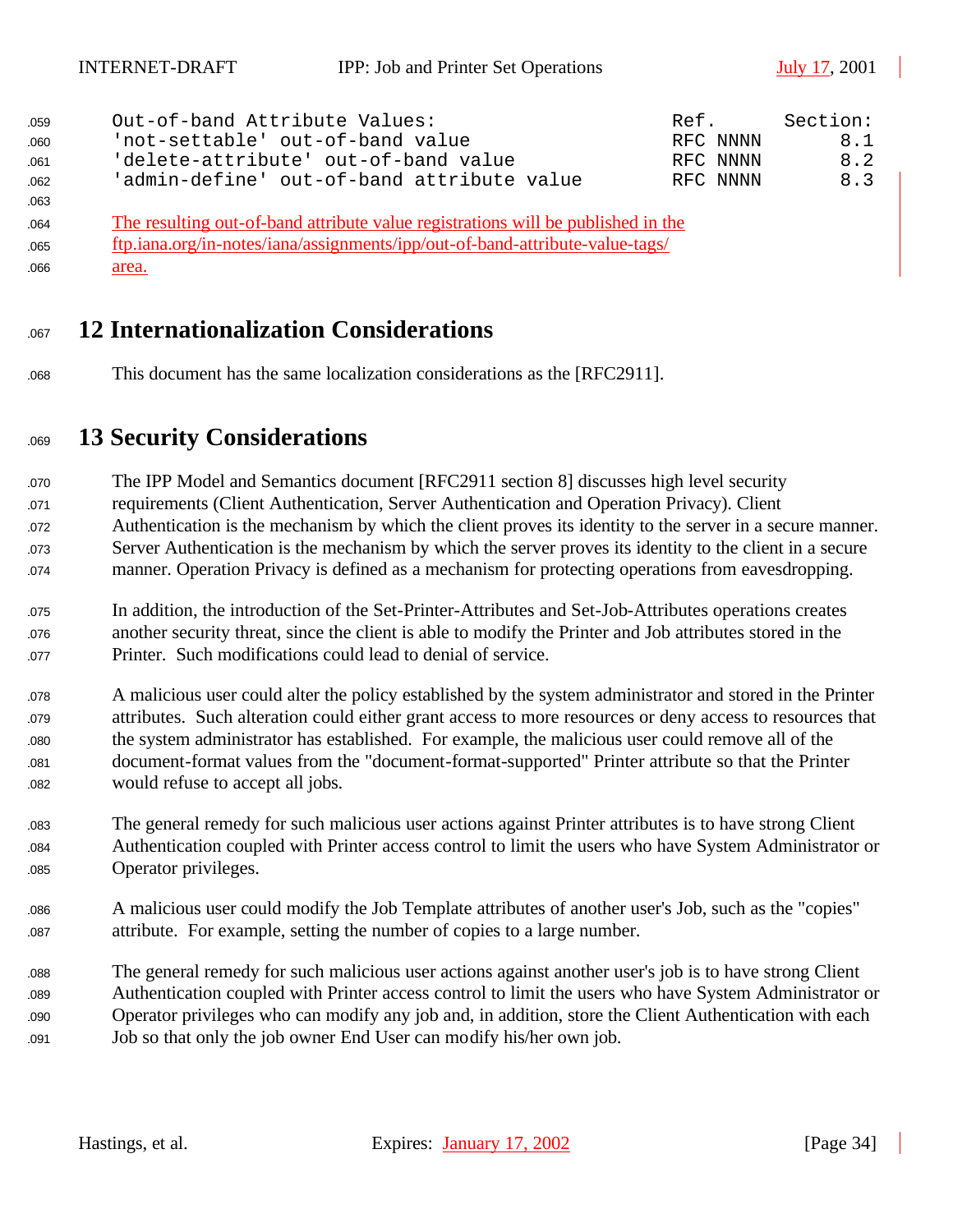```
Out-of-band Attribute Values:                         Ref.      Section:
'not-settable' out-of-band value                      RFC NNNN       8.1
'delete-attribute' out-of-band value                  RFC NNNN       8.2
'admin-define' out-of-band attribute value            RFC NNNN       8.3
```

The resulting out-of-band attribute value registrations will be published in the ftp.iana.org/in-notes/iana/assignments/ipp/out-of-band-attribute-value-tags/ area.

# 12 Internationalization Considerations

This document has the same localization considerations as the [RFC2911].

# 13 Security Considerations

The IPP Model and Semantics document [RFC2911 section 8] discusses high level security requirements (Client Authentication, Server Authentication and Operation Privacy). Client Authentication is the mechanism by which the client proves its identity to the server in a secure manner. Server Authentication is the mechanism by which the server proves its identity to the client in a secure manner. Operation Privacy is defined as a mechanism for protecting operations from eavesdropping.

In addition, the introduction of the Set-Printer-Attributes and Set-Job-Attributes operations creates another security threat, since the client is able to modify the Printer and Job attributes stored in the Printer. Such modifications could lead to denial of service.

A malicious user could alter the policy established by the system administrator and stored in the Printer attributes. Such alteration could either grant access to more resources or deny access to resources that the system administrator has established. For example, the malicious user could remove all of the document-format values from the "document-format-supported" Printer attribute so that the Printer would refuse to accept all jobs.

The general remedy for such malicious user actions against Printer attributes is to have strong Client Authentication coupled with Printer access control to limit the users who have System Administrator or Operator privileges.

A malicious user could modify the Job Template attributes of another user's Job, such as the "copies" attribute. For example, setting the number of copies to a large number.

The general remedy for such malicious user actions against another user's job is to have strong Client Authentication coupled with Printer access control to limit the users who have System Administrator or Operator privileges who can modify any job and, in addition, store the Client Authentication with each Job so that only the job owner End User can modify his/her own job.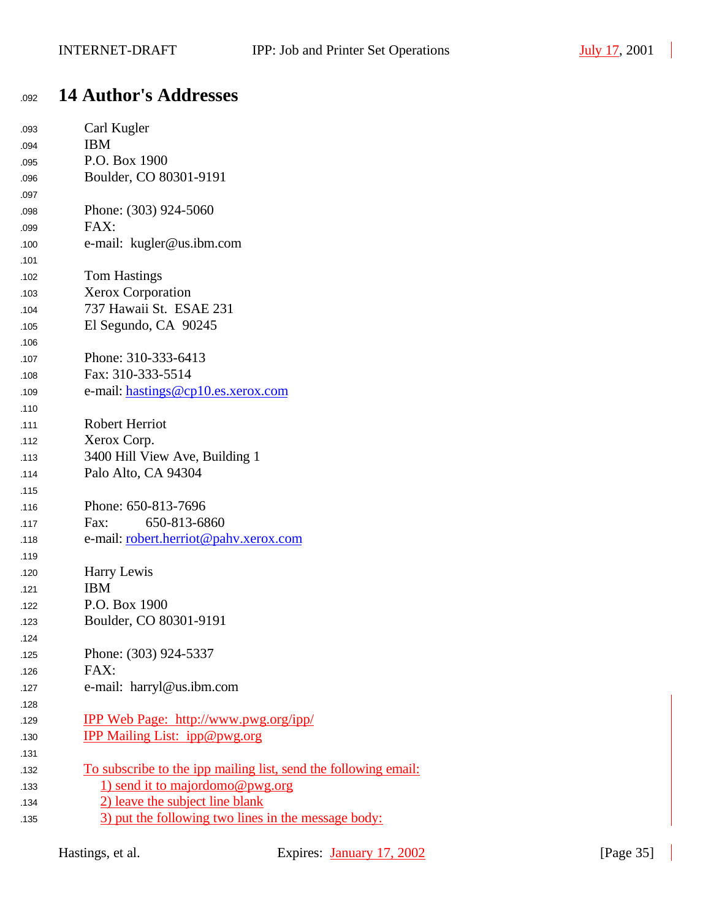# 14 Author's Addresses

Carl Kugler
IBM
P.O. Box 1900
Boulder, CO 80301-9191

Phone: (303) 924-5060
FAX:
e-mail: kugler@us.ibm.com

Tom Hastings
Xerox Corporation
737 Hawaii St. ESAE 231
El Segundo, CA 90245

Phone: 310-333-6413
Fax: 310-333-5514
e-mail: hastings@cp10.es.xerox.com

Robert Herriot
Xerox Corp.
3400 Hill View Ave, Building 1
Palo Alto, CA 94304

Phone: 650-813-7696
Fax: 650-813-6860
e-mail: robert.herriot@pahv.xerox.com

Harry Lewis
IBM
P.O. Box 1900
Boulder, CO 80301-9191

Phone: (303) 924-5337
FAX:
e-mail: harryl@us.ibm.com

IPP Web Page: http://www.pwg.org/ipp/
IPP Mailing List: ipp@pwg.org

To subscribe to the ipp mailing list, send the following email:
1) send it to majordomo@pwg.org
2) leave the subject line blank
3) put the following two lines in the message body: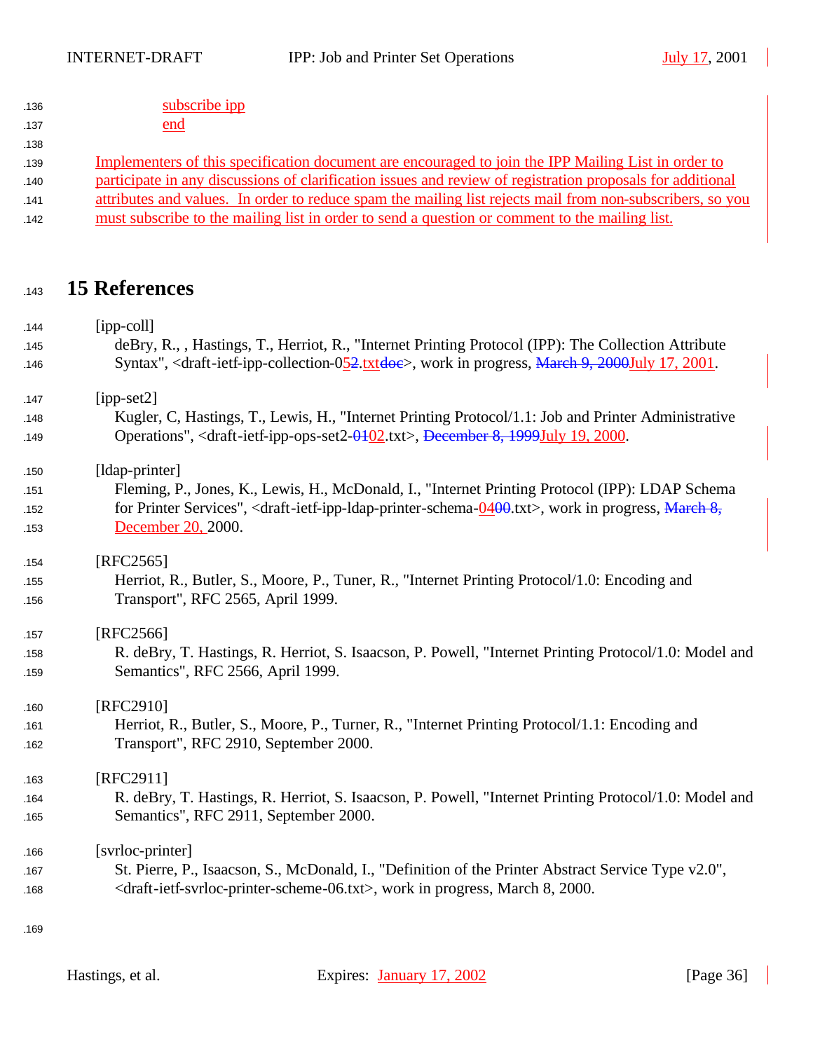subscribe ipp
end

Implementers of this specification document are encouraged to join the IPP Mailing List in order to participate in any discussions of clarification issues and review of registration proposals for additional attributes and values. In order to reduce spam the mailing list rejects mail from non-subscribers, so you must subscribe to the mailing list in order to send a question or comment to the mailing list.

# 15 References

[ipp-coll]
deBry, R., , Hastings, T., Herriot, R., "Internet Printing Protocol (IPP): The Collection Attribute Syntax", <draft-ietf-ipp-collection-052.txtdoc>, work in progress, March 9, 2000July 17, 2001.

[ipp-set2]
Kugler, C, Hastings, T., Lewis, H., "Internet Printing Protocol/1.1: Job and Printer Administrative Operations", <draft-ietf-ipp-ops-set2-0102.txt>, December 8, 1999July 19, 2000.

[ldap-printer]
Fleming, P., Jones, K., Lewis, H., McDonald, I., "Internet Printing Protocol (IPP): LDAP Schema for Printer Services", <draft-ietf-ipp-ldap-printer-schema-0400.txt>, work in progress, March 8, December 20, 2000.

[RFC2565]
Herriot, R., Butler, S., Moore, P., Tuner, R., "Internet Printing Protocol/1.0: Encoding and Transport", RFC 2565, April 1999.

[RFC2566]
R. deBry, T. Hastings, R. Herriot, S. Isaacson, P. Powell, "Internet Printing Protocol/1.0: Model and Semantics", RFC 2566, April 1999.

[RFC2910]
Herriot, R., Butler, S., Moore, P., Turner, R., "Internet Printing Protocol/1.1: Encoding and Transport", RFC 2910, September 2000.

[RFC2911]
R. deBry, T. Hastings, R. Herriot, S. Isaacson, P. Powell, "Internet Printing Protocol/1.0: Model and Semantics", RFC 2911, September 2000.

[svrloc-printer]
St. Pierre, P., Isaacson, S., McDonald, I., "Definition of the Printer Abstract Service Type v2.0", <draft-ietf-svrloc-printer-scheme-06.txt>, work in progress, March 8, 2000.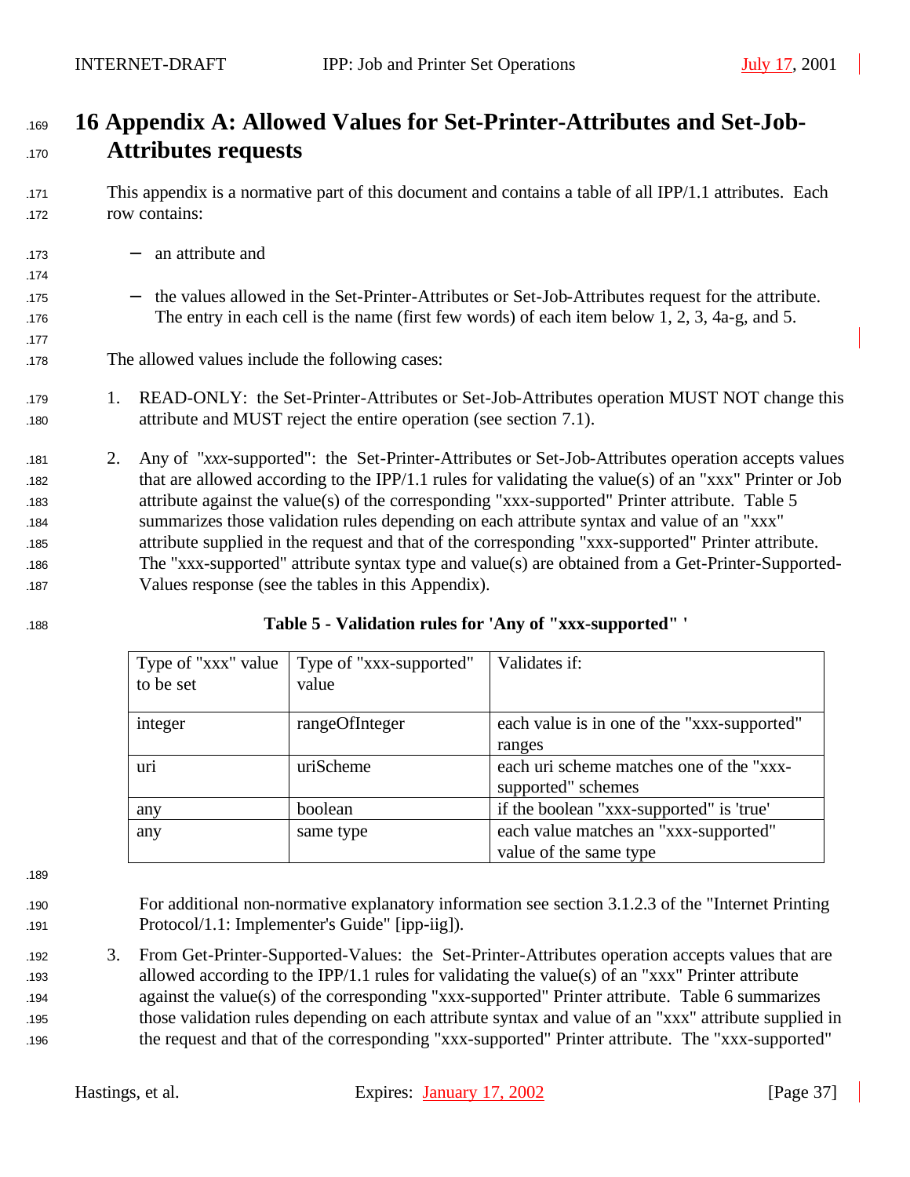# 16 Appendix A: Allowed Values for Set-Printer-Attributes and Set-Job-Attributes requests

This appendix is a normative part of this document and contains a table of all IPP/1.1 attributes. Each row contains:

- an attribute and

- the values allowed in the Set-Printer-Attributes or Set-Job-Attributes request for the attribute. The entry in each cell is the name (first few words) of each item below 1, 2, 3, 4a-g, and 5.

The allowed values include the following cases:

1. READ-ONLY: the Set-Printer-Attributes or Set-Job-Attributes operation MUST NOT change this attribute and MUST reject the entire operation (see section 7.1).

2. Any of "*xxx*-supported": the Set-Printer-Attributes or Set-Job-Attributes operation accepts values that are allowed according to the IPP/1.1 rules for validating the value(s) of an "xxx" Printer or Job attribute against the value(s) of the corresponding "xxx-supported" Printer attribute. Table 5 summarizes those validation rules depending on each attribute syntax and value of an "xxx" attribute supplied in the request and that of the corresponding "xxx-supported" Printer attribute. The "xxx-supported" attribute syntax type and value(s) are obtained from a Get-Printer-Supported-Values response (see the tables in this Appendix).

**Table 5 - Validation rules for 'Any of "xxx-supported" '**

| Type of "xxx" value to be set | Type of "xxx-supported" value | Validates if: |
|---|---|---|
| integer | rangeOfInteger | each value is in one of the "xxx-supported" ranges |
| uri | uriScheme | each uri scheme matches one of the "xxx-supported" schemes |
| any | boolean | if the boolean "xxx-supported" is 'true' |
| any | same type | each value matches an "xxx-supported" value of the same type |

For additional non-normative explanatory information see section 3.1.2.3 of the "Internet Printing Protocol/1.1: Implementer's Guide" [ipp-iig]).

3. From Get-Printer-Supported-Values: the Set-Printer-Attributes operation accepts values that are allowed according to the IPP/1.1 rules for validating the value(s) of an "xxx" Printer attribute against the value(s) of the corresponding "xxx-supported" Printer attribute. Table 6 summarizes those validation rules depending on each attribute syntax and value of an "xxx" attribute supplied in the request and that of the corresponding "xxx-supported" Printer attribute. The "xxx-supported"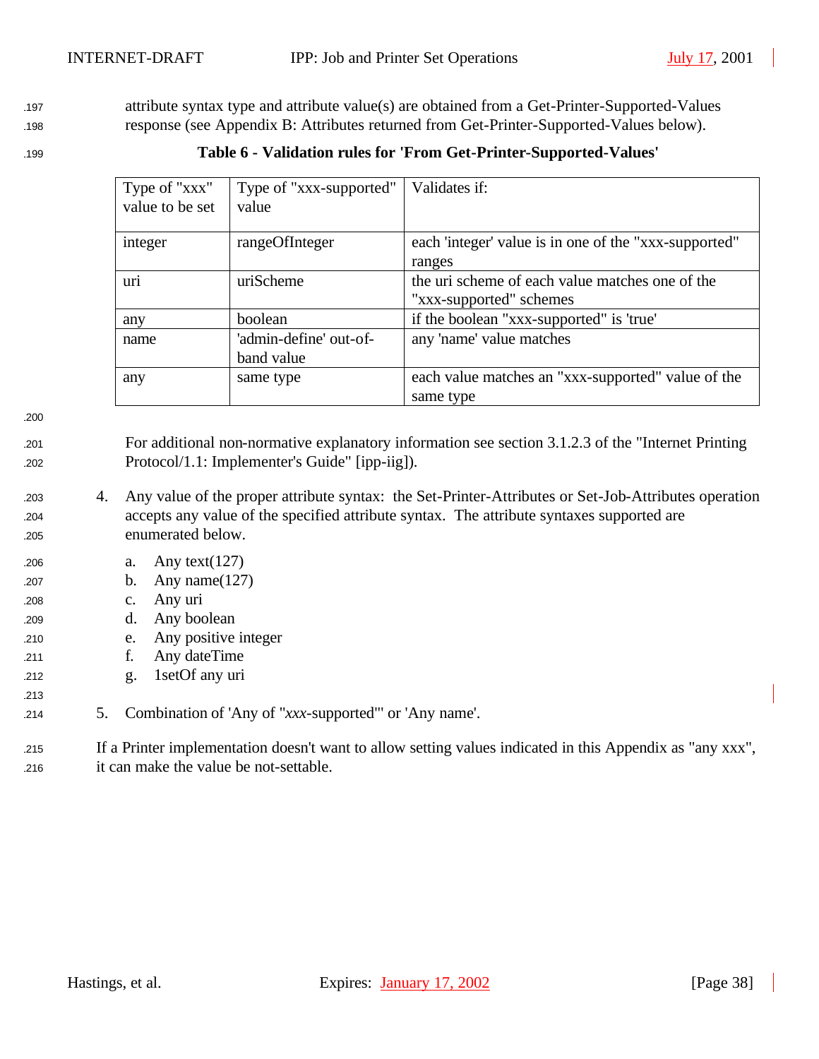attribute syntax type and attribute value(s) are obtained from a Get-Printer-Supported-Values response (see Appendix B: Attributes returned from Get-Printer-Supported-Values below).

**Table 6 - Validation rules for 'From Get-Printer-Supported-Values'**

| Type of "xxx" value to be set | Type of "xxx-supported" value | Validates if: |
|---|---|---|
| integer | rangeOfInteger | each 'integer' value is in one of the "xxx-supported" ranges |
| uri | uriScheme | the uri scheme of each value matches one of the "xxx-supported" schemes |
| any | boolean | if the boolean "xxx-supported" is 'true' |
| name | 'admin-define' out-of-band value | any 'name' value matches |
| any | same type | each value matches an "xxx-supported" value of the same type |

For additional non-normative explanatory information see section 3.1.2.3 of the "Internet Printing Protocol/1.1: Implementer's Guide" [ipp-iig]).

4. Any value of the proper attribute syntax: the Set-Printer-Attributes or Set-Job-Attributes operation accepts any value of the specified attribute syntax. The attribute syntaxes supported are enumerated below.
   a. Any text(127)
   b. Any name(127)
   c. Any uri
   d. Any boolean
   e. Any positive integer
   f. Any dateTime
   g. 1setOf any uri

5. Combination of 'Any of "*xxx*-supported"' or 'Any name'.

If a Printer implementation doesn't want to allow setting values indicated in this Appendix as "any xxx", it can make the value be not-settable.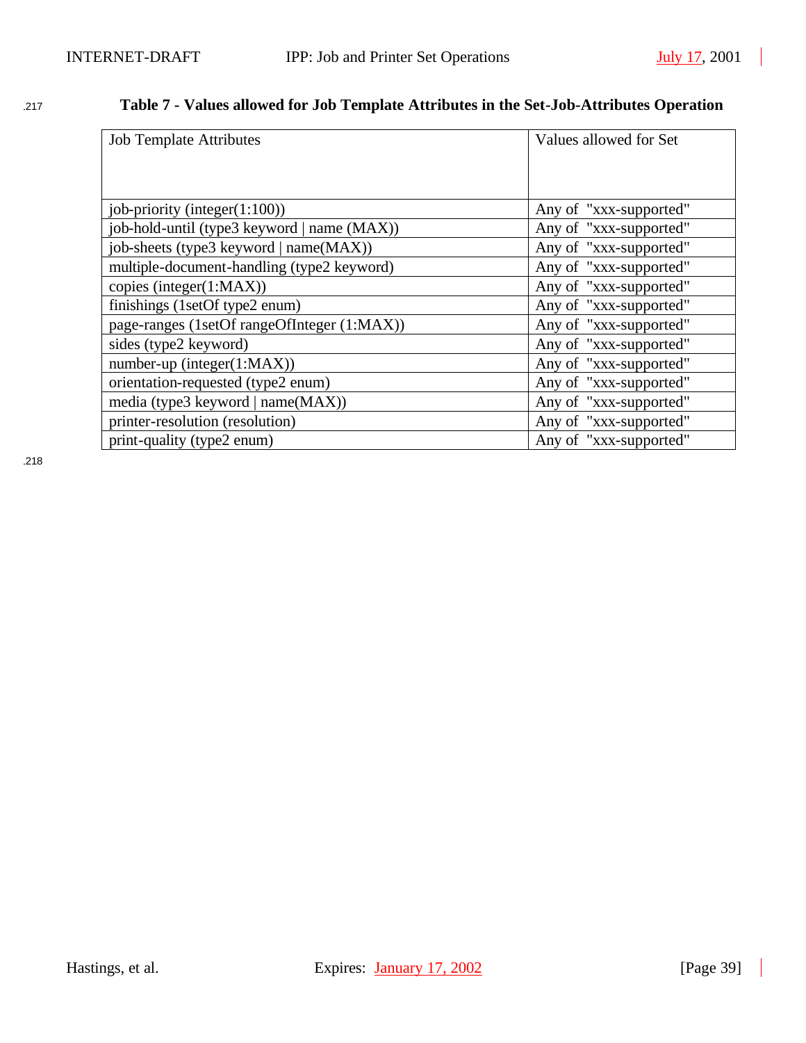**Table 7 - Values allowed for Job Template Attributes in the Set-Job-Attributes Operation**

| Job Template Attributes | Values allowed for Set |
|---|---|
| job-priority (integer(1:100)) | Any of "xxx-supported" |
| job-hold-until (type3 keyword \| name (MAX)) | Any of "xxx-supported" |
| job-sheets (type3 keyword \| name(MAX)) | Any of "xxx-supported" |
| multiple-document-handling (type2 keyword) | Any of "xxx-supported" |
| copies (integer(1:MAX)) | Any of "xxx-supported" |
| finishings (1setOf type2 enum) | Any of "xxx-supported" |
| page-ranges (1setOf rangeOfInteger (1:MAX)) | Any of "xxx-supported" |
| sides (type2 keyword) | Any of "xxx-supported" |
| number-up (integer(1:MAX)) | Any of "xxx-supported" |
| orientation-requested (type2 enum) | Any of "xxx-supported" |
| media (type3 keyword \| name(MAX)) | Any of "xxx-supported" |
| printer-resolution (resolution) | Any of "xxx-supported" |
| print-quality (type2 enum) | Any of "xxx-supported" |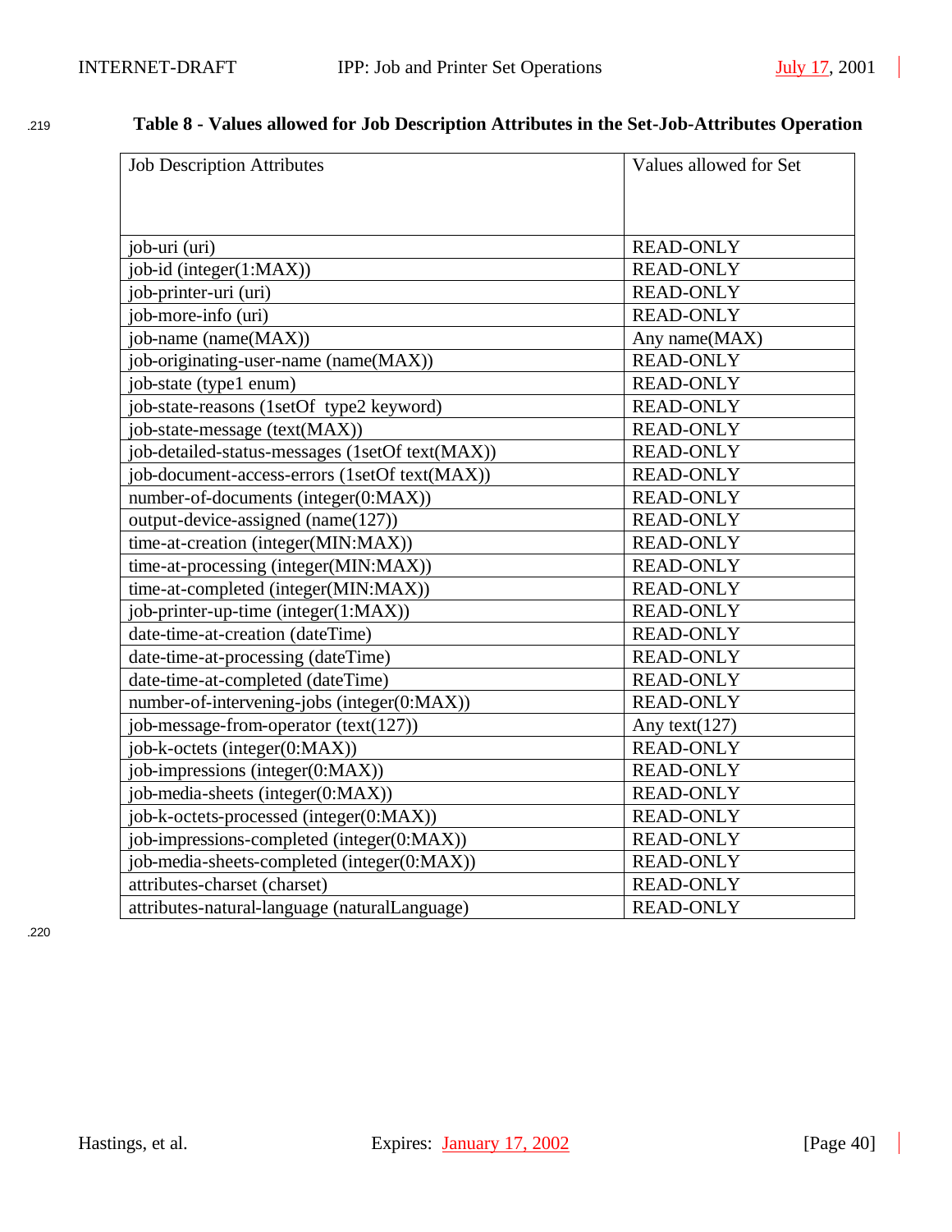**Table 8 - Values allowed for Job Description Attributes in the Set-Job-Attributes Operation**

| Job Description Attributes | Values allowed for Set |
|---|---|
| job-uri (uri) | READ-ONLY |
| job-id (integer(1:MAX)) | READ-ONLY |
| job-printer-uri (uri) | READ-ONLY |
| job-more-info (uri) | READ-ONLY |
| job-name (name(MAX)) | Any name(MAX) |
| job-originating-user-name (name(MAX)) | READ-ONLY |
| job-state (type1 enum) | READ-ONLY |
| job-state-reasons (1setOf type2 keyword) | READ-ONLY |
| job-state-message (text(MAX)) | READ-ONLY |
| job-detailed-status-messages (1setOf text(MAX)) | READ-ONLY |
| job-document-access-errors (1setOf text(MAX)) | READ-ONLY |
| number-of-documents (integer(0:MAX)) | READ-ONLY |
| output-device-assigned (name(127)) | READ-ONLY |
| time-at-creation (integer(MIN:MAX)) | READ-ONLY |
| time-at-processing (integer(MIN:MAX)) | READ-ONLY |
| time-at-completed (integer(MIN:MAX)) | READ-ONLY |
| job-printer-up-time (integer(1:MAX)) | READ-ONLY |
| date-time-at-creation (dateTime) | READ-ONLY |
| date-time-at-processing (dateTime) | READ-ONLY |
| date-time-at-completed (dateTime) | READ-ONLY |
| number-of-intervening-jobs (integer(0:MAX)) | READ-ONLY |
| job-message-from-operator (text(127)) | Any text(127) |
| job-k-octets (integer(0:MAX)) | READ-ONLY |
| job-impressions (integer(0:MAX)) | READ-ONLY |
| job-media-sheets (integer(0:MAX)) | READ-ONLY |
| job-k-octets-processed (integer(0:MAX)) | READ-ONLY |
| job-impressions-completed (integer(0:MAX)) | READ-ONLY |
| job-media-sheets-completed (integer(0:MAX)) | READ-ONLY |
| attributes-charset (charset) | READ-ONLY |
| attributes-natural-language (naturalLanguage) | READ-ONLY |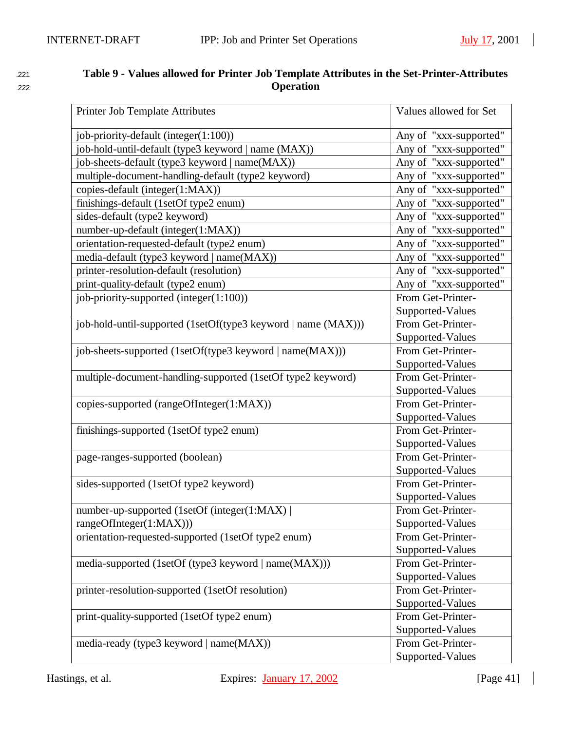**Table 9 - Values allowed for Printer Job Template Attributes in the Set-Printer-Attributes Operation**

| Printer Job Template Attributes | Values allowed for Set |
|---|---|
| job-priority-default (integer(1:100)) | Any of "xxx-supported" |
| job-hold-until-default (type3 keyword \| name (MAX)) | Any of "xxx-supported" |
| job-sheets-default (type3 keyword \| name(MAX)) | Any of "xxx-supported" |
| multiple-document-handling-default (type2 keyword) | Any of "xxx-supported" |
| copies-default (integer(1:MAX)) | Any of "xxx-supported" |
| finishings-default (1setOf type2 enum) | Any of "xxx-supported" |
| sides-default (type2 keyword) | Any of "xxx-supported" |
| number-up-default (integer(1:MAX)) | Any of "xxx-supported" |
| orientation-requested-default (type2 enum) | Any of "xxx-supported" |
| media-default (type3 keyword \| name(MAX)) | Any of "xxx-supported" |
| printer-resolution-default (resolution) | Any of "xxx-supported" |
| print-quality-default (type2 enum) | Any of "xxx-supported" |
| job-priority-supported (integer(1:100)) | From Get-Printer-Supported-Values |
| job-hold-until-supported (1setOf(type3 keyword \| name (MAX))) | From Get-Printer-Supported-Values |
| job-sheets-supported (1setOf(type3 keyword \| name(MAX))) | From Get-Printer-Supported-Values |
| multiple-document-handling-supported (1setOf type2 keyword) | From Get-Printer-Supported-Values |
| copies-supported (rangeOfInteger(1:MAX)) | From Get-Printer-Supported-Values |
| finishings-supported (1setOf type2 enum) | From Get-Printer-Supported-Values |
| page-ranges-supported (boolean) | From Get-Printer-Supported-Values |
| sides-supported (1setOf type2 keyword) | From Get-Printer-Supported-Values |
| number-up-supported (1setOf (integer(1:MAX) \| rangeOfInteger(1:MAX))) | From Get-Printer-Supported-Values |
| orientation-requested-supported (1setOf type2 enum) | From Get-Printer-Supported-Values |
| media-supported (1setOf (type3 keyword \| name(MAX))) | From Get-Printer-Supported-Values |
| printer-resolution-supported (1setOf resolution) | From Get-Printer-Supported-Values |
| print-quality-supported (1setOf type2 enum) | From Get-Printer-Supported-Values |
| media-ready (type3 keyword \| name(MAX)) | From Get-Printer-Supported-Values |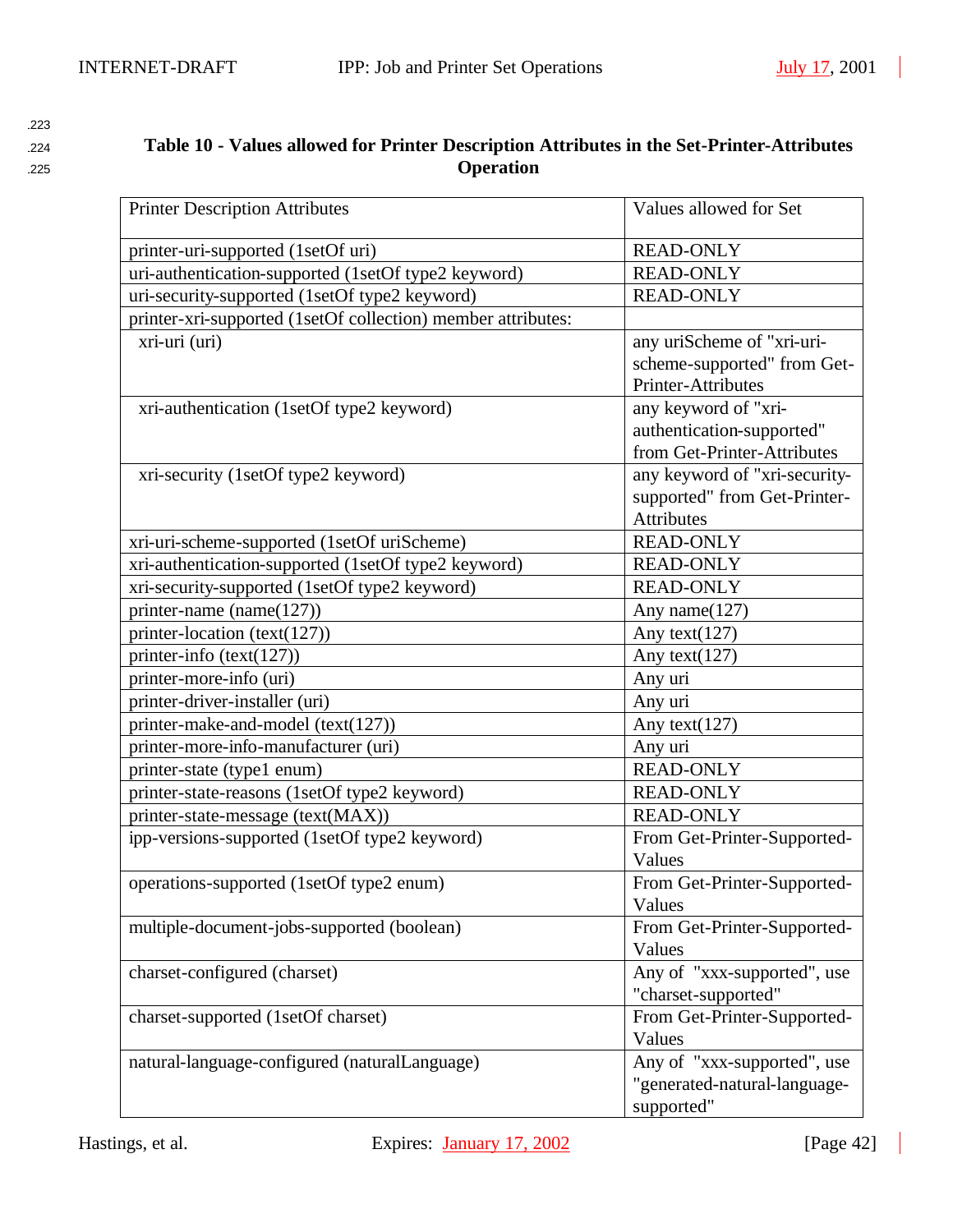**Table 10 - Values allowed for Printer Description Attributes in the Set-Printer-Attributes Operation**

| Printer Description Attributes | Values allowed for Set |
|---|---|
| printer-uri-supported (1setOf uri) | READ-ONLY |
| uri-authentication-supported (1setOf type2 keyword) | READ-ONLY |
| uri-security-supported (1setOf type2 keyword) | READ-ONLY |
| printer-xri-supported (1setOf collection) member attributes: | |
| xri-uri (uri) | any uriScheme of "xri-uri-scheme-supported" from Get-Printer-Attributes |
| xri-authentication (1setOf type2 keyword) | any keyword of "xri-authentication-supported" from Get-Printer-Attributes |
| xri-security (1setOf type2 keyword) | any keyword of "xri-security-supported" from Get-Printer-Attributes |
| xri-uri-scheme-supported (1setOf uriScheme) | READ-ONLY |
| xri-authentication-supported (1setOf type2 keyword) | READ-ONLY |
| xri-security-supported (1setOf type2 keyword) | READ-ONLY |
| printer-name (name(127)) | Any name(127) |
| printer-location (text(127)) | Any text(127) |
| printer-info (text(127)) | Any text(127) |
| printer-more-info (uri) | Any uri |
| printer-driver-installer (uri) | Any uri |
| printer-make-and-model (text(127)) | Any text(127) |
| printer-more-info-manufacturer (uri) | Any uri |
| printer-state (type1 enum) | READ-ONLY |
| printer-state-reasons (1setOf type2 keyword) | READ-ONLY |
| printer-state-message (text(MAX)) | READ-ONLY |
| ipp-versions-supported (1setOf type2 keyword) | From Get-Printer-Supported-Values |
| operations-supported (1setOf type2 enum) | From Get-Printer-Supported-Values |
| multiple-document-jobs-supported (boolean) | From Get-Printer-Supported-Values |
| charset-configured (charset) | Any of "xxx-supported", use "charset-supported" |
| charset-supported (1setOf charset) | From Get-Printer-Supported-Values |
| natural-language-configured (naturalLanguage) | Any of "xxx-supported", use "generated-natural-language-supported" |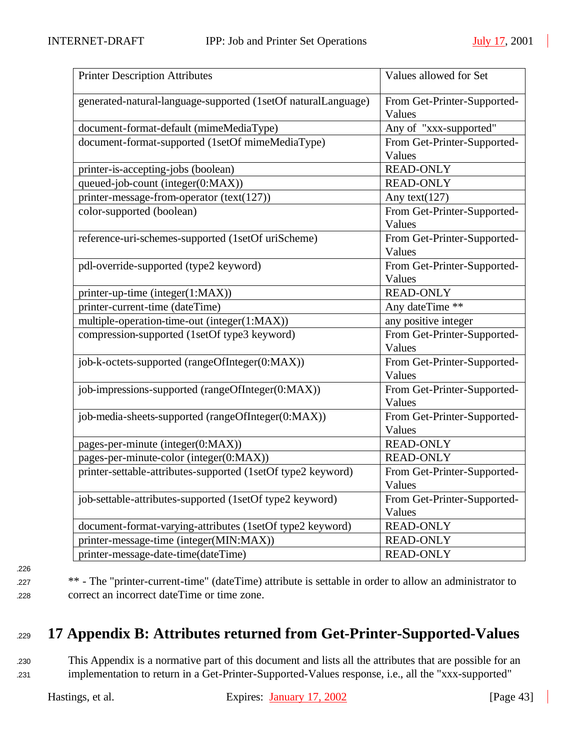| Printer Description Attributes | Values allowed for Set |
|---|---|
| generated-natural-language-supported (1setOf naturalLanguage) | From Get-Printer-Supported-Values |
| document-format-default (mimeMediaType) | Any of "xxx-supported" |
| document-format-supported (1setOf mimeMediaType) | From Get-Printer-Supported-Values |
| printer-is-accepting-jobs (boolean) | READ-ONLY |
| queued-job-count (integer(0:MAX)) | READ-ONLY |
| printer-message-from-operator (text(127)) | Any text(127) |
| color-supported (boolean) | From Get-Printer-Supported-Values |
| reference-uri-schemes-supported (1setOf uriScheme) | From Get-Printer-Supported-Values |
| pdl-override-supported (type2 keyword) | From Get-Printer-Supported-Values |
| printer-up-time (integer(1:MAX)) | READ-ONLY |
| printer-current-time (dateTime) | Any dateTime ** |
| multiple-operation-time-out (integer(1:MAX)) | any positive integer |
| compression-supported (1setOf type3 keyword) | From Get-Printer-Supported-Values |
| job-k-octets-supported (rangeOfInteger(0:MAX)) | From Get-Printer-Supported-Values |
| job-impressions-supported (rangeOfInteger(0:MAX)) | From Get-Printer-Supported-Values |
| job-media-sheets-supported (rangeOfInteger(0:MAX)) | From Get-Printer-Supported-Values |
| pages-per-minute (integer(0:MAX)) | READ-ONLY |
| pages-per-minute-color (integer(0:MAX)) | READ-ONLY |
| printer-settable-attributes-supported (1setOf type2 keyword) | From Get-Printer-Supported-Values |
| job-settable-attributes-supported (1setOf type2 keyword) | From Get-Printer-Supported-Values |
| document-format-varying-attributes (1setOf type2 keyword) | READ-ONLY |
| printer-message-time (integer(MIN:MAX)) | READ-ONLY |
| printer-message-date-time(dateTime) | READ-ONLY |

** - The "printer-current-time" (dateTime) attribute is settable in order to allow an administrator to correct an incorrect dateTime or time zone.

# 17 Appendix B: Attributes returned from Get-Printer-Supported-Values

This Appendix is a normative part of this document and lists all the attributes that are possible for an implementation to return in a Get-Printer-Supported-Values response, i.e., all the "xxx-supported"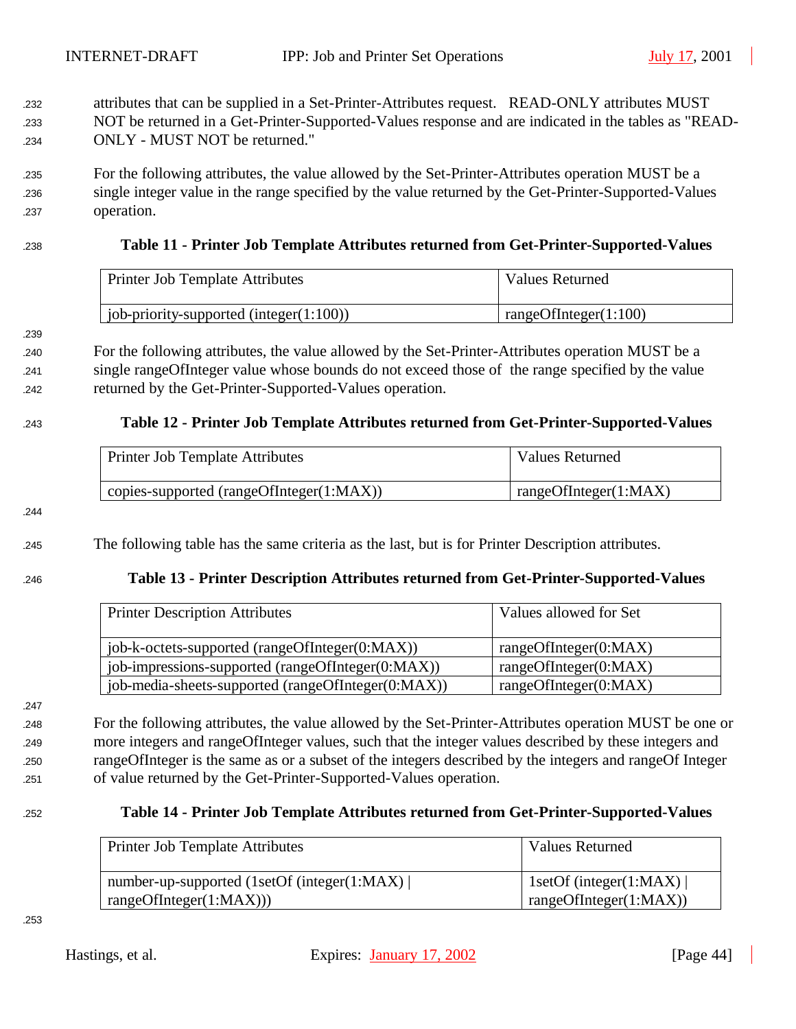attributes that can be supplied in a Set-Printer-Attributes request. READ-ONLY attributes MUST NOT be returned in a Get-Printer-Supported-Values response and are indicated in the tables as "READ-ONLY - MUST NOT be returned."

For the following attributes, the value allowed by the Set-Printer-Attributes operation MUST be a single integer value in the range specified by the value returned by the Get-Printer-Supported-Values operation.

**Table 11 - Printer Job Template Attributes returned from Get-Printer-Supported-Values**

| Printer Job Template Attributes | Values Returned |
|---|---|
| job-priority-supported (integer(1:100)) | rangeOfInteger(1:100) |

For the following attributes, the value allowed by the Set-Printer-Attributes operation MUST be a single rangeOfInteger value whose bounds do not exceed those of the range specified by the value returned by the Get-Printer-Supported-Values operation.

**Table 12 - Printer Job Template Attributes returned from Get-Printer-Supported-Values**

| Printer Job Template Attributes | Values Returned |
|---|---|
| copies-supported (rangeOfInteger(1:MAX)) | rangeOfInteger(1:MAX) |

The following table has the same criteria as the last, but is for Printer Description attributes.

**Table 13 - Printer Description Attributes returned from Get-Printer-Supported-Values**

| Printer Description Attributes | Values allowed for Set |
|---|---|
| job-k-octets-supported (rangeOfInteger(0:MAX)) | rangeOfInteger(0:MAX) |
| job-impressions-supported (rangeOfInteger(0:MAX)) | rangeOfInteger(0:MAX) |
| job-media-sheets-supported (rangeOfInteger(0:MAX)) | rangeOfInteger(0:MAX) |

For the following attributes, the value allowed by the Set-Printer-Attributes operation MUST be one or more integers and rangeOfInteger values, such that the integer values described by these integers and rangeOfInteger is the same as or a subset of the integers described by the integers and rangeOf Integer of value returned by the Get-Printer-Supported-Values operation.

**Table 14 - Printer Job Template Attributes returned from Get-Printer-Supported-Values**

| Printer Job Template Attributes | Values Returned |
|---|---|
| number-up-supported (1setOf (integer(1:MAX) \| rangeOfInteger(1:MAX))) | 1setOf (integer(1:MAX) \| rangeOfInteger(1:MAX)) |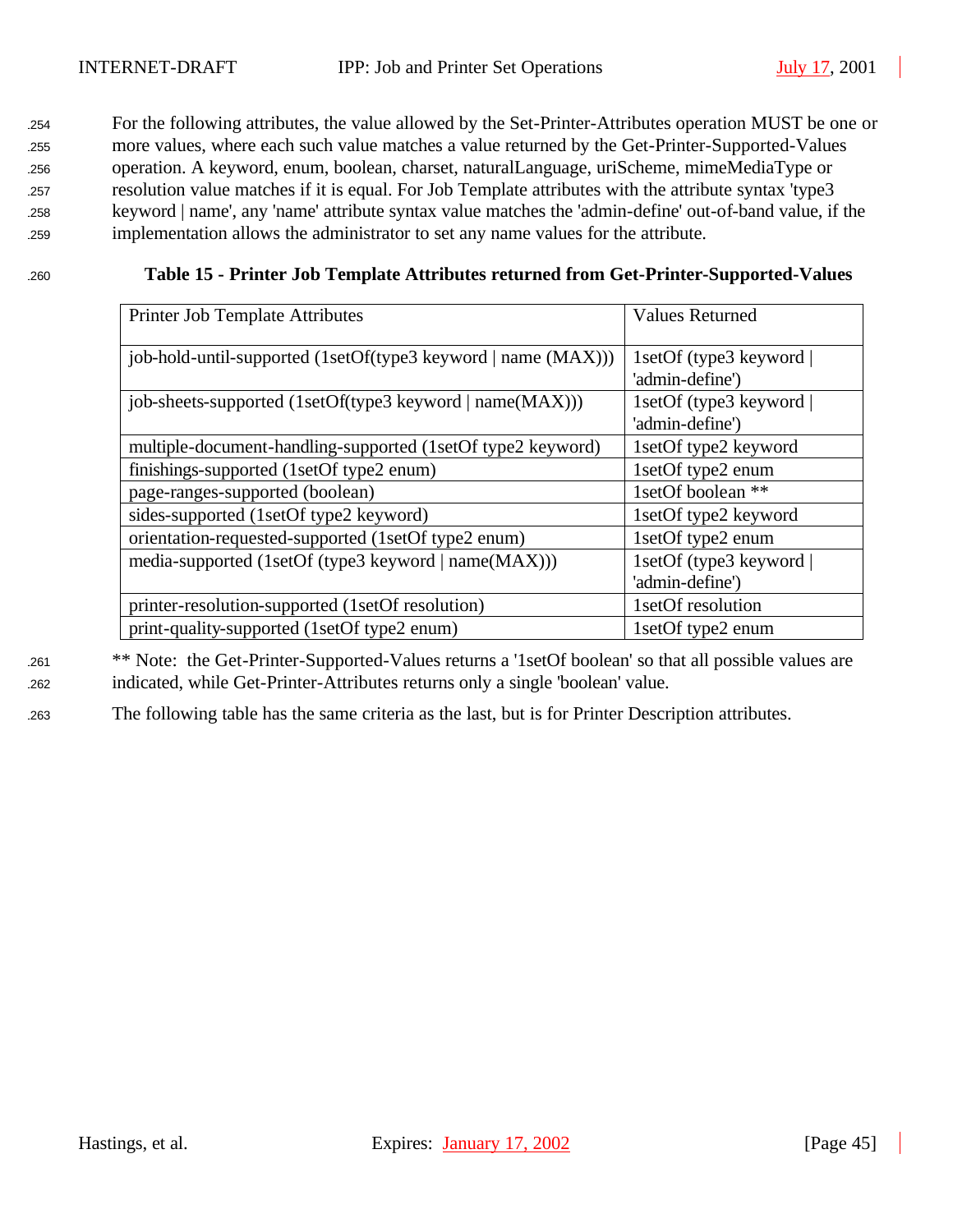For the following attributes, the value allowed by the Set-Printer-Attributes operation MUST be one or more values, where each such value matches a value returned by the Get-Printer-Supported-Values operation. A keyword, enum, boolean, charset, naturalLanguage, uriScheme, mimeMediaType or resolution value matches if it is equal. For Job Template attributes with the attribute syntax 'type3 keyword | name', any 'name' attribute syntax value matches the 'admin-define' out-of-band value, if the implementation allows the administrator to set any name values for the attribute.

**Table 15 - Printer Job Template Attributes returned from Get-Printer-Supported-Values**

| Printer Job Template Attributes | Values Returned |
|---|---|
| job-hold-until-supported (1setOf(type3 keyword \| name (MAX))) | 1setOf (type3 keyword \| 'admin-define') |
| job-sheets-supported (1setOf(type3 keyword \| name(MAX))) | 1setOf (type3 keyword \| 'admin-define') |
| multiple-document-handling-supported (1setOf type2 keyword) | 1setOf type2 keyword |
| finishings-supported (1setOf type2 enum) | 1setOf type2 enum |
| page-ranges-supported (boolean) | 1setOf boolean ** |
| sides-supported (1setOf type2 keyword) | 1setOf type2 keyword |
| orientation-requested-supported (1setOf type2 enum) | 1setOf type2 enum |
| media-supported (1setOf (type3 keyword \| name(MAX))) | 1setOf (type3 keyword \| 'admin-define') |
| printer-resolution-supported (1setOf resolution) | 1setOf resolution |
| print-quality-supported (1setOf type2 enum) | 1setOf type2 enum |

** Note: the Get-Printer-Supported-Values returns a '1setOf boolean' so that all possible values are indicated, while Get-Printer-Attributes returns only a single 'boolean' value.

The following table has the same criteria as the last, but is for Printer Description attributes.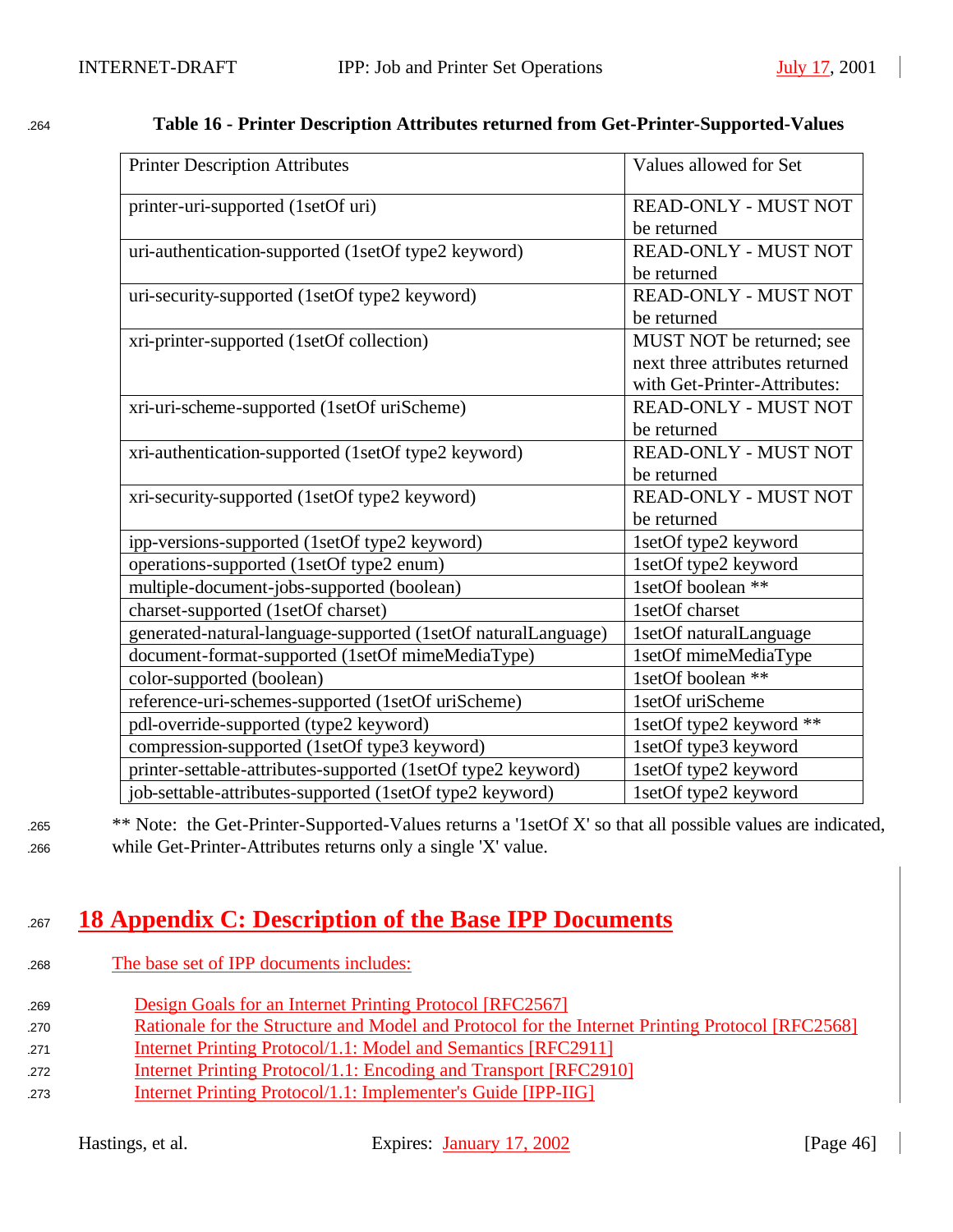**Table 16 - Printer Description Attributes returned from Get-Printer-Supported-Values**

| Printer Description Attributes | Values allowed for Set |
|---|---|
| printer-uri-supported (1setOf uri) | READ-ONLY - MUST NOT be returned |
| uri-authentication-supported (1setOf type2 keyword) | READ-ONLY - MUST NOT be returned |
| uri-security-supported (1setOf type2 keyword) | READ-ONLY - MUST NOT be returned |
| xri-printer-supported (1setOf collection) | MUST NOT be returned; see next three attributes returned with Get-Printer-Attributes: |
| xri-uri-scheme-supported (1setOf uriScheme) | READ-ONLY - MUST NOT be returned |
| xri-authentication-supported (1setOf type2 keyword) | READ-ONLY - MUST NOT be returned |
| xri-security-supported (1setOf type2 keyword) | READ-ONLY - MUST NOT be returned |
| ipp-versions-supported (1setOf type2 keyword) | 1setOf type2 keyword |
| operations-supported (1setOf type2 enum) | 1setOf type2 keyword |
| multiple-document-jobs-supported (boolean) | 1setOf boolean ** |
| charset-supported (1setOf charset) | 1setOf charset |
| generated-natural-language-supported (1setOf naturalLanguage) | 1setOf naturalLanguage |
| document-format-supported (1setOf mimeMediaType) | 1setOf mimeMediaType |
| color-supported (boolean) | 1setOf boolean ** |
| reference-uri-schemes-supported (1setOf uriScheme) | 1setOf uriScheme |
| pdl-override-supported (type2 keyword) | 1setOf type2 keyword ** |
| compression-supported (1setOf type3 keyword) | 1setOf type3 keyword |
| printer-settable-attributes-supported (1setOf type2 keyword) | 1setOf type2 keyword |
| job-settable-attributes-supported (1setOf type2 keyword) | 1setOf type2 keyword |

** Note: the Get-Printer-Supported-Values returns a '1setOf X' so that all possible values are indicated, while Get-Printer-Attributes returns only a single 'X' value.

# 18 Appendix C: Description of the Base IPP Documents

The base set of IPP documents includes:

- Design Goals for an Internet Printing Protocol [RFC2567]
- Rationale for the Structure and Model and Protocol for the Internet Printing Protocol [RFC2568]
- Internet Printing Protocol/1.1: Model and Semantics [RFC2911]
- Internet Printing Protocol/1.1: Encoding and Transport [RFC2910]
- Internet Printing Protocol/1.1: Implementer's Guide [IPP-IIG]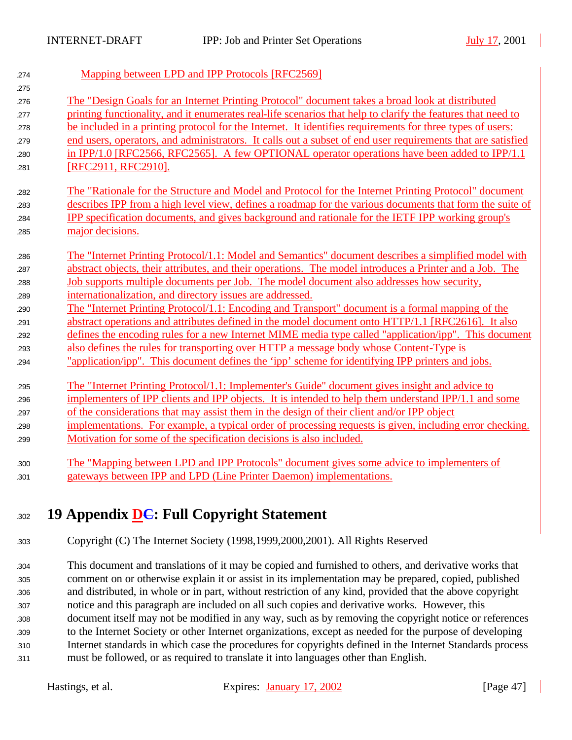Mapping between LPD and IPP Protocols [RFC2569]

The "Design Goals for an Internet Printing Protocol" document takes a broad look at distributed printing functionality, and it enumerates real-life scenarios that help to clarify the features that need to be included in a printing protocol for the Internet. It identifies requirements for three types of users: end users, operators, and administrators. It calls out a subset of end user requirements that are satisfied in IPP/1.0 [RFC2566, RFC2565]. A few OPTIONAL operator operations have been added to IPP/1.1 [RFC2911, RFC2910].

The "Rationale for the Structure and Model and Protocol for the Internet Printing Protocol" document describes IPP from a high level view, defines a roadmap for the various documents that form the suite of IPP specification documents, and gives background and rationale for the IETF IPP working group's major decisions.

The "Internet Printing Protocol/1.1: Model and Semantics" document describes a simplified model with abstract objects, their attributes, and their operations. The model introduces a Printer and a Job. The Job supports multiple documents per Job. The model document also addresses how security, internationalization, and directory issues are addressed.
The "Internet Printing Protocol/1.1: Encoding and Transport" document is a formal mapping of the abstract operations and attributes defined in the model document onto HTTP/1.1 [RFC2616]. It also defines the encoding rules for a new Internet MIME media type called "application/ipp". This document also defines the rules for transporting over HTTP a message body whose Content-Type is "application/ipp". This document defines the 'ipp' scheme for identifying IPP printers and jobs.

The "Internet Printing Protocol/1.1: Implementer's Guide" document gives insight and advice to implementers of IPP clients and IPP objects. It is intended to help them understand IPP/1.1 and some of the considerations that may assist them in the design of their client and/or IPP object implementations. For example, a typical order of processing requests is given, including error checking. Motivation for some of the specification decisions is also included.

The "Mapping between LPD and IPP Protocols" document gives some advice to implementers of gateways between IPP and LPD (Line Printer Daemon) implementations.

# 19 Appendix ~~C~~D: Full Copyright Statement

Copyright (C) The Internet Society (1998,1999,2000,2001). All Rights Reserved

This document and translations of it may be copied and furnished to others, and derivative works that comment on or otherwise explain it or assist in its implementation may be prepared, copied, published and distributed, in whole or in part, without restriction of any kind, provided that the above copyright notice and this paragraph are included on all such copies and derivative works. However, this document itself may not be modified in any way, such as by removing the copyright notice or references to the Internet Society or other Internet organizations, except as needed for the purpose of developing Internet standards in which case the procedures for copyrights defined in the Internet Standards process must be followed, or as required to translate it into languages other than English.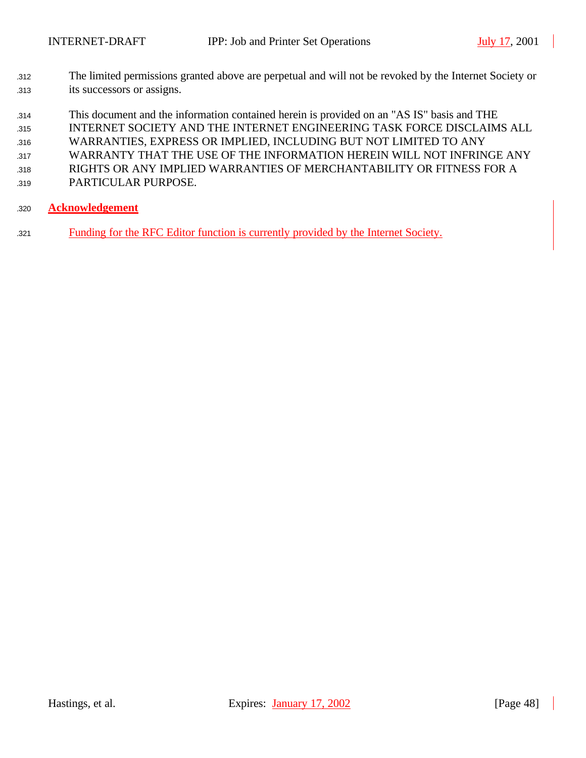The limited permissions granted above are perpetual and will not be revoked by the Internet Society or its successors or assigns.

This document and the information contained herein is provided on an "AS IS" basis and THE INTERNET SOCIETY AND THE INTERNET ENGINEERING TASK FORCE DISCLAIMS ALL WARRANTIES, EXPRESS OR IMPLIED, INCLUDING BUT NOT LIMITED TO ANY WARRANTY THAT THE USE OF THE INFORMATION HEREIN WILL NOT INFRINGE ANY RIGHTS OR ANY IMPLIED WARRANTIES OF MERCHANTABILITY OR FITNESS FOR A PARTICULAR PURPOSE.

## Acknowledgement

Funding for the RFC Editor function is currently provided by the Internet Society.